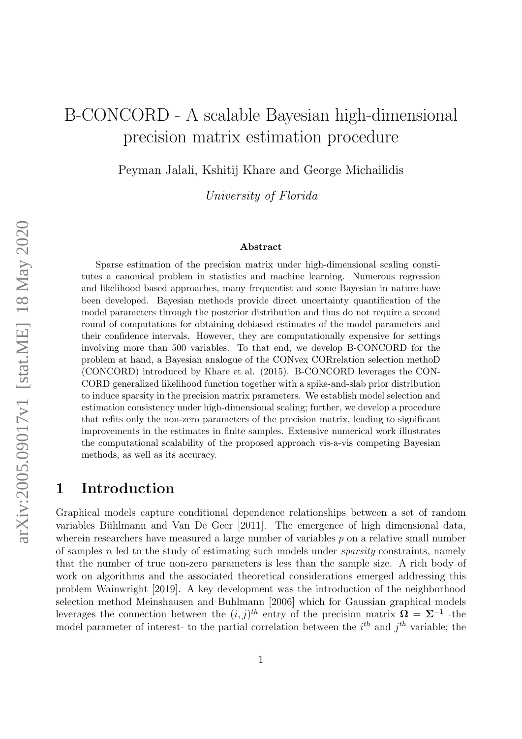# B-CONCORD - A scalable Bayesian high-dimensional precision matrix estimation procedure

Peyman Jalali, Kshitij Khare and George Michailidis

*University of Florida*

### Abstract

Sparse estimation of the precision matrix under high-dimensional scaling constitutes a canonical problem in statistics and machine learning. Numerous regression and likelihood based approaches, many frequentist and some Bayesian in nature have been developed. Bayesian methods provide direct uncertainty quantification of the model parameters through the posterior distribution and thus do not require a second round of computations for obtaining debiased estimates of the model parameters and their confidence intervals. However, they are computationally expensive for settings involving more than 500 variables. To that end, we develop B-CONCORD for the problem at hand, a Bayesian analogue of the CONvex CORrelation selection methoD (CONCORD) introduced by Khare et al. (2015). B-CONCORD leverages the CONCORD generalized likelihood function together with a spike-and-slab prior distribution to induce sparsity in the precision matrix parameters. We establish model selection and estimation consistency under high-dimensional scaling; further, we develop a procedure that refits only the non-zero parameters of the precision matrix, leading to significant improvements in the estimates in finite samples. Extensive numerical work illustrates the computational scalability of the proposed approach vis-a-vis competing Bayesian methods, as well as its accuracy.

## 1 Introduction

Graphical models capture conditional dependence relationships between a set of random variables Bühlmann and Van De Geer [2011]. The emergence of high dimensional data, wherein researchers have measured a large number of variables $p$ on a relative small number of samples $n$ led to the study of estimating such models under *sparsity* constraints, namely that the number of true non-zero parameters is less than the sample size. A rich body of work on algorithms and the associated theoretical considerations emerged addressing this problem Wainwright [2019]. A key development was the introduction of the neighborhood selection method Meinshausen and Buhlmann [2006] which for Gaussian graphical models leverages the connection between the $(i, j)^{th}$ entry of the precision matrix $\mathbf{\Omega} = \mathbf{\Sigma}^{-1}$ -the model parameter of interest- to the partial correlation between the $i^{th}$ and $j^{th}$ variable; the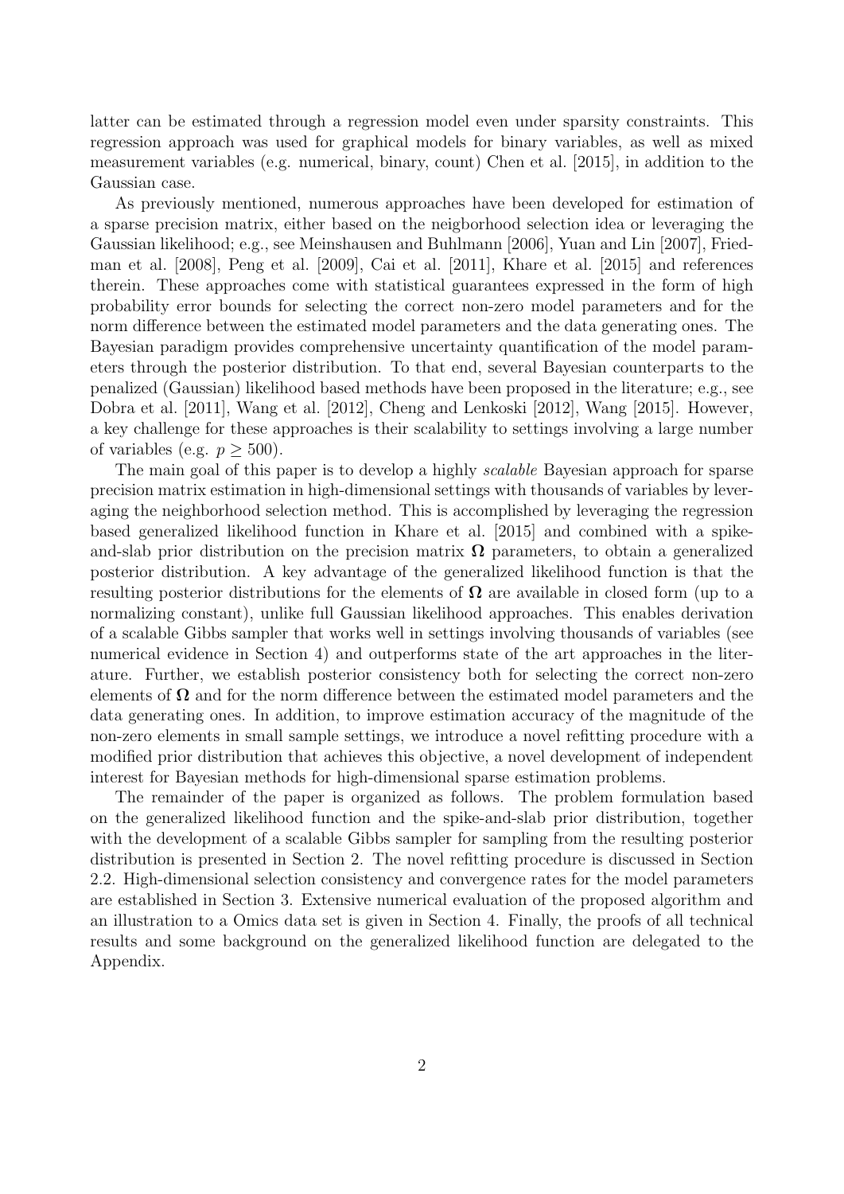latter can be estimated through a regression model even under sparsity constraints. This regression approach was used for graphical models for binary variables, as well as mixed measurement variables (e.g. numerical, binary, count) Chen et al. [2015], in addition to the Gaussian case.

As previously mentioned, numerous approaches have been developed for estimation of a sparse precision matrix, either based on the neigborhood selection idea or leveraging the Gaussian likelihood; e.g., see Meinshausen and Buhlmann [2006], Yuan and Lin [2007], Friedman et al. [2008], Peng et al. [2009], Cai et al. [2011], Khare et al. [2015] and references therein. These approaches come with statistical guarantees expressed in the form of high probability error bounds for selecting the correct non-zero model parameters and for the norm difference between the estimated model parameters and the data generating ones. The Bayesian paradigm provides comprehensive uncertainty quantification of the model parameters through the posterior distribution. To that end, several Bayesian counterparts to the penalized (Gaussian) likelihood based methods have been proposed in the literature; e.g., see Dobra et al. [2011], Wang et al. [2012], Cheng and Lenkoski [2012], Wang [2015]. However, a key challenge for these approaches is their scalability to settings involving a large number of variables (e.g. $p \geq 500$).

The main goal of this paper is to develop a highly *scalable* Bayesian approach for sparse precision matrix estimation in high-dimensional settings with thousands of variables by leveraging the neighborhood selection method. This is accomplished by leveraging the regression based generalized likelihood function in Khare et al. [2015] and combined with a spike-and-slab prior distribution on the precision matrix $\mathbf{\Omega}$ parameters, to obtain a generalized posterior distribution. A key advantage of the generalized likelihood function is that the resulting posterior distributions for the elements of $\mathbf{\Omega}$ are available in closed form (up to a normalizing constant), unlike full Gaussian likelihood approaches. This enables derivation of a scalable Gibbs sampler that works well in settings involving thousands of variables (see numerical evidence in Section 4) and outperforms state of the art approaches in the literature. Further, we establish posterior consistency both for selecting the correct non-zero elements of $\mathbf{\Omega}$ and for the norm difference between the estimated model parameters and the data generating ones. In addition, to improve estimation accuracy of the magnitude of the non-zero elements in small sample settings, we introduce a novel refitting procedure with a modified prior distribution that achieves this objective, a novel development of independent interest for Bayesian methods for high-dimensional sparse estimation problems.

The remainder of the paper is organized as follows. The problem formulation based on the generalized likelihood function and the spike-and-slab prior distribution, together with the development of a scalable Gibbs sampler for sampling from the resulting posterior distribution is presented in Section 2. The novel refitting procedure is discussed in Section 2.2. High-dimensional selection consistency and convergence rates for the model parameters are established in Section 3. Extensive numerical evaluation of the proposed algorithm and an illustration to a Omics data set is given in Section 4. Finally, the proofs of all technical results and some background on the generalized likelihood function are delegated to the Appendix.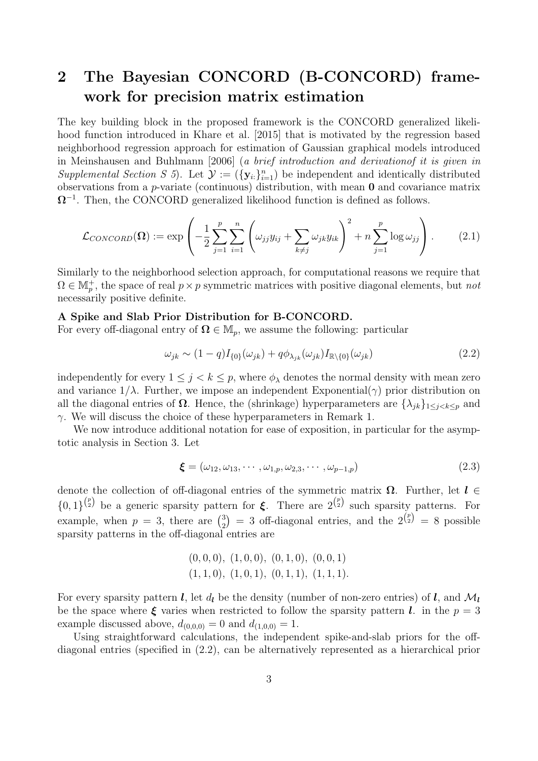## 2 The Bayesian CONCORD (B-CONCORD) framework for precision matrix estimation

The key building block in the proposed framework is the CONCORD generalized likelihood function introduced in Khare et al. [2015] that is motivated by the regression based neighborhood regression approach for estimation of Gaussian graphical models introduced in Meinshausen and Buhlmann [2006] (*a brief introduction and derivationof it is given in Supplemental Section S 5*). Let $\mathcal{Y} := (\{\mathbf{y}_{i\cdot}\}_{i=1}^n)$ be independent and identically distributed observations from a $p$-variate (continuous) distribution, with mean $\mathbf{0}$ and covariance matrix $\mathbf{\Omega}^{-1}$. Then, the CONCORD generalized likelihood function is defined as follows.

$$\mathcal{L}_{CONCORD}(\mathbf{\Omega}) := \exp\left(-\frac{1}{2}\sum_{j=1}^{p}\sum_{i=1}^{n}\left(\omega_{jj}y_{ij} + \sum_{k\neq j}\omega_{jk}y_{ik}\right)^2 + n\sum_{j=1}^{p}\log\omega_{jj}\right). \tag{2.1}$$

Similarly to the neighborhood selection approach, for computational reasons we require that $\Omega \in \mathbb{M}_p^+$, the space of real $p \times p$ symmetric matrices with positive diagonal elements, but *not* necessarily positive definite.

**A Spike and Slab Prior Distribution for B-CONCORD.**
For every off-diagonal entry of $\mathbf{\Omega} \in \mathbb{M}_p$, we assume the following: particular

$$\omega_{jk} \sim (1-q)I_{\{0\}}(\omega_{jk}) + q\phi_{\lambda_{jk}}(\omega_{jk})I_{\mathbb{R}\setminus\{0\}}(\omega_{jk}) \tag{2.2}$$

independently for every $1 \leq j < k \leq p$, where $\phi_\lambda$ denotes the normal density with mean zero and variance $1/\lambda$. Further, we impose an independent Exponential($\gamma$) prior distribution on all the diagonal entries of $\mathbf{\Omega}$. Hence, the (shrinkage) hyperparameters are $\{\lambda_{jk}\}_{1\leq j<k\leq p}$ and $\gamma$. We will discuss the choice of these hyperparameters in Remark 1.

We now introduce additional notation for ease of exposition, in particular for the asymptotic analysis in Section 3. Let

$$\boldsymbol{\xi} = (\omega_{12}, \omega_{13}, \cdots, \omega_{1,p}, \omega_{2,3}, \cdots, \omega_{p-1,p}) \tag{2.3}$$

denote the collection of off-diagonal entries of the symmetric matrix $\mathbf{\Omega}$. Further, let $\boldsymbol{l} \in \{0,1\}^{\binom{p}{2}}$ be a generic sparsity pattern for $\boldsymbol{\xi}$. There are $2^{\binom{p}{2}}$ such sparsity patterns. For example, when $p = 3$, there are $\binom{3}{2} = 3$ off-diagonal entries, and the $2^{\binom{p}{2}} = 8$ possible sparsity patterns in the off-diagonal entries are

$$(0,0,0),\ (1,0,0),\ (0,1,0),\ (0,0,1)$$
$$(1,1,0),\ (1,0,1),\ (0,1,1),\ (1,1,1).$$

For every sparsity pattern $\boldsymbol{l}$, let $d_{\boldsymbol{l}}$ be the density (number of non-zero entries) of $\boldsymbol{l}$, and $\mathcal{M}_{\boldsymbol{l}}$ be the space where $\boldsymbol{\xi}$ varies when restricted to follow the sparsity pattern $\boldsymbol{l}$. in the $p = 3$ example discussed above, $d_{(0,0,0)} = 0$ and $d_{(1,0,0)} = 1$.

Using straightforward calculations, the independent spike-and-slab priors for the off-diagonal entries (specified in (2.2), can be alternatively represented as a hierarchical prior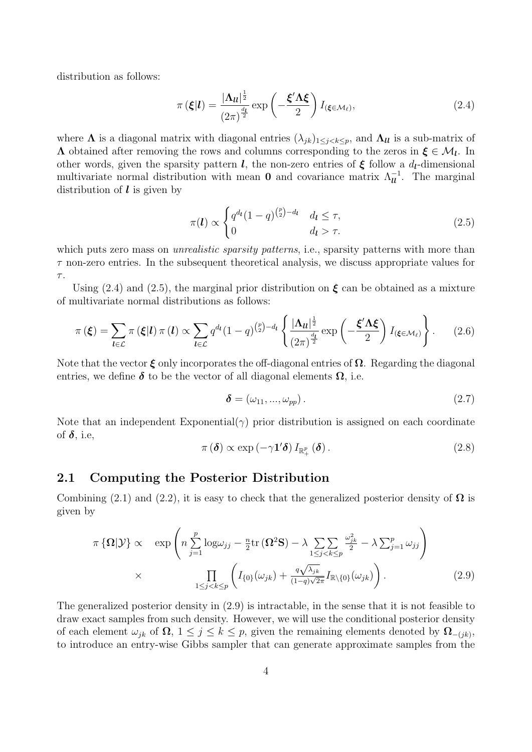distribution as follows:

$$
\pi(\boldsymbol{\xi}|\boldsymbol{l}) = \frac{|\boldsymbol{\Lambda}_{\boldsymbol{l}\boldsymbol{l}}|^{\frac{1}{2}}}{(2\pi)^{\frac{d_l}{2}}} \exp\left(-\frac{\boldsymbol{\xi}'\boldsymbol{\Lambda}\boldsymbol{\xi}}{2}\right) I_{(\boldsymbol{\xi}\in\mathcal{M}_\ell)}, \tag{2.4}
$$

where $\boldsymbol{\Lambda}$ is a diagonal matrix with diagonal entries $(\lambda_{jk})_{1\leq j<k\leq p}$, and $\boldsymbol{\Lambda}_{\boldsymbol{l}\boldsymbol{l}}$ is a sub-matrix of $\boldsymbol{\Lambda}$ obtained after removing the rows and columns corresponding to the zeros in $\boldsymbol{\xi} \in \mathcal{M}_{\boldsymbol{l}}$. In other words, given the sparsity pattern $\boldsymbol{l}$, the non-zero entries of $\boldsymbol{\xi}$ follow a $d_{\boldsymbol{l}}$-dimensional multivariate normal distribution with mean $\mathbf{0}$ and covariance matrix $\Lambda_{\boldsymbol{l}\boldsymbol{l}}^{-1}$. The marginal distribution of $\boldsymbol{l}$ is given by

$$
\pi(\boldsymbol{l}) \propto \begin{cases} q^{d_{\boldsymbol{l}}}(1-q)^{\binom{p}{2}-d_{\boldsymbol{l}}} & d_{\boldsymbol{l}} \leq \tau, \\ 0 & d_{\boldsymbol{l}} > \tau. \end{cases} \tag{2.5}
$$

which puts zero mass on *unrealistic sparsity patterns*, i.e., sparsity patterns with more than $\tau$ non-zero entries. In the subsequent theoretical analysis, we discuss appropriate values for $\tau$.

Using (2.4) and (2.5), the marginal prior distribution on $\boldsymbol{\xi}$ can be obtained as a mixture of multivariate normal distributions as follows:

$$
\pi(\boldsymbol{\xi}) = \sum_{\boldsymbol{l}\in\mathcal{L}} \pi(\boldsymbol{\xi}|\boldsymbol{l})\,\pi(\boldsymbol{l}) \propto \sum_{\boldsymbol{l}\in\mathcal{L}} q^{d_{\boldsymbol{l}}}(1-q)^{\binom{p}{2}-d_{\boldsymbol{l}}} \left\{ \frac{|\boldsymbol{\Lambda}_{\boldsymbol{l}\boldsymbol{l}}|^{\frac{1}{2}}}{(2\pi)^{\frac{d_{\boldsymbol{l}}}{2}}} \exp\left(-\frac{\boldsymbol{\xi}'\boldsymbol{\Lambda}\boldsymbol{\xi}}{2}\right) I_{(\boldsymbol{\xi}\in\mathcal{M}_\ell)} \right\}. \tag{2.6}
$$

Note that the vector $\boldsymbol{\xi}$ only incorporates the off-diagonal entries of $\boldsymbol{\Omega}$. Regarding the diagonal entries, we define $\boldsymbol{\delta}$ to be the vector of all diagonal elements $\boldsymbol{\Omega}$, i.e.

$$
\boldsymbol{\delta} = (\omega_{11}, ..., \omega_{pp}). \tag{2.7}
$$

Note that an independent Exponential($\gamma$) prior distribution is assigned on each coordinate of $\boldsymbol{\delta}$, i.e,

$$
\pi(\boldsymbol{\delta}) \propto \exp(-\gamma \mathbf{1}'\boldsymbol{\delta})\, I_{\mathbb{R}^p_+}(\boldsymbol{\delta}). \tag{2.8}
$$

## 2.1 Computing the Posterior Distribution

Combining (2.1) and (2.2), it is easy to check that the generalized posterior density of $\boldsymbol{\Omega}$ is given by

$$
\begin{aligned}
\pi\{\boldsymbol{\Omega}|\mathcal{Y}\} \propto \quad & \exp\left( n\sum_{j=1}^{p} \log\omega_{jj} - \frac{n}{2}\mathrm{tr}(\boldsymbol{\Omega}^2\mathbf{S}) - \lambda \sum\sum_{1\leq j<k\leq p} \frac{\omega_{jk}^2}{2} - \lambda \sum_{j=1}^{p}\omega_{jj} \right) \\
\times \quad & \prod_{1\leq j<k\leq p} \left( I_{\{0\}}(\omega_{jk}) + \frac{q\sqrt{\lambda_{jk}}}{(1-q)\sqrt{2\pi}} I_{\mathbb{R}\setminus\{0\}}(\omega_{jk}) \right).
\end{aligned} \tag{2.9}
$$

The generalized posterior density in (2.9) is intractable, in the sense that it is not feasible to draw exact samples from such density. However, we will use the conditional posterior density of each element $\omega_{jk}$ of $\boldsymbol{\Omega}$, $1 \leq j \leq k \leq p$, given the remaining elements denoted by $\boldsymbol{\Omega}_{-(jk)}$, to introduce an entry-wise Gibbs sampler that can generate approximate samples from the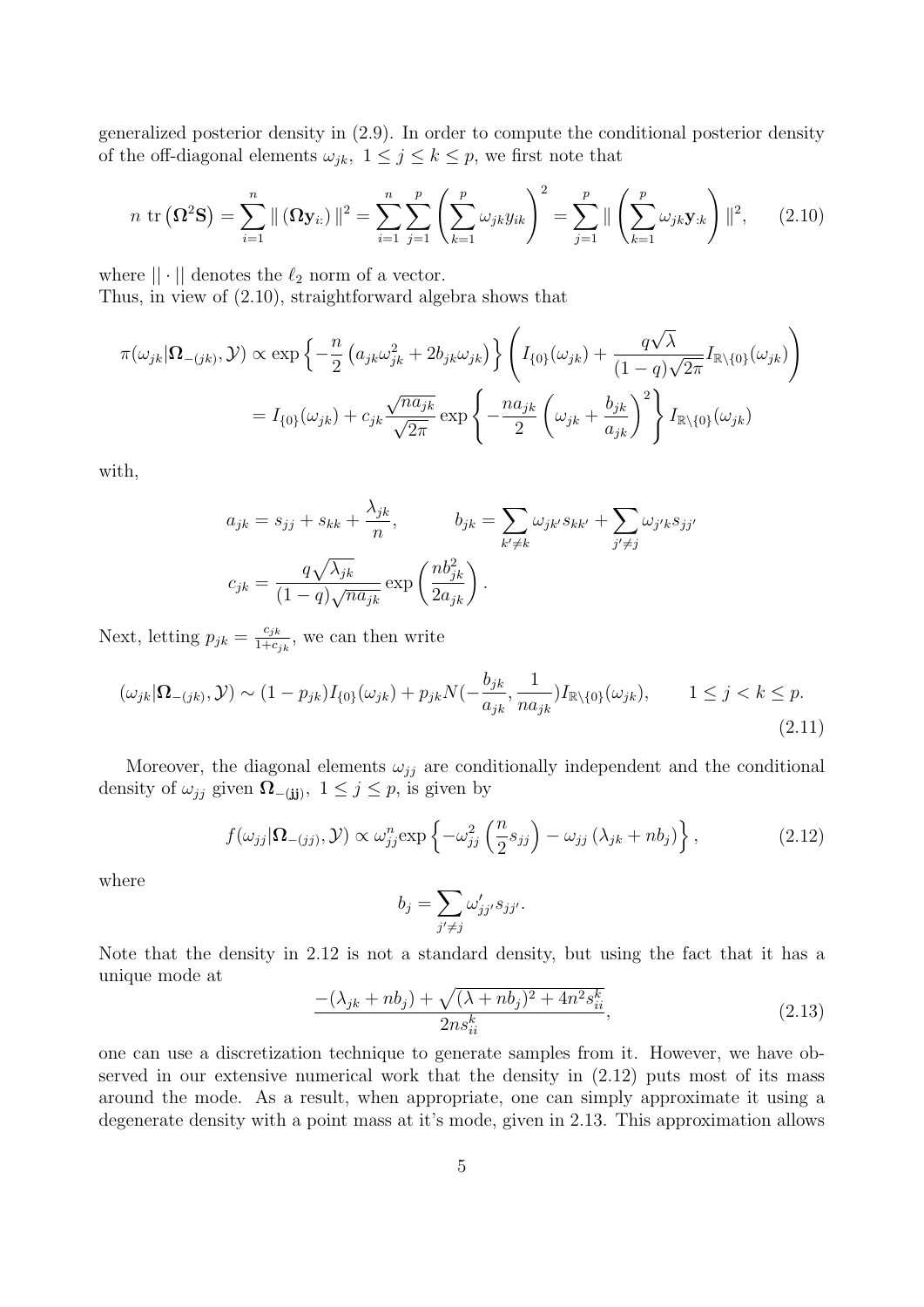generalized posterior density in (2.9). In order to compute the conditional posterior density of the off-diagonal elements $\omega_{jk},\ 1 \le j \le k \le p$, we first note that

$$
n\ \mathrm{tr}\left(\mathbf{\Omega}^2\mathbf{S}\right) = \sum_{i=1}^{n} \|\left(\mathbf{\Omega}\mathbf{y}_{i:}\right)\|^2 = \sum_{i=1}^{n}\sum_{j=1}^{p}\left(\sum_{k=1}^{p}\omega_{jk}y_{ik}\right)^2 = \sum_{j=1}^{p}\|\left(\sum_{k=1}^{p}\omega_{jk}\mathbf{y}_{:k}\right)\|^2, \qquad (2.10)
$$

where $||\cdot||$ denotes the $\ell_2$ norm of a vector.
Thus, in view of (2.10), straightforward algebra shows that

$$
\begin{aligned}
\pi(\omega_{jk}|\mathbf{\Omega}_{-(jk)},\mathcal{Y}) &\propto \exp\left\{-\frac{n}{2}\left(a_{jk}\omega_{jk}^2 + 2b_{jk}\omega_{jk}\right)\right\}\left(I_{\{0\}}(\omega_{jk}) + \frac{q\sqrt{\lambda}}{(1-q)\sqrt{2\pi}}I_{\mathbb{R}\setminus\{0\}}(\omega_{jk})\right) \\
&= I_{\{0\}}(\omega_{jk}) + c_{jk}\frac{\sqrt{na_{jk}}}{\sqrt{2\pi}}\exp\left\{-\frac{na_{jk}}{2}\left(\omega_{jk}+\frac{b_{jk}}{a_{jk}}\right)^2\right\}I_{\mathbb{R}\setminus\{0\}}(\omega_{jk})
\end{aligned}
$$

with,

$$
a_{jk} = s_{jj} + s_{kk} + \frac{\lambda_{jk}}{n}, \qquad b_{jk} = \sum_{k'\neq k}\omega_{jk'}s_{kk'} + \sum_{j'\neq j}\omega_{j'k}s_{jj'}
$$

$$
c_{jk} = \frac{q\sqrt{\lambda_{jk}}}{(1-q)\sqrt{na_{jk}}}\exp\left(\frac{nb_{jk}^2}{2a_{jk}}\right).
$$

Next, letting $p_{jk} = \frac{c_{jk}}{1+c_{jk}}$, we can then write

$$
(\omega_{jk}|\mathbf{\Omega}_{-(jk)},\mathcal{Y}) \sim (1-p_{jk})I_{\{0\}}(\omega_{jk}) + p_{jk}N(-\frac{b_{jk}}{a_{jk}},\frac{1}{na_{jk}})I_{\mathbb{R}\setminus\{0\}}(\omega_{jk}), \qquad 1 \le j < k \le p. \qquad (2.11)
$$

Moreover, the diagonal elements $\omega_{jj}$ are conditionally independent and the conditional density of $\omega_{jj}$ given $\mathbf{\Omega}_{-(\mathbf{jj})},\ 1 \le j \le p$, is given by

$$
f(\omega_{jj}|\mathbf{\Omega}_{-(jj)},\mathcal{Y}) \propto \omega_{jj}^n \exp\left\{-\omega_{jj}^2\left(\frac{n}{2}s_{jj}\right) - \omega_{jj}\left(\lambda_{jk}+nb_j\right)\right\}, \qquad (2.12)
$$

where

$$
b_j = \sum_{j'\neq j}\omega'_{jj'}s_{jj'}.
$$

Note that the density in 2.12 is not a standard density, but using the fact that it has a unique mode at

$$
\frac{-(\lambda_{jk}+nb_j)+\sqrt{(\lambda+nb_j)^2+4n^2s_{ii}^k}}{2ns_{ii}^k}, \qquad (2.13)
$$

one can use a discretization technique to generate samples from it. However, we have observed in our extensive numerical work that the density in (2.12) puts most of its mass around the mode. As a result, when appropriate, one can simply approximate it using a degenerate density with a point mass at it's mode, given in 2.13. This approximation allows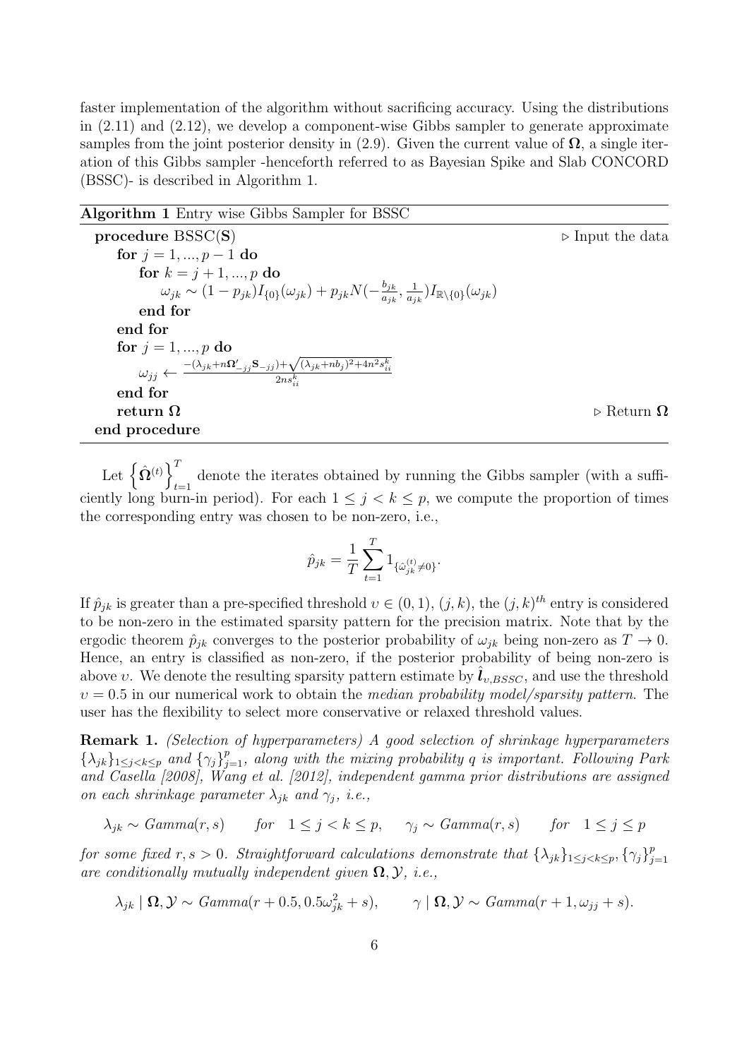faster implementation of the algorithm without sacrificing accuracy. Using the distributions in (2.11) and (2.12), we develop a component-wise Gibbs sampler to generate approximate samples from the joint posterior density in (2.9). Given the current value of $\mathbf{\Omega}$, a single iteration of this Gibbs sampler -henceforth referred to as Bayesian Spike and Slab CONCORD (BSSC)- is described in Algorithm 1.

**Algorithm 1** Entry wise Gibbs Sampler for BSSC

```
procedure BSSC(S)                                              ▷ Input the data
    for j = 1, ..., p − 1 do
        for k = j + 1, ..., p do
            ω_jk ~ (1 − p_jk) I_{0}(ω_jk) + p_jk N(−b_jk/a_jk, 1/a_jk) I_{R\{0}}(ω_jk)
        end for
    end for
    for j = 1, ..., p do
        ω_jj ← [−(λ_jk + nΩ'_{−jj} S_{−jj}) + sqrt((λ_jk + nb_j)^2 + 4n^2 s^k_ii)] / (2ns^k_ii)
    end for
    return Ω                                                   ▷ Return Ω
end procedure
```

where

$$\omega_{jk} \sim (1-p_{jk})I_{\{0\}}(\omega_{jk}) + p_{jk}N\left(-\frac{b_{jk}}{a_{jk}}, \frac{1}{a_{jk}}\right)I_{\mathbb{R}\setminus\{0\}}(\omega_{jk})$$

$$\omega_{jj} \leftarrow \frac{-(\lambda_{jk} + n\mathbf{\Omega}'_{-jj}\mathbf{S}_{-jj}) + \sqrt{(\lambda_{jk} + nb_j)^2 + 4n^2 s^k_{ii}}}{2ns^k_{ii}}$$

Let $\left\{\hat{\mathbf{\Omega}}^{(t)}\right\}_{t=1}^{T}$ denote the iterates obtained by running the Gibbs sampler (with a sufficiently long burn-in period). For each $1 \leq j < k \leq p$, we compute the proportion of times the corresponding entry was chosen to be non-zero, i.e.,

$$\hat{p}_{jk} = \frac{1}{T}\sum_{t=1}^{T} 1_{\{\hat{\omega}_{jk}^{(t)} \neq 0\}}.$$

If $\hat{p}_{jk}$ is greater than a pre-specified threshold $\upsilon \in (0, 1)$, $(j, k)$, the $(j, k)^{th}$ entry is considered to be non-zero in the estimated sparsity pattern for the precision matrix. Note that by the ergodic theorem $\hat{p}_{jk}$ converges to the posterior probability of $\omega_{jk}$ being non-zero as $T \to 0$. Hence, an entry is classified as non-zero, if the posterior probability of being non-zero is above $\upsilon$. We denote the resulting sparsity pattern estimate by $\hat{\boldsymbol{l}}_{\upsilon,BSSC}$, and use the threshold $\upsilon = 0.5$ in our numerical work to obtain the *median probability model/sparsity pattern*. The user has the flexibility to select more conservative or relaxed threshold values.

**Remark 1.** *(Selection of hyperparameters) A good selection of shrinkage hyperparameters* $\{\lambda_{jk}\}_{1\leq j<k\leq p}$ *and* $\{\gamma_j\}_{j=1}^{p}$*, along with the mixing probability* $q$ *is important. Following Park and Casella [2008], Wang et al. [2012], independent gamma prior distributions are assigned on each shrinkage parameter* $\lambda_{jk}$ *and* $\gamma_j$*, i.e.,*

$$\lambda_{jk} \sim Gamma(r, s) \qquad for \quad 1 \leq j < k \leq p, \qquad \gamma_j \sim Gamma(r, s) \qquad for \quad 1 \leq j \leq p$$

*for some fixed* $r, s > 0$*. Straightforward calculations demonstrate that* $\{\lambda_{jk}\}_{1\leq j<k\leq p}, \{\gamma_j\}_{j=1}^{p}$ *are conditionally mutually independent given* $\mathbf{\Omega}, \mathcal{Y}$*, i.e.,*

$$\lambda_{jk} \mid \mathbf{\Omega}, \mathcal{Y} \sim Gamma(r + 0.5, 0.5\omega_{jk}^2 + s), \qquad \gamma \mid \mathbf{\Omega}, \mathcal{Y} \sim Gamma(r + 1, \omega_{jj} + s).$$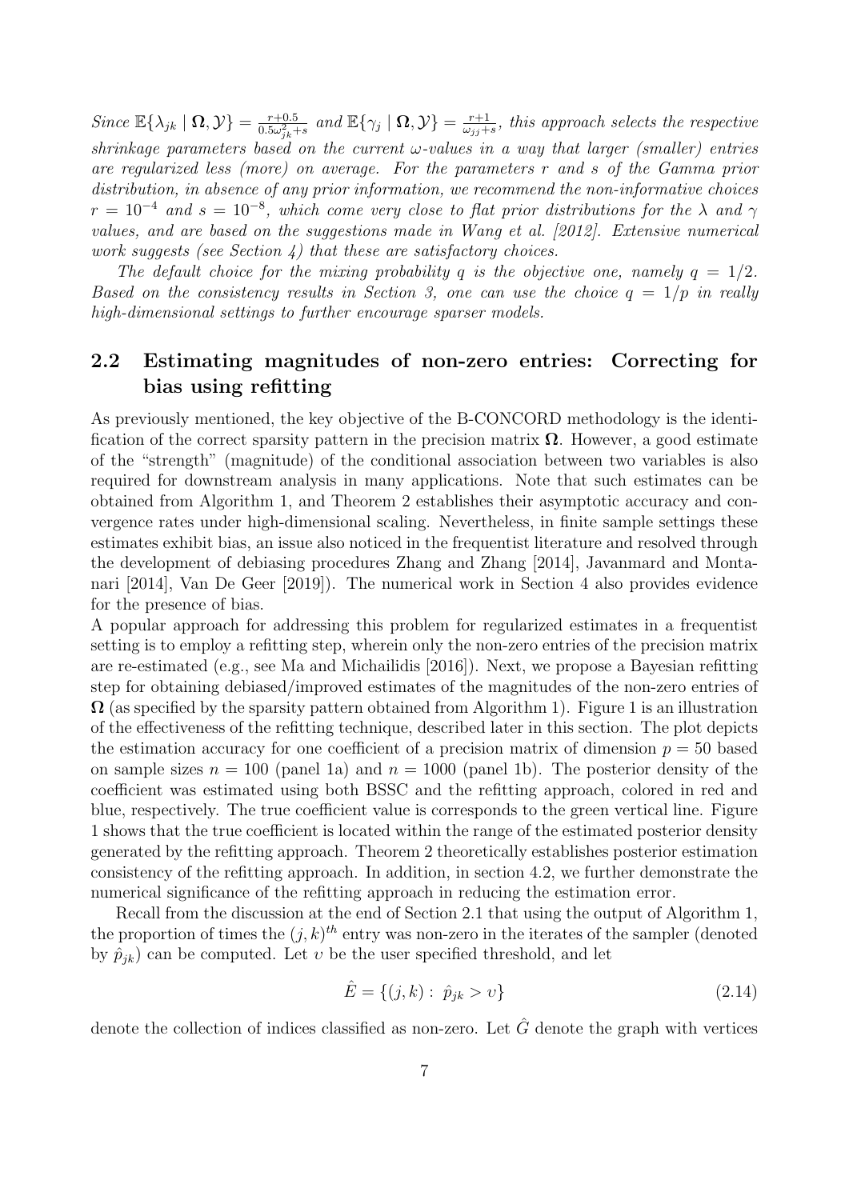*Since $\mathbb{E}\{\lambda_{jk} \mid \mathbf{\Omega}, \mathcal{Y}\} = \frac{r+0.5}{0.5\omega_{jk}^2+s}$ and $\mathbb{E}\{\gamma_j \mid \mathbf{\Omega}, \mathcal{Y}\} = \frac{r+1}{\omega_{jj}+s}$, this approach selects the respective shrinkage parameters based on the current $\omega$-values in a way that larger (smaller) entries are regularized less (more) on average. For the parameters $r$ and $s$ of the Gamma prior distribution, in absence of any prior information, we recommend the non-informative choices $r = 10^{-4}$ and $s = 10^{-8}$, which come very close to flat prior distributions for the $\lambda$ and $\gamma$ values, and are based on the suggestions made in Wang et al. [2012]. Extensive numerical work suggests (see Section 4) that these are satisfactory choices.*

*The default choice for the mixing probability $q$ is the objective one, namely $q = 1/2$. Based on the consistency results in Section 3, one can use the choice $q = 1/p$ in really high-dimensional settings to further encourage sparser models.*

## 2.2 Estimating magnitudes of non-zero entries: Correcting for bias using refitting

As previously mentioned, the key objective of the B-CONCORD methodology is the identification of the correct sparsity pattern in the precision matrix $\mathbf{\Omega}$. However, a good estimate of the "strength" (magnitude) of the conditional association between two variables is also required for downstream analysis in many applications. Note that such estimates can be obtained from Algorithm 1, and Theorem 2 establishes their asymptotic accuracy and convergence rates under high-dimensional scaling. Nevertheless, in finite sample settings these estimates exhibit bias, an issue also noticed in the frequentist literature and resolved through the development of debiasing procedures Zhang and Zhang [2014], Javanmard and Montanari [2014], Van De Geer [2019]). The numerical work in Section 4 also provides evidence for the presence of bias.

A popular approach for addressing this problem for regularized estimates in a frequentist setting is to employ a refitting step, wherein only the non-zero entries of the precision matrix are re-estimated (e.g., see Ma and Michailidis [2016]). Next, we propose a Bayesian refitting step for obtaining debiased/improved estimates of the magnitudes of the non-zero entries of $\mathbf{\Omega}$ (as specified by the sparsity pattern obtained from Algorithm 1). Figure 1 is an illustration of the effectiveness of the refitting technique, described later in this section. The plot depicts the estimation accuracy for one coefficient of a precision matrix of dimension $p = 50$ based on sample sizes $n = 100$ (panel 1a) and $n = 1000$ (panel 1b). The posterior density of the coefficient was estimated using both BSSC and the refitting approach, colored in red and blue, respectively. The true coefficient value is corresponds to the green vertical line. Figure 1 shows that the true coefficient is located within the range of the estimated posterior density generated by the refitting approach. Theorem 2 theoretically establishes posterior estimation consistency of the refitting approach. In addition, in section 4.2, we further demonstrate the numerical significance of the refitting approach in reducing the estimation error.

Recall from the discussion at the end of Section 2.1 that using the output of Algorithm 1, the proportion of times the $(j,k)^{th}$ entry was non-zero in the iterates of the sampler (denoted by $\hat{p}_{jk}$) can be computed. Let $\upsilon$ be the user specified threshold, and let

$$\hat{E} = \{(j,k) : \ \hat{p}_{jk} > \upsilon\} \tag{2.14}$$

denote the collection of indices classified as non-zero. Let $\hat{G}$ denote the graph with vertices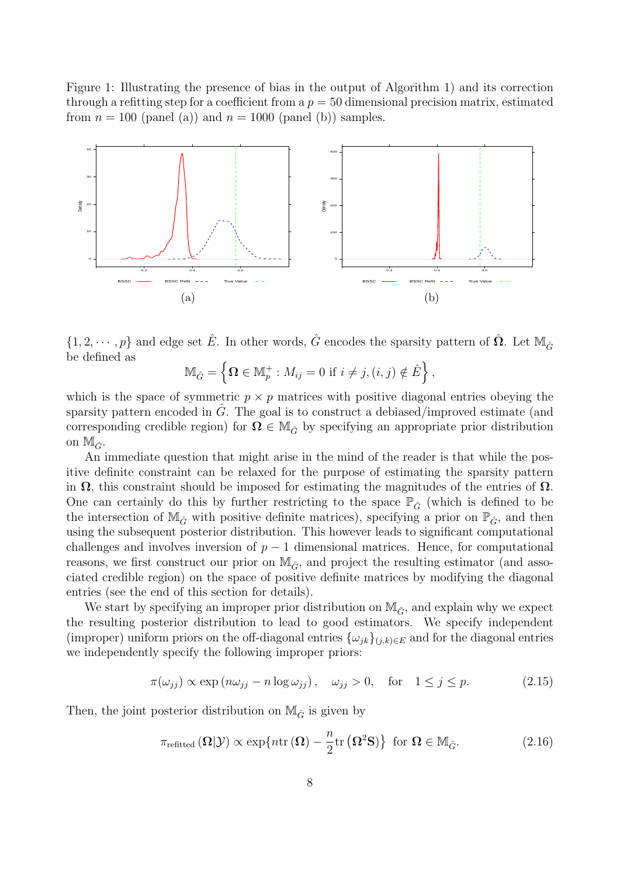Figure 1: Illustrating the presence of bias in the output of Algorithm 1) and its correction through a refitting step for a coefficient from a $p = 50$ dimensional precision matrix, estimated from $n = 100$ (panel (a)) and $n = 1000$ (panel (b)) samples.

(a)

(b)

$\{1, 2, \cdots, p\}$ and edge set $\hat{E}$. In other words, $\hat{G}$ encodes the sparsity pattern of $\hat{\boldsymbol{\Omega}}$. Let $\mathbb{M}_{\hat{G}}$ be defined as

$$\mathbb{M}_{\hat{G}} = \left\{ \boldsymbol{\Omega} \in \mathbb{M}_p^+ : M_{ij} = 0 \text{ if } i \neq j, (i,j) \notin \hat{E} \right\},$$

which is the space of symmetric $p \times p$ matrices with positive diagonal entries obeying the sparsity pattern encoded in $\hat{G}$. The goal is to construct a debiased/improved estimate (and corresponding credible region) for $\boldsymbol{\Omega} \in \mathbb{M}_{\hat{G}}$ by specifying an appropriate prior distribution on $\mathbb{M}_{\hat{G}}$.

An immediate question that might arise in the mind of the reader is that while the positive definite constraint can be relaxed for the purpose of estimating the sparsity pattern in $\boldsymbol{\Omega}$, this constraint should be imposed for estimating the magnitudes of the entries of $\boldsymbol{\Omega}$. One can certainly do this by further restricting to the space $\mathbb{P}_{\hat{G}}$ (which is defined to be the intersection of $\mathbb{M}_{\hat{G}}$ with positive definite matrices), specifying a prior on $\mathbb{P}_{\hat{G}}$, and then using the subsequent posterior distribution. This however leads to significant computational challenges and involves inversion of $p-1$ dimensional matrices. Hence, for computational reasons, we first construct our prior on $\mathbb{M}_{\hat{G}}$, and project the resulting estimator (and associated credible region) on the space of positive definite matrices by modifying the diagonal entries (see the end of this section for details).

We start by specifying an improper prior distribution on $\mathbb{M}_{\hat{G}}$, and explain why we expect the resulting posterior distribution to lead to good estimators. We specify independent (improper) uniform priors on the off-diagonal entries $\{\omega_{jk}\}_{(j,k) \in E}$ and for the diagonal entries we independently specify the following improper priors:

$$\pi(\omega_{jj}) \propto \exp\left(n\omega_{jj} - n \log \omega_{jj}\right), \quad \omega_{jj} > 0, \quad \text{for} \quad 1 \leq j \leq p. \tag{2.15}$$

Then, the joint posterior distribution on $\mathbb{M}_{\hat{G}}$ is given by

$$\pi_{\text{refitted}}\left(\boldsymbol{\Omega} | \mathcal{Y}\right) \propto \exp\{n \text{tr}\left(\boldsymbol{\Omega}\right) - \frac{n}{2} \text{tr}\left(\boldsymbol{\Omega}^2 \mathbf{S}\right)\} \text{ for } \boldsymbol{\Omega} \in \mathbb{M}_{\hat{G}}. \tag{2.16}$$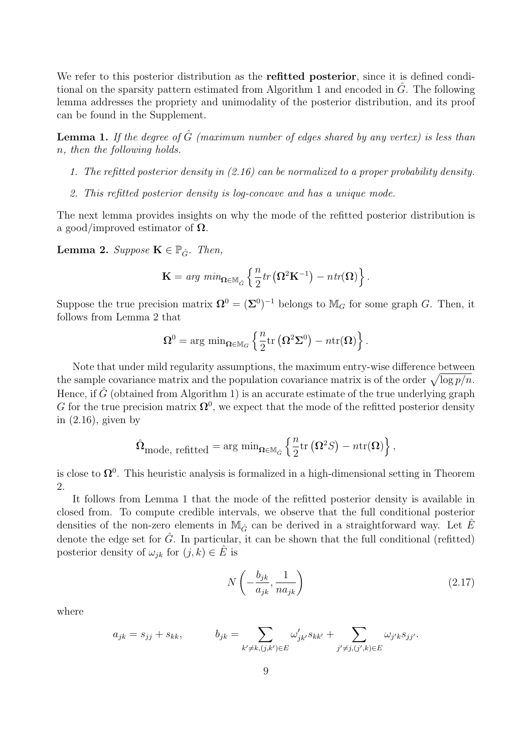We refer to this posterior distribution as the **refitted posterior**, since it is defined conditional on the sparsity pattern estimated from Algorithm 1 and encoded in $\hat{G}$. The following lemma addresses the propriety and unimodality of the posterior distribution, and its proof can be found in the Supplement.

**Lemma 1.** *If the degree of $\hat{G}$ (maximum number of edges shared by any vertex) is less than $n$, then the following holds.*

1. *The refitted posterior density in (2.16) can be normalized to a proper probability density.*
2. *This refitted posterior density is log-concave and has a unique mode.*

The next lemma provides insights on why the mode of the refitted posterior distribution is a good/improved estimator of $\mathbf{\Omega}$.

**Lemma 2.** *Suppose $\mathbf{K} \in \mathbb{P}_{\hat{G}}$. Then,*

$$\mathbf{K} = \arg\min_{\mathbf{\Omega} \in \mathbb{M}_{\hat{G}}} \left\{ \frac{n}{2} tr\left(\mathbf{\Omega}^2 \mathbf{K}^{-1}\right) - n tr(\mathbf{\Omega}) \right\}.$$

Suppose the true precision matrix $\mathbf{\Omega}^0 = (\mathbf{\Sigma}^0)^{-1}$ belongs to $\mathbb{M}_G$ for some graph $G$. Then, it follows from Lemma 2 that

$$\mathbf{\Omega}^0 = \arg\min_{\mathbf{\Omega} \in \mathbb{M}_G} \left\{ \frac{n}{2} \text{tr}\left(\mathbf{\Omega}^2 \mathbf{\Sigma}^0\right) - n\text{tr}(\mathbf{\Omega}) \right\}.$$

Note that under mild regularity assumptions, the maximum entry-wise difference between the sample covariance matrix and the population covariance matrix is of the order $\sqrt{\log p/n}$. Hence, if $\hat{G}$ (obtained from Algorithm 1) is an accurate estimate of the true underlying graph $G$ for the true precision matrix $\mathbf{\Omega}^0$, we expect that the mode of the refitted posterior density in (2.16), given by

$$\hat{\mathbf{\Omega}}_{\text{mode, refitted}} = \arg\min_{\mathbf{\Omega} \in \mathbb{M}_{\hat{G}}} \left\{ \frac{n}{2} \text{tr}\left(\mathbf{\Omega}^2 S\right) - n\text{tr}(\mathbf{\Omega}) \right\},$$

is close to $\mathbf{\Omega}^0$. This heuristic analysis is formalized in a high-dimensional setting in Theorem 2.

It follows from Lemma 1 that the mode of the refitted posterior density is available in closed from. To compute credible intervals, we observe that the full conditional posterior densities of the non-zero elements in $\mathbb{M}_{\hat{G}}$ can be derived in a straightforward way. Let $\hat{E}$ denote the edge set for $\hat{G}$. In particular, it can be shown that the full conditional (refitted) posterior density of $\omega_{jk}$ for $(j,k) \in \hat{E}$ is

$$N\left(-\frac{b_{jk}}{a_{jk}}, \frac{1}{na_{jk}}\right) \tag{2.17}$$

where

$$a_{jk} = s_{jj} + s_{kk}, \qquad b_{jk} = \sum_{k' \neq k, (j,k') \in E} \omega'_{jk'} s_{kk'} + \sum_{j' \neq j, (j',k) \in E} \omega_{j'k} s_{jj'}.$$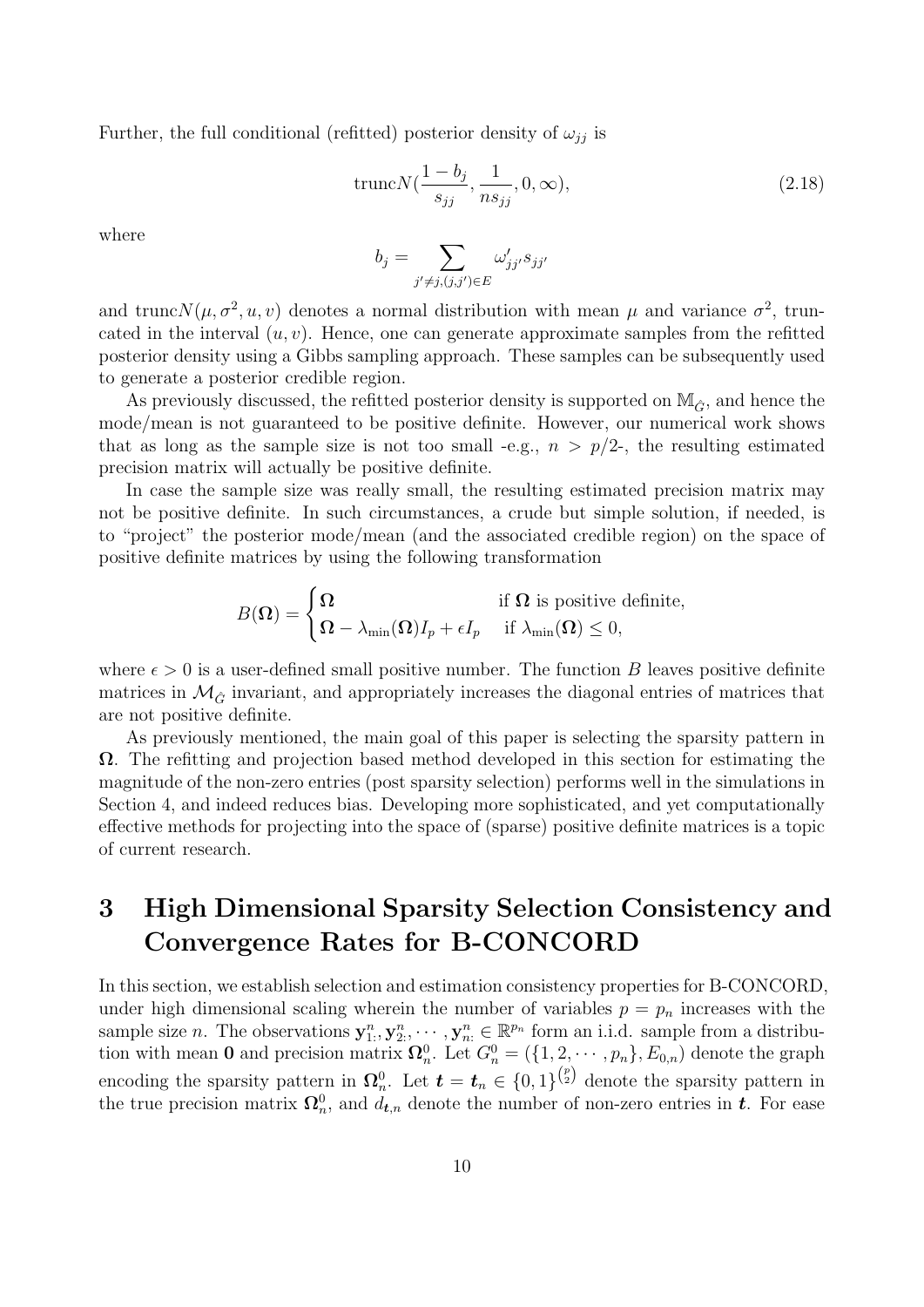Further, the full conditional (refitted) posterior density of $\omega_{jj}$ is

$$\text{trunc}N(\frac{1-b_j}{s_{jj}}, \frac{1}{ns_{jj}}, 0, \infty), \tag{2.18}$$

where

$$b_j = \sum_{j' \neq j, (j,j') \in E} \omega'_{jj'} s_{jj'}$$

and $\text{trunc}N(\mu, \sigma^2, u, v)$ denotes a normal distribution with mean $\mu$ and variance $\sigma^2$, truncated in the interval $(u, v)$. Hence, one can generate approximate samples from the refitted posterior density using a Gibbs sampling approach. These samples can be subsequently used to generate a posterior credible region.

As previously discussed, the refitted posterior density is supported on $\mathbb{M}_{\hat{G}}$, and hence the mode/mean is not guaranteed to be positive definite. However, our numerical work shows that as long as the sample size is not too small -e.g., $n > p/2$-, the resulting estimated precision matrix will actually be positive definite.

In case the sample size was really small, the resulting estimated precision matrix may not be positive definite. In such circumstances, a crude but simple solution, if needed, is to "project" the posterior mode/mean (and the associated credible region) on the space of positive definite matrices by using the following transformation

$$B(\mathbf{\Omega}) = \begin{cases} \mathbf{\Omega} & \text{if } \mathbf{\Omega} \text{ is positive definite,} \\ \mathbf{\Omega} - \lambda_{\min}(\mathbf{\Omega}) I_p + \epsilon I_p & \text{if } \lambda_{\min}(\mathbf{\Omega}) \leq 0, \end{cases}$$

where $\epsilon > 0$ is a user-defined small positive number. The function $B$ leaves positive definite matrices in $\mathcal{M}_{\hat{G}}$ invariant, and appropriately increases the diagonal entries of matrices that are not positive definite.

As previously mentioned, the main goal of this paper is selecting the sparsity pattern in $\mathbf{\Omega}$. The refitting and projection based method developed in this section for estimating the magnitude of the non-zero entries (post sparsity selection) performs well in the simulations in Section 4, and indeed reduces bias. Developing more sophisticated, and yet computationally effective methods for projecting into the space of (sparse) positive definite matrices is a topic of current research.

# 3 High Dimensional Sparsity Selection Consistency and Convergence Rates for B-CONCORD

In this section, we establish selection and estimation consistency properties for B-CONCORD, under high dimensional scaling wherein the number of variables $p = p_n$ increases with the sample size $n$. The observations $\mathbf{y}^n_{1:}, \mathbf{y}^n_{2:}, \cdots, \mathbf{y}^n_{n:} \in \mathbb{R}^{p_n}$ form an i.i.d. sample from a distribution with mean $\mathbf{0}$ and precision matrix $\mathbf{\Omega}^0_n$. Let $G^0_n = (\{1, 2, \cdots, p_n\}, E_{0,n})$ denote the graph encoding the sparsity pattern in $\mathbf{\Omega}^0_n$. Let $\boldsymbol{t} = \boldsymbol{t}_n \in \{0, 1\}^{\binom{p}{2}}$ denote the sparsity pattern in the true precision matrix $\mathbf{\Omega}^0_n$, and $d_{\boldsymbol{t},n}$ denote the number of non-zero entries in $\boldsymbol{t}$. For ease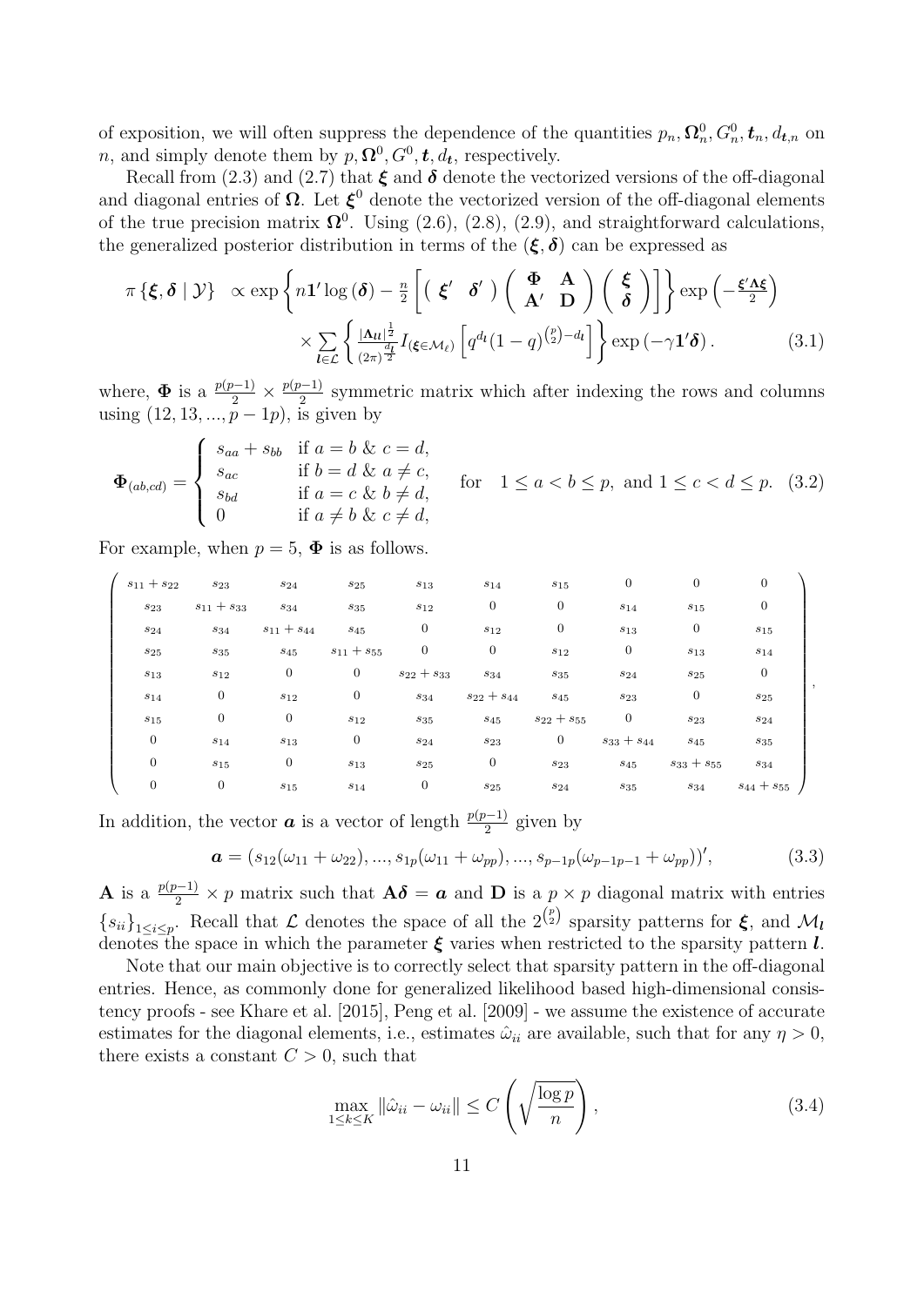of exposition, we will often suppress the dependence of the quantities $p_n, \boldsymbol{\Omega}_n^0, G_n^0, \boldsymbol{t}_n, d_{\boldsymbol{t},n}$ on $n$, and simply denote them by $p, \boldsymbol{\Omega}^0, G^0, \boldsymbol{t}, d_{\boldsymbol{t}}$, respectively.

Recall from (2.3) and (2.7) that $\boldsymbol{\xi}$ and $\boldsymbol{\delta}$ denote the vectorized versions of the off-diagonal and diagonal entries of $\boldsymbol{\Omega}$. Let $\boldsymbol{\xi}^0$ denote the vectorized version of the off-diagonal elements of the true precision matrix $\boldsymbol{\Omega}^0$. Using (2.6), (2.8), (2.9), and straightforward calculations, the generalized posterior distribution in terms of the $(\boldsymbol{\xi}, \boldsymbol{\delta})$ can be expressed as

$$
\begin{aligned}
\pi\left\{\boldsymbol{\xi}, \boldsymbol{\delta} \mid \mathcal{Y}\right\} \quad &\propto \exp\left\{n\mathbf{1}'\log\left(\boldsymbol{\delta}\right) - \frac{n}{2}\left[\left(\begin{array}{cc} \boldsymbol{\xi}' & \boldsymbol{\delta}' \end{array}\right)\left(\begin{array}{cc} \boldsymbol{\Phi} & \mathbf{A} \\ \mathbf{A}' & \mathbf{D} \end{array}\right)\left(\begin{array}{c} \boldsymbol{\xi} \\ \boldsymbol{\delta} \end{array}\right)\right]\right\}\exp\left(-\frac{\boldsymbol{\xi}'\boldsymbol{\Lambda}\boldsymbol{\xi}}{2}\right) \\
&\times \sum_{\boldsymbol{l}\in\mathcal{L}}\left\{\frac{|\boldsymbol{\Lambda}_{\boldsymbol{l}}|^{\frac{1}{2}}}{(2\pi)^{\frac{d_{\boldsymbol{l}}}{2}}} I_{(\boldsymbol{\xi}\in\mathcal{M}_{\ell})}\left[q^{d_{\boldsymbol{l}}}(1-q)^{\binom{p}{2}-d_{\boldsymbol{l}}}\right]\right\}\exp\left(-\gamma\mathbf{1}'\boldsymbol{\delta}\right).
\end{aligned} \tag{3.1}
$$

where, $\boldsymbol{\Phi}$ is a $\frac{p(p-1)}{2} \times \frac{p(p-1)}{2}$ symmetric matrix which after indexing the rows and columns using $(12, 13, ..., p-1p)$, is given by

$$
\boldsymbol{\Phi}_{(ab,cd)} = \begin{cases} s_{aa} + s_{bb} & \text{if } a = b \ \& \ c = d, \\ s_{ac} & \text{if } b = d \ \& \ a \neq c, \\ s_{bd} & \text{if } a = c \ \& \ b \neq d, \\ 0 & \text{if } a \neq b \ \& \ c \neq d, \end{cases} \quad \text{for} \quad 1 \leq a < b \leq p, \text{ and } 1 \leq c < d \leq p. \tag{3.2}
$$

For example, when $p = 5$, $\boldsymbol{\Phi}$ is as follows.

$$
\left(\begin{array}{cccccccccc}
s_{11}+s_{22} & s_{23} & s_{24} & s_{25} & s_{13} & s_{14} & s_{15} & 0 & 0 & 0 \\
s_{23} & s_{11}+s_{33} & s_{34} & s_{35} & s_{12} & 0 & 0 & s_{14} & s_{15} & 0 \\
s_{24} & s_{34} & s_{11}+s_{44} & s_{45} & 0 & s_{12} & 0 & s_{13} & 0 & s_{15} \\
s_{25} & s_{35} & s_{45} & s_{11}+s_{55} & 0 & 0 & s_{12} & 0 & s_{13} & s_{14} \\
s_{13} & s_{12} & 0 & 0 & s_{22}+s_{33} & s_{34} & s_{35} & s_{24} & s_{25} & 0 \\
s_{14} & 0 & s_{12} & 0 & s_{34} & s_{22}+s_{44} & s_{45} & s_{23} & 0 & s_{25} \\
s_{15} & 0 & 0 & s_{12} & s_{35} & s_{45} & s_{22}+s_{55} & 0 & s_{23} & s_{24} \\
0 & s_{14} & s_{13} & 0 & s_{24} & s_{23} & 0 & s_{33}+s_{44} & s_{45} & s_{35} \\
0 & s_{15} & 0 & s_{13} & s_{25} & 0 & s_{23} & s_{45} & s_{33}+s_{55} & s_{34} \\
0 & 0 & s_{15} & s_{14} & 0 & s_{25} & s_{24} & s_{35} & s_{34} & s_{44}+s_{55}
\end{array}\right),
$$

In addition, the vector $\boldsymbol{a}$ is a vector of length $\frac{p(p-1)}{2}$ given by

$$
\boldsymbol{a} = (s_{12}(\omega_{11}+\omega_{22}), ..., s_{1p}(\omega_{11}+\omega_{pp}), ..., s_{p-1p}(\omega_{p-1p-1}+\omega_{pp}))', \tag{3.3}
$$

$\mathbf{A}$ is a $\frac{p(p-1)}{2} \times p$ matrix such that $\mathbf{A}\boldsymbol{\delta} = \boldsymbol{a}$ and $\mathbf{D}$ is a $p \times p$ diagonal matrix with entries $\{s_{ii}\}_{1 \leq i \leq p}$. Recall that $\mathcal{L}$ denotes the space of all the $2^{\binom{p}{2}}$ sparsity patterns for $\boldsymbol{\xi}$, and $\mathcal{M}_{\boldsymbol{l}}$ denotes the space in which the parameter $\boldsymbol{\xi}$ varies when restricted to the sparsity pattern $\boldsymbol{l}$.

Note that our main objective is to correctly select that sparsity pattern in the off-diagonal entries. Hence, as commonly done for generalized likelihood based high-dimensional consistency proofs - see Khare et al. [2015], Peng et al. [2009] - we assume the existence of accurate estimates for the diagonal elements, i.e., estimates $\hat{\omega}_{ii}$ are available, such that for any $\eta > 0$, there exists a constant $C > 0$, such that

$$
\max_{1 \leq k \leq K} \|\hat{\omega}_{ii} - \omega_{ii}\| \leq C\left(\sqrt{\frac{\log p}{n}}\right), \tag{3.4}
$$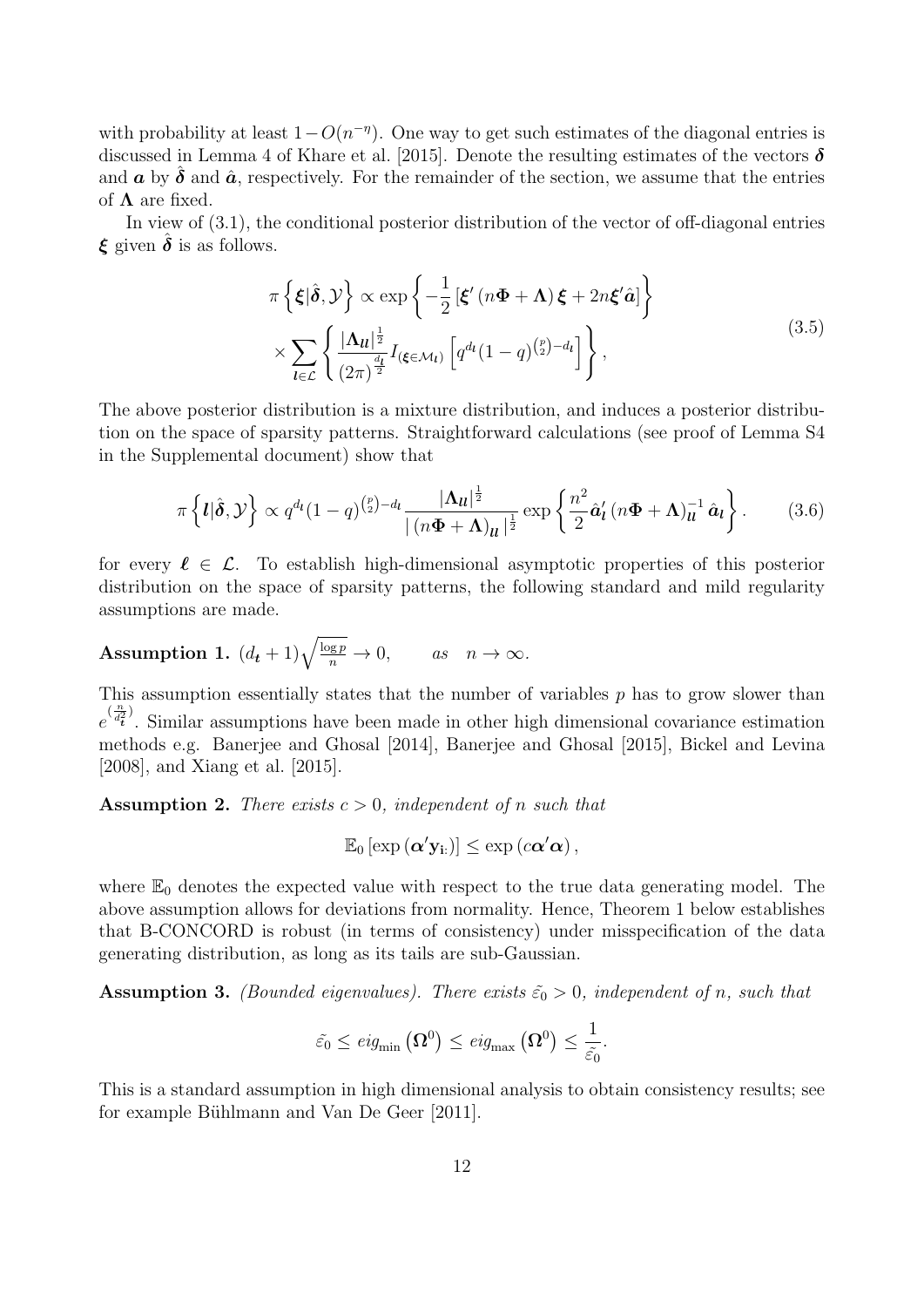with probability at least $1-O(n^{-\eta})$. One way to get such estimates of the diagonal entries is discussed in Lemma 4 of Khare et al. [2015]. Denote the resulting estimates of the vectors $\boldsymbol{\delta}$ and $\boldsymbol{a}$ by $\hat{\boldsymbol{\delta}}$ and $\hat{\boldsymbol{a}}$, respectively. For the remainder of the section, we assume that the entries of $\boldsymbol{\Lambda}$ are fixed.

In view of (3.1), the conditional posterior distribution of the vector of off-diagonal entries $\boldsymbol{\xi}$ given $\hat{\boldsymbol{\delta}}$ is as follows.

$$
\begin{aligned}
\pi\left\{\boldsymbol{\xi}|\hat{\boldsymbol{\delta}}, \mathcal{Y}\right\} &\propto \exp\left\{-\frac{1}{2}\left[\boldsymbol{\xi}'\left(n\boldsymbol{\Phi}+\boldsymbol{\Lambda}\right)\boldsymbol{\xi}+2n\boldsymbol{\xi}'\hat{\boldsymbol{a}}\right]\right\} \\
&\times \sum_{\boldsymbol{l}\in\mathcal{L}}\left\{\frac{|\boldsymbol{\Lambda}_{\boldsymbol{l}\boldsymbol{l}}|^{\frac{1}{2}}}{(2\pi)^{\frac{d_{\boldsymbol{l}}}{2}}} I_{(\boldsymbol{\xi}\in\mathcal{M}_{\boldsymbol{l}})}\left[q^{d_{\boldsymbol{l}}}(1-q)^{\binom{p}{2}-d_{\boldsymbol{l}}}\right]\right\},
\end{aligned} \tag{3.5}
$$

The above posterior distribution is a mixture distribution, and induces a posterior distribution on the space of sparsity patterns. Straightforward calculations (see proof of Lemma S4 in the Supplemental document) show that

$$
\pi\left\{\boldsymbol{l}|\hat{\boldsymbol{\delta}}, \mathcal{Y}\right\} \propto q^{d_{\boldsymbol{l}}}(1-q)^{\binom{p}{2}-d_{\boldsymbol{l}}}\frac{|\boldsymbol{\Lambda}_{\boldsymbol{l}\boldsymbol{l}}|^{\frac{1}{2}}}{|\left(n\boldsymbol{\Phi}+\boldsymbol{\Lambda}\right)_{\boldsymbol{l}\boldsymbol{l}}|^{\frac{1}{2}}}\exp\left\{\frac{n^2}{2}\hat{\boldsymbol{a}}_{\boldsymbol{l}}'\left(n\boldsymbol{\Phi}+\boldsymbol{\Lambda}\right)_{\boldsymbol{l}\boldsymbol{l}}^{-1}\hat{\boldsymbol{a}}_{\boldsymbol{l}}\right\}. \tag{3.6}
$$

for every $\boldsymbol{\ell} \in \mathcal{L}$. To establish high-dimensional asymptotic properties of this posterior distribution on the space of sparsity patterns, the following standard and mild regularity assumptions are made.

**Assumption 1.** $(d_{\boldsymbol{t}}+1)\sqrt{\frac{\log p}{n}} \to 0, \qquad as \quad n\to\infty.$

This assumption essentially states that the number of variables $p$ has to grow slower than $e^{\left(\frac{n}{d_{\boldsymbol{t}}^2}\right)}$. Similar assumptions have been made in other high dimensional covariance estimation methods e.g. Banerjee and Ghosal [2014], Banerjee and Ghosal [2015], Bickel and Levina [2008], and Xiang et al. [2015].

**Assumption 2.** *There exists $c>0$, independent of $n$ such that*

$$
\mathbb{E}_0\left[\exp\left(\boldsymbol{\alpha}'\mathbf{y}_{\mathbf{i}:}\right)\right] \leq \exp\left(c\boldsymbol{\alpha}'\boldsymbol{\alpha}\right),
$$

where $\mathbb{E}_0$ denotes the expected value with respect to the true data generating model. The above assumption allows for deviations from normality. Hence, Theorem 1 below establishes that B-CONCORD is robust (in terms of consistency) under misspecification of the data generating distribution, as long as its tails are sub-Gaussian.

**Assumption 3.** *(Bounded eigenvalues). There exists $\tilde{\varepsilon_0}>0$, independent of $n$, such that*

$$
\tilde{\varepsilon_0} \leq eig_{\min}\left(\boldsymbol{\Omega}^0\right) \leq eig_{\max}\left(\boldsymbol{\Omega}^0\right) \leq \frac{1}{\tilde{\varepsilon_0}}.
$$

This is a standard assumption in high dimensional analysis to obtain consistency results; see for example Bühlmann and Van De Geer [2011].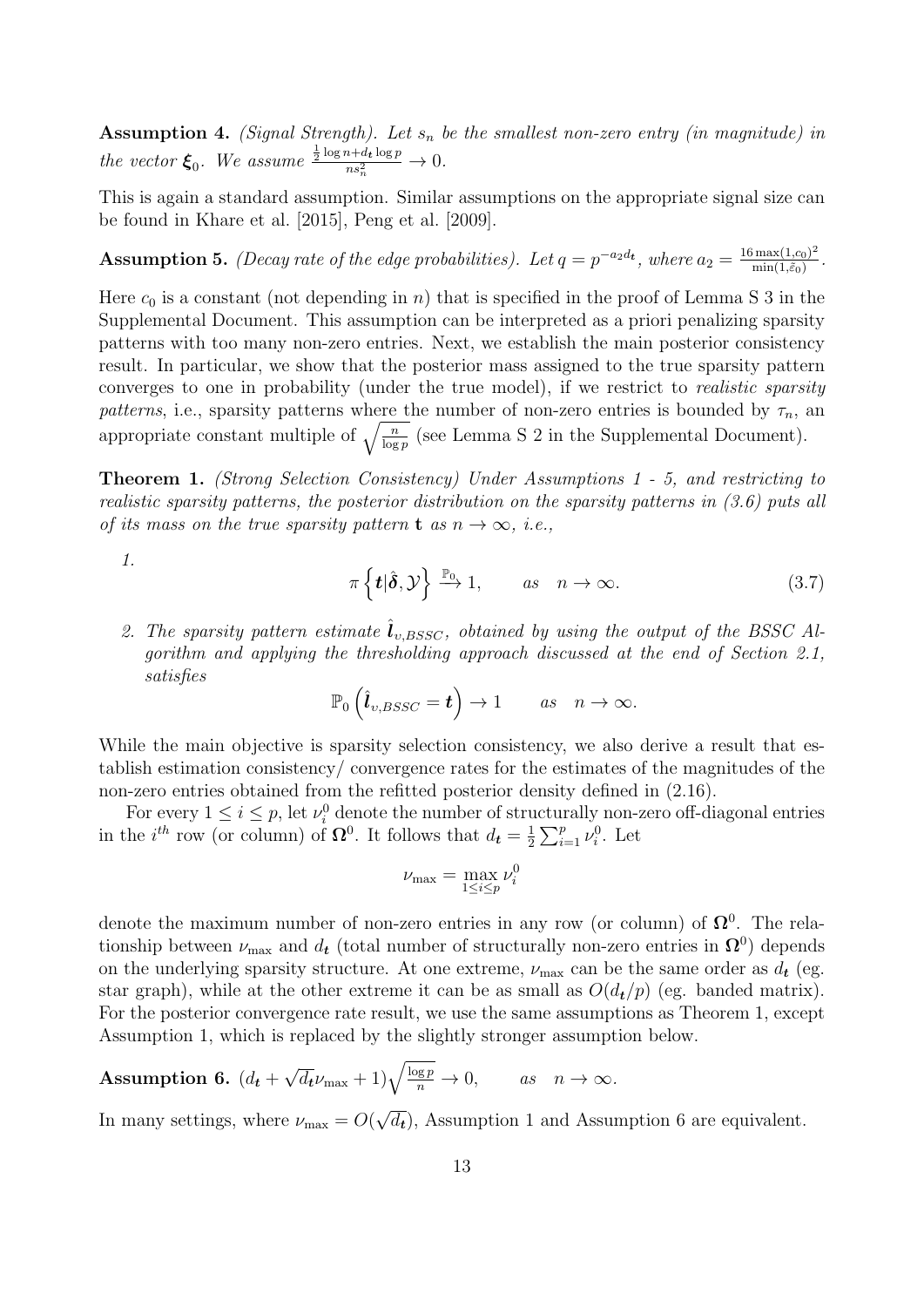**Assumption 4.** *(Signal Strength). Let $s_n$ be the smallest non-zero entry (in magnitude) in the vector $\boldsymbol{\xi}_0$. We assume $\frac{\frac{1}{2}\log n + d_{\boldsymbol{t}} \log p}{n s_n^2} \to 0$.*

This is again a standard assumption. Similar assumptions on the appropriate signal size can be found in Khare et al. [2015], Peng et al. [2009].

**Assumption 5.** *(Decay rate of the edge probabilities). Let $q = p^{-a_2 d_{\boldsymbol{t}}}$, where $a_2 = \frac{16 \max(1, c_0)^2}{\min(1, \tilde{\varepsilon}_0)}$.*

Here $c_0$ is a constant (not depending in $n$) that is specified in the proof of Lemma S 3 in the Supplemental Document. This assumption can be interpreted as a priori penalizing sparsity patterns with too many non-zero entries. Next, we establish the main posterior consistency result. In particular, we show that the posterior mass assigned to the true sparsity pattern converges to one in probability (under the true model), if we restrict to *realistic sparsity patterns*, i.e., sparsity patterns where the number of non-zero entries is bounded by $\tau_n$, an appropriate constant multiple of $\sqrt{\frac{n}{\log p}}$ (see Lemma S 2 in the Supplemental Document).

**Theorem 1.** *(Strong Selection Consistency) Under Assumptions 1 - 5, and restricting to realistic sparsity patterns, the posterior distribution on the sparsity patterns in (3.6) puts all of its mass on the true sparsity pattern $\mathbf{t}$ as $n \to \infty$, i.e.,*

1.
$$\pi\left\{\boldsymbol{t} | \hat{\boldsymbol{\delta}}, \mathcal{Y}\right\} \xrightarrow{\mathbb{P}_0} 1, \qquad as \quad n \to \infty. \tag{3.7}$$

2. *The sparsity pattern estimate $\hat{\boldsymbol{l}}_{\upsilon,BSSC}$, obtained by using the output of the BSSC Algorithm and applying the thresholding approach discussed at the end of Section 2.1, satisfies*
$$\mathbb{P}_0\left(\hat{\boldsymbol{l}}_{\upsilon,BSSC} = \boldsymbol{t}\right) \to 1 \qquad as \quad n \to \infty.$$

While the main objective is sparsity selection consistency, we also derive a result that establish estimation consistency/ convergence rates for the estimates of the magnitudes of the non-zero entries obtained from the refitted posterior density defined in (2.16).

For every $1 \le i \le p$, let $\nu_i^0$ denote the number of structurally non-zero off-diagonal entries in the $i^{th}$ row (or column) of $\boldsymbol{\Omega}^0$. It follows that $d_{\boldsymbol{t}} = \frac{1}{2}\sum_{i=1}^p \nu_i^0$. Let

$$\nu_{\max} = \max_{1 \le i \le p} \nu_i^0$$

denote the maximum number of non-zero entries in any row (or column) of $\boldsymbol{\Omega}^0$. The relationship between $\nu_{\max}$ and $d_{\boldsymbol{t}}$ (total number of structurally non-zero entries in $\boldsymbol{\Omega}^0$) depends on the underlying sparsity structure. At one extreme, $\nu_{\max}$ can be the same order as $d_{\boldsymbol{t}}$ (eg. star graph), while at the other extreme it can be as small as $O(d_{\boldsymbol{t}}/p)$ (eg. banded matrix). For the posterior convergence rate result, we use the same assumptions as Theorem 1, except Assumption 1, which is replaced by the slightly stronger assumption below.

**Assumption 6.** $(d_{\boldsymbol{t}} + \sqrt{d_{\boldsymbol{t}}}\nu_{\max} + 1)\sqrt{\frac{\log p}{n}} \to 0, \qquad as \quad n \to \infty.$

In many settings, where $\nu_{\max} = O(\sqrt{d_{\boldsymbol{t}}})$, Assumption 1 and Assumption 6 are equivalent.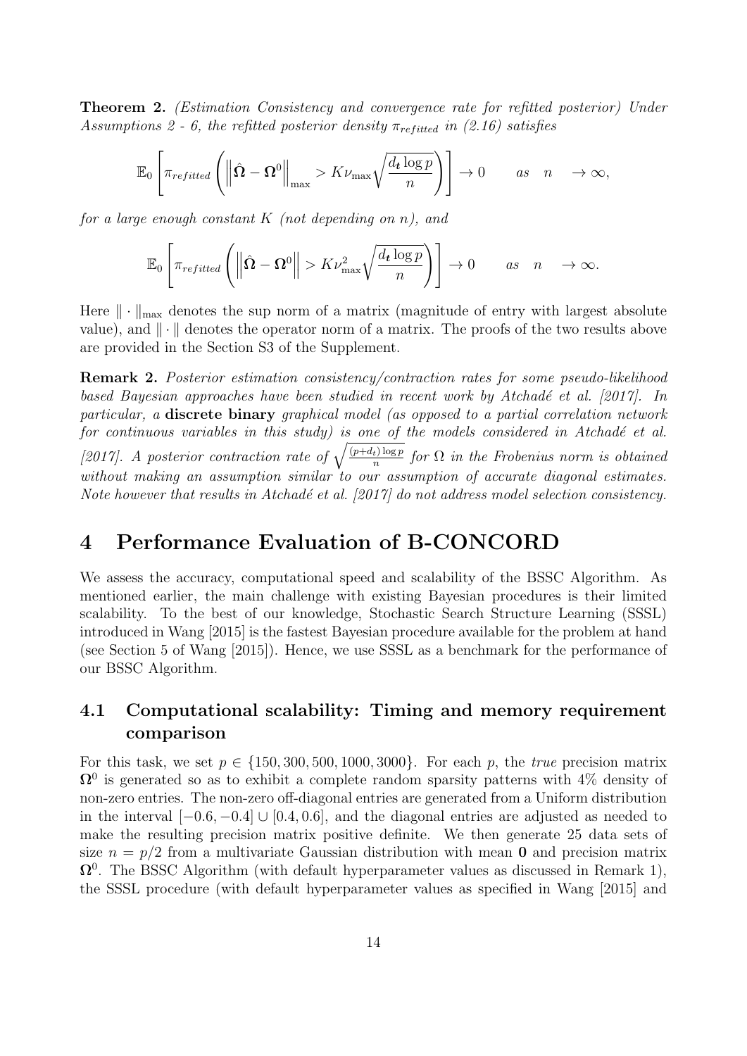**Theorem 2.** *(Estimation Consistency and convergence rate for refitted posterior) Under Assumptions 2 - 6, the refitted posterior density $\pi_{refitted}$ in (2.16) satisfies*

$$\mathbb{E}_0 \left[ \pi_{refitted} \left( \left\| \hat{\boldsymbol{\Omega}} - \boldsymbol{\Omega}^0 \right\|_{\max} > K \nu_{\max} \sqrt{\frac{d_{\boldsymbol{t}} \log p}{n}} \right) \right] \to 0 \qquad as \quad n \quad \to \infty,$$

*for a large enough constant $K$ (not depending on $n$), and*

$$\mathbb{E}_0 \left[ \pi_{refitted} \left( \left\| \hat{\boldsymbol{\Omega}} - \boldsymbol{\Omega}^0 \right\| > K \nu_{\max}^2 \sqrt{\frac{d_{\boldsymbol{t}} \log p}{n}} \right) \right] \to 0 \qquad as \quad n \quad \to \infty.$$

Here $\| \cdot \|_{\max}$ denotes the sup norm of a matrix (magnitude of entry with largest absolute value), and $\| \cdot \|$ denotes the operator norm of a matrix. The proofs of the two results above are provided in the Section S3 of the Supplement.

**Remark 2.** *Posterior estimation consistency/contraction rates for some pseudo-likelihood based Bayesian approaches have been studied in recent work by Atchadé et al. [2017]. In particular, a* **discrete binary** *graphical model (as opposed to a partial correlation network for continuous variables in this study) is one of the models considered in Atchadé et al. [2017]. A posterior contraction rate of $\sqrt{\frac{(p+d_t)\log p}{n}}$ for $\Omega$ in the Frobenius norm is obtained without making an assumption similar to our assumption of accurate diagonal estimates. Note however that results in Atchadé et al. [2017] do not address model selection consistency.*

# 4 Performance Evaluation of B-CONCORD

We assess the accuracy, computational speed and scalability of the BSSC Algorithm. As mentioned earlier, the main challenge with existing Bayesian procedures is their limited scalability. To the best of our knowledge, Stochastic Search Structure Learning (SSSL) introduced in Wang [2015] is the fastest Bayesian procedure available for the problem at hand (see Section 5 of Wang [2015]). Hence, we use SSSL as a benchmark for the performance of our BSSC Algorithm.

## 4.1 Computational scalability: Timing and memory requirement comparison

For this task, we set $p \in \{150, 300, 500, 1000, 3000\}$. For each $p$, the *true* precision matrix $\boldsymbol{\Omega}^0$ is generated so as to exhibit a complete random sparsity patterns with 4% density of non-zero entries. The non-zero off-diagonal entries are generated from a Uniform distribution in the interval $[-0.6, -0.4] \cup [0.4, 0.6]$, and the diagonal entries are adjusted as needed to make the resulting precision matrix positive definite. We then generate 25 data sets of size $n = p/2$ from a multivariate Gaussian distribution with mean $\mathbf{0}$ and precision matrix $\boldsymbol{\Omega}^0$. The BSSC Algorithm (with default hyperparameter values as discussed in Remark 1), the SSSL procedure (with default hyperparameter values as specified in Wang [2015] and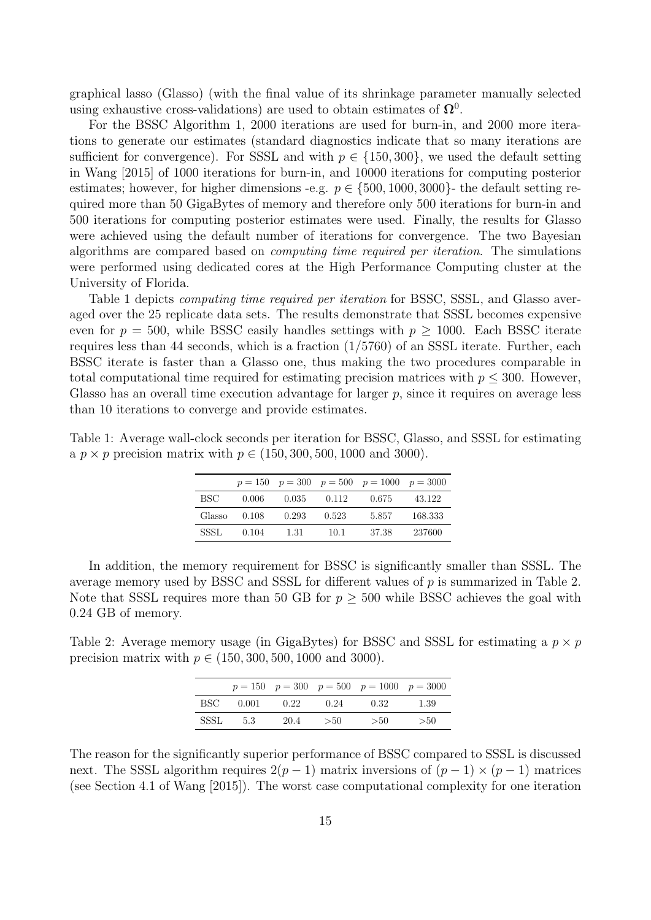graphical lasso (Glasso) (with the final value of its shrinkage parameter manually selected using exhaustive cross-validations) are used to obtain estimates of $\mathbf{\Omega}^0$.

For the BSSC Algorithm 1, 2000 iterations are used for burn-in, and 2000 more iterations to generate our estimates (standard diagnostics indicate that so many iterations are sufficient for convergence). For SSSL and with $p \in \{150, 300\}$, we used the default setting in Wang [2015] of 1000 iterations for burn-in, and 10000 iterations for computing posterior estimates; however, for higher dimensions -e.g. $p \in \{500, 1000, 3000\}$- the default setting required more than 50 GigaBytes of memory and therefore only 500 iterations for burn-in and 500 iterations for computing posterior estimates were used. Finally, the results for Glasso were achieved using the default number of iterations for convergence. The two Bayesian algorithms are compared based on *computing time required per iteration*. The simulations were performed using dedicated cores at the High Performance Computing cluster at the University of Florida.

Table 1 depicts *computing time required per iteration* for BSSC, SSSL, and Glasso averaged over the 25 replicate data sets. The results demonstrate that SSSL becomes expensive even for $p = 500$, while BSSC easily handles settings with $p \geq 1000$. Each BSSC iterate requires less than 44 seconds, which is a fraction (1/5760) of an SSSL iterate. Further, each BSSC iterate is faster than a Glasso one, thus making the two procedures comparable in total computational time required for estimating precision matrices with $p \leq 300$. However, Glasso has an overall time execution advantage for larger $p$, since it requires on average less than 10 iterations to converge and provide estimates.

Table 1: Average wall-clock seconds per iteration for BSSC, Glasso, and SSSL for estimating a $p \times p$ precision matrix with $p \in (150, 300, 500, 1000$ and $3000)$.

| | $p = 150$ | $p = 300$ | $p = 500$ | $p = 1000$ | $p = 3000$ |
|---|---|---|---|---|---|
| BSC | 0.006 | 0.035 | 0.112 | 0.675 | 43.122 |
| Glasso | 0.108 | 0.293 | 0.523 | 5.857 | 168.333 |
| SSSL | 0.104 | 1.31 | 10.1 | 37.38 | 237600 |

In addition, the memory requirement for BSSC is significantly smaller than SSSL. The average memory used by BSSC and SSSL for different values of $p$ is summarized in Table 2. Note that SSSL requires more than 50 GB for $p \geq 500$ while BSSC achieves the goal with 0.24 GB of memory.

Table 2: Average memory usage (in GigaBytes) for BSSC and SSSL for estimating a $p \times p$ precision matrix with $p \in (150, 300, 500, 1000$ and $3000)$.

| | $p = 150$ | $p = 300$ | $p = 500$ | $p = 1000$ | $p = 3000$ |
|---|---|---|---|---|---|
| BSC | 0.001 | 0.22 | 0.24 | 0.32 | 1.39 |
| SSSL | 5.3 | 20.4 | >50 | >50 | >50 |

The reason for the significantly superior performance of BSSC compared to SSSL is discussed next. The SSSL algorithm requires $2(p-1)$ matrix inversions of $(p-1) \times (p-1)$ matrices (see Section 4.1 of Wang [2015]). The worst case computational complexity for one iteration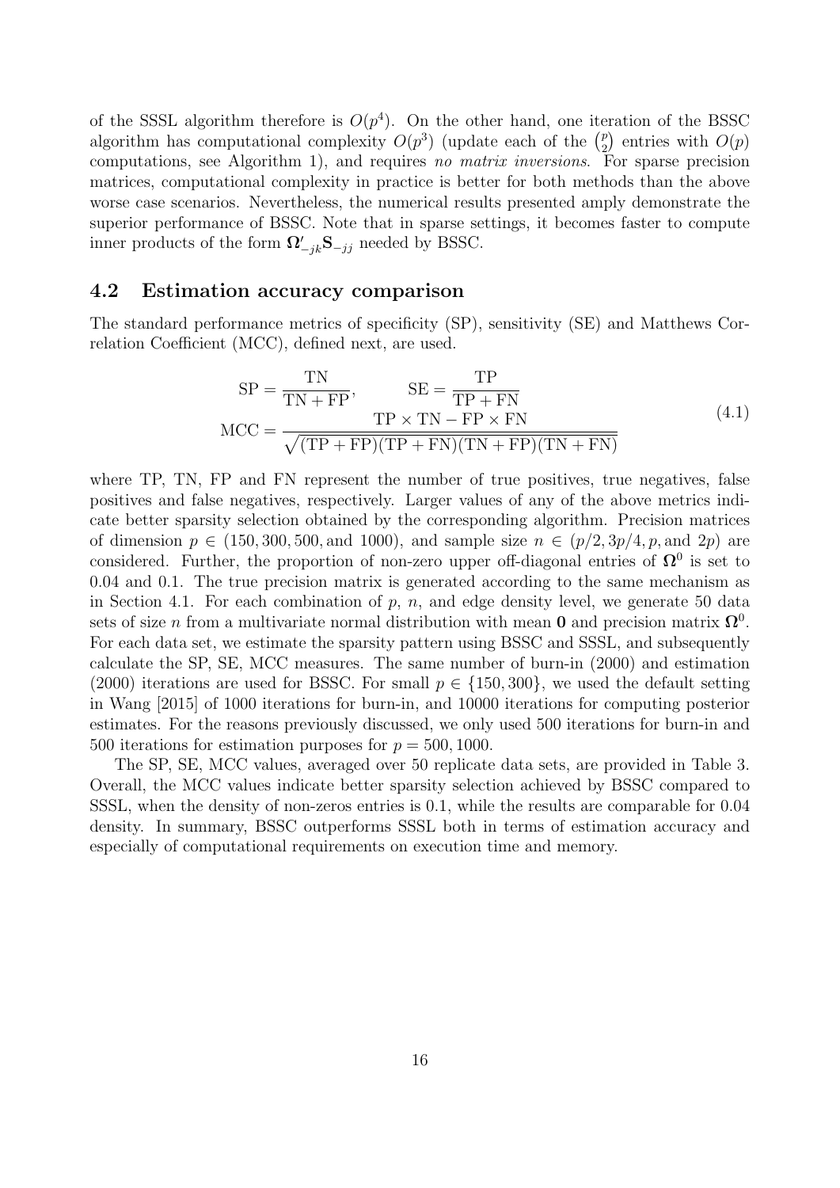of the SSSL algorithm therefore is $O(p^4)$. On the other hand, one iteration of the BSSC algorithm has computational complexity $O(p^3)$ (update each of the $\binom{p}{2}$ entries with $O(p)$ computations, see Algorithm 1), and requires *no matrix inversions*. For sparse precision matrices, computational complexity in practice is better for both methods than the above worse case scenarios. Nevertheless, the numerical results presented amply demonstrate the superior performance of BSSC. Note that in sparse settings, it becomes faster to compute inner products of the form $\mathbf{\Omega}'_{-jk}\mathbf{S}_{-jj}$ needed by BSSC.

## 4.2 Estimation accuracy comparison

The standard performance metrics of specificity (SP), sensitivity (SE) and Matthews Correlation Coefficient (MCC), defined next, are used.

$$
\begin{aligned}
\mathrm{SP} &= \frac{\mathrm{TN}}{\mathrm{TN} + \mathrm{FP}}, \qquad \mathrm{SE} = \frac{\mathrm{TP}}{\mathrm{TP} + \mathrm{FN}} \\
\mathrm{MCC} &= \frac{\mathrm{TP} \times \mathrm{TN} - \mathrm{FP} \times \mathrm{FN}}{\sqrt{(\mathrm{TP} + \mathrm{FP})(\mathrm{TP} + \mathrm{FN})(\mathrm{TN} + \mathrm{FP})(\mathrm{TN} + \mathrm{FN})}}
\end{aligned}
\tag{4.1}
$$

where TP, TN, FP and FN represent the number of true positives, true negatives, false positives and false negatives, respectively. Larger values of any of the above metrics indicate better sparsity selection obtained by the corresponding algorithm. Precision matrices of dimension $p \in (150, 300, 500, \text{and } 1000)$, and sample size $n \in (p/2, 3p/4, p, \text{and } 2p)$ are considered. Further, the proportion of non-zero upper off-diagonal entries of $\mathbf{\Omega}^0$ is set to 0.04 and 0.1. The true precision matrix is generated according to the same mechanism as in Section 4.1. For each combination of $p$, $n$, and edge density level, we generate 50 data sets of size $n$ from a multivariate normal distribution with mean $\mathbf{0}$ and precision matrix $\mathbf{\Omega}^0$. For each data set, we estimate the sparsity pattern using BSSC and SSSL, and subsequently calculate the SP, SE, MCC measures. The same number of burn-in (2000) and estimation (2000) iterations are used for BSSC. For small $p \in \{150, 300\}$, we used the default setting in Wang [2015] of 1000 iterations for burn-in, and 10000 iterations for computing posterior estimates. For the reasons previously discussed, we only used 500 iterations for burn-in and 500 iterations for estimation purposes for $p = 500, 1000$.

The SP, SE, MCC values, averaged over 50 replicate data sets, are provided in Table 3. Overall, the MCC values indicate better sparsity selection achieved by BSSC compared to SSSL, when the density of non-zeros entries is 0.1, while the results are comparable for 0.04 density. In summary, BSSC outperforms SSSL both in terms of estimation accuracy and especially of computational requirements on execution time and memory.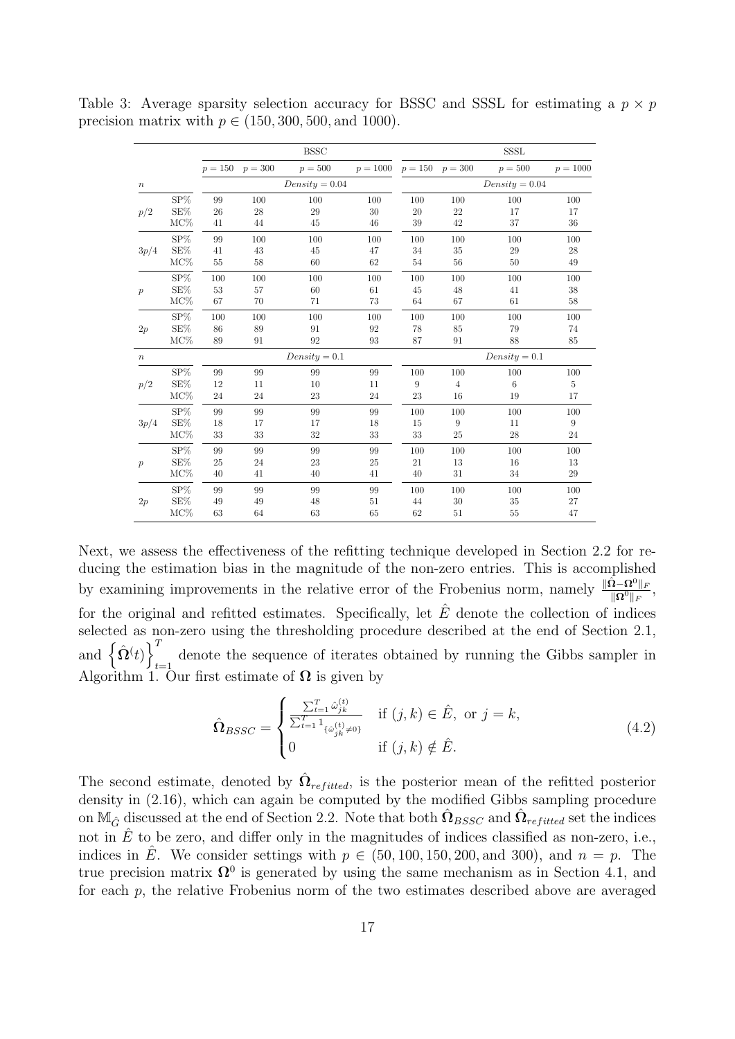Table 3: Average sparsity selection accuracy for BSSC and SSSL for estimating a $p \times p$ precision matrix with $p \in (150, 300, 500, \text{and } 1000)$.

| | | BSSC | | | | SSSL | | | |
|---|---|---|---|---|---|---|---|---|---|
| | | $p = 150$ | $p = 300$ | $p = 500$ | $p = 1000$ | $p = 150$ | $p = 300$ | $p = 500$ | $p = 1000$ |
| $n$ | | $Density = 0.04$ | | | | $Density = 0.04$ | | | |
| $p/2$ | SP% | 99 | 100 | 100 | 100 | 100 | 100 | 100 | 100 |
| | SE% | 26 | 28 | 29 | 30 | 20 | 22 | 17 | 17 |
| | MC% | 41 | 44 | 45 | 46 | 39 | 42 | 37 | 36 |
| $3p/4$ | SP% | 99 | 100 | 100 | 100 | 100 | 100 | 100 | 100 |
| | SE% | 41 | 43 | 45 | 47 | 34 | 35 | 29 | 28 |
| | MC% | 55 | 58 | 60 | 62 | 54 | 56 | 50 | 49 |
| $p$ | SP% | 100 | 100 | 100 | 100 | 100 | 100 | 100 | 100 |
| | SE% | 53 | 57 | 60 | 61 | 45 | 48 | 41 | 38 |
| | MC% | 67 | 70 | 71 | 73 | 64 | 67 | 61 | 58 |
| $2p$ | SP% | 100 | 100 | 100 | 100 | 100 | 100 | 100 | 100 |
| | SE% | 86 | 89 | 91 | 92 | 78 | 85 | 79 | 74 |
| | MC% | 89 | 91 | 92 | 93 | 87 | 91 | 88 | 85 |
| $n$ | | $Density = 0.1$ | | | | $Density = 0.1$ | | | |
| $p/2$ | SP% | 99 | 99 | 99 | 99 | 100 | 100 | 100 | 100 |
| | SE% | 12 | 11 | 10 | 11 | 9 | 4 | 6 | 5 |
| | MC% | 24 | 24 | 23 | 24 | 23 | 16 | 19 | 17 |
| $3p/4$ | SP% | 99 | 99 | 99 | 99 | 100 | 100 | 100 | 100 |
| | SE% | 18 | 17 | 17 | 18 | 15 | 9 | 11 | 9 |
| | MC% | 33 | 33 | 32 | 33 | 33 | 25 | 28 | 24 |
| $p$ | SP% | 99 | 99 | 99 | 99 | 100 | 100 | 100 | 100 |
| | SE% | 25 | 24 | 23 | 25 | 21 | 13 | 16 | 13 |
| | MC% | 40 | 41 | 40 | 41 | 40 | 31 | 34 | 29 |
| $2p$ | SP% | 99 | 99 | 99 | 99 | 100 | 100 | 100 | 100 |
| | SE% | 49 | 49 | 48 | 51 | 44 | 30 | 35 | 27 |
| | MC% | 63 | 64 | 63 | 65 | 62 | 51 | 55 | 47 |

Next, we assess the effectiveness of the refitting technique developed in Section 2.2 for reducing the estimation bias in the magnitude of the non-zero entries. This is accomplished by examining improvements in the relative error of the Frobenius norm, namely $\frac{\|\hat{\mathbf{\Omega}}-\mathbf{\Omega}^0\|_F}{\|\mathbf{\Omega}^0\|_F}$, for the original and refitted estimates. Specifically, let $\hat{E}$ denote the collection of indices selected as non-zero using the thresholding procedure described at the end of Section 2.1, and $\left\{\hat{\mathbf{\Omega}}^{(t)}\right\}_{t=1}^{T}$ denote the sequence of iterates obtained by running the Gibbs sampler in Algorithm 1. Our first estimate of $\mathbf{\Omega}$ is given by

$$\hat{\mathbf{\Omega}}_{BSSC} = \begin{cases} \frac{\sum_{t=1}^{T} \hat{\omega}_{jk}^{(t)}}{\sum_{t=1}^{T} 1_{\{\hat{\omega}_{jk}^{(t)} \neq 0\}}} & \text{if } (j,k) \in \hat{E}, \text{ or } j = k, \\ 0 & \text{if } (j,k) \notin \hat{E}. \end{cases} \tag{4.2}$$

The second estimate, denoted by $\hat{\mathbf{\Omega}}_{refitted}$, is the posterior mean of the refitted posterior density in (2.16), which can again be computed by the modified Gibbs sampling procedure on $\mathbb{M}_{\hat{G}}$ discussed at the end of Section 2.2. Note that both $\hat{\mathbf{\Omega}}_{BSSC}$ and $\hat{\mathbf{\Omega}}_{refitted}$ set the indices not in $\hat{E}$ to be zero, and differ only in the magnitudes of indices classified as non-zero, i.e., indices in $\hat{E}$. We consider settings with $p \in (50, 100, 150, 200, \text{and } 300)$, and $n = p$. The true precision matrix $\mathbf{\Omega}^0$ is generated by using the same mechanism as in Section 4.1, and for each $p$, the relative Frobenius norm of the two estimates described above are averaged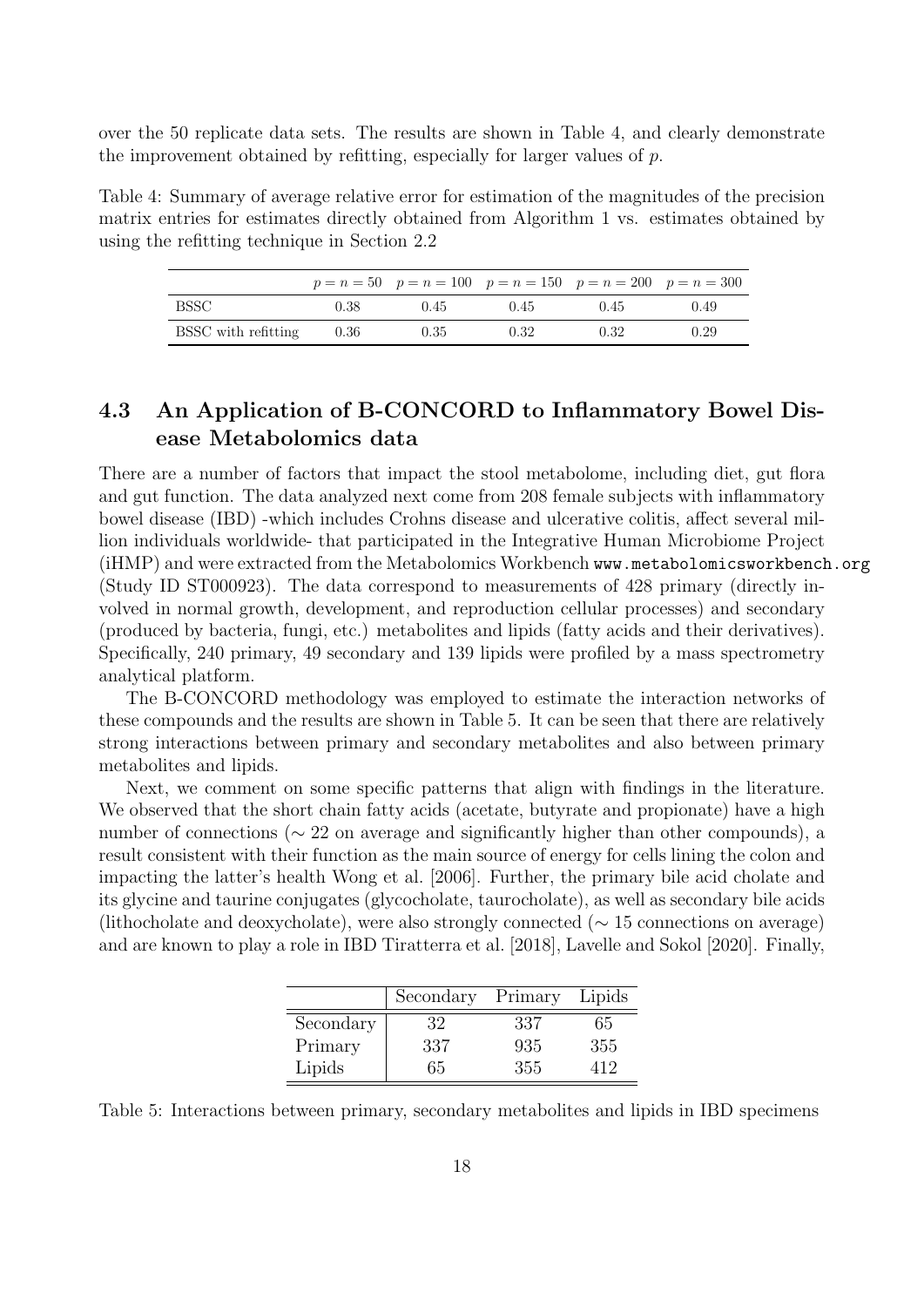over the 50 replicate data sets. The results are shown in Table 4, and clearly demonstrate the improvement obtained by refitting, especially for larger values of $p$.

Table 4: Summary of average relative error for estimation of the magnitudes of the precision matrix entries for estimates directly obtained from Algorithm 1 vs. estimates obtained by using the refitting technique in Section 2.2

| | $p = n = 50$ | $p = n = 100$ | $p = n = 150$ | $p = n = 200$ | $p = n = 300$ |
|---|---|---|---|---|---|
| BSSC | 0.38 | 0.45 | 0.45 | 0.45 | 0.49 |
| BSSC with refitting | 0.36 | 0.35 | 0.32 | 0.32 | 0.29 |

## 4.3 An Application of B-CONCORD to Inflammatory Bowel Disease Metabolomics data

There are a number of factors that impact the stool metabolome, including diet, gut flora and gut function. The data analyzed next come from 208 female subjects with inflammatory bowel disease (IBD) -which includes Crohns disease and ulcerative colitis, affect several million individuals worldwide- that participated in the Integrative Human Microbiome Project (iHMP) and were extracted from the Metabolomics Workbench www.metabolomicsworkbench.org (Study ID ST000923). The data correspond to measurements of 428 primary (directly involved in normal growth, development, and reproduction cellular processes) and secondary (produced by bacteria, fungi, etc.) metabolites and lipids (fatty acids and their derivatives). Specifically, 240 primary, 49 secondary and 139 lipids were profiled by a mass spectrometry analytical platform.

The B-CONCORD methodology was employed to estimate the interaction networks of these compounds and the results are shown in Table 5. It can be seen that there are relatively strong interactions between primary and secondary metabolites and also between primary metabolites and lipids.

Next, we comment on some specific patterns that align with findings in the literature. We observed that the short chain fatty acids (acetate, butyrate and propionate) have a high number of connections ($\sim 22$ on average and significantly higher than other compounds), a result consistent with their function as the main source of energy for cells lining the colon and impacting the latter's health Wong et al. [2006]. Further, the primary bile acid cholate and its glycine and taurine conjugates (glycocholate, taurocholate), as well as secondary bile acids (lithocholate and deoxycholate), were also strongly connected ($\sim 15$ connections on average) and are known to play a role in IBD Tiratterra et al. [2018], Lavelle and Sokol [2020]. Finally,

| | Secondary | Primary | Lipids |
|---|---|---|---|
| Secondary | 32 | 337 | 65 |
| Primary | 337 | 935 | 355 |
| Lipids | 65 | 355 | 412 |

Table 5: Interactions between primary, secondary metabolites and lipids in IBD specimens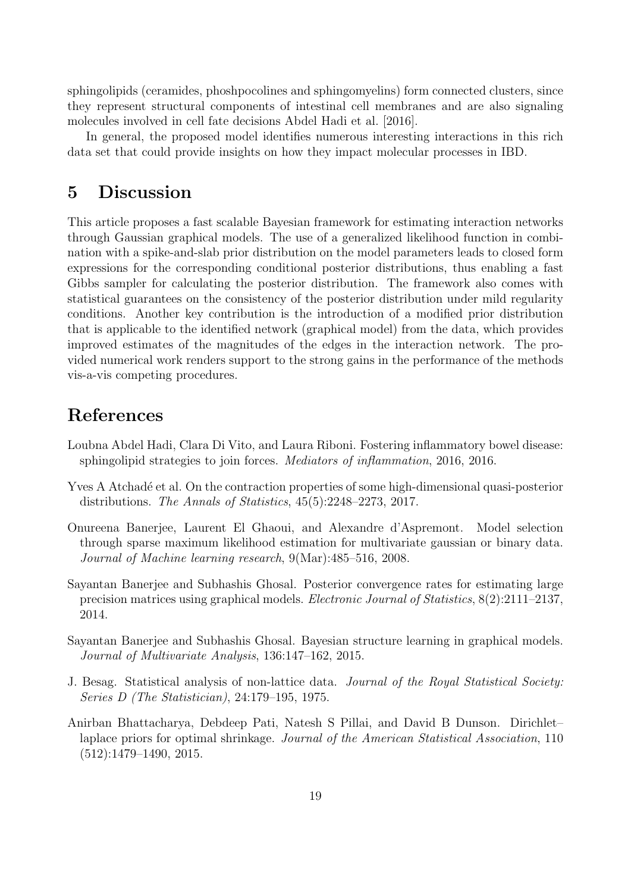sphingolipids (ceramides, phoshpocolines and sphingomyelins) form connected clusters, since they represent structural components of intestinal cell membranes and are also signaling molecules involved in cell fate decisions Abdel Hadi et al. [2016].

In general, the proposed model identifies numerous interesting interactions in this rich data set that could provide insights on how they impact molecular processes in IBD.

# 5 Discussion

This article proposes a fast scalable Bayesian framework for estimating interaction networks through Gaussian graphical models. The use of a generalized likelihood function in combination with a spike-and-slab prior distribution on the model parameters leads to closed form expressions for the corresponding conditional posterior distributions, thus enabling a fast Gibbs sampler for calculating the posterior distribution. The framework also comes with statistical guarantees on the consistency of the posterior distribution under mild regularity conditions. Another key contribution is the introduction of a modified prior distribution that is applicable to the identified network (graphical model) from the data, which provides improved estimates of the magnitudes of the edges in the interaction network. The provided numerical work renders support to the strong gains in the performance of the methods vis-a-vis competing procedures.

# References

Loubna Abdel Hadi, Clara Di Vito, and Laura Riboni. Fostering inflammatory bowel disease: sphingolipid strategies to join forces. *Mediators of inflammation*, 2016, 2016.

Yves A Atchadé et al. On the contraction properties of some high-dimensional quasi-posterior distributions. *The Annals of Statistics*, 45(5):2248–2273, 2017.

Onureena Banerjee, Laurent El Ghaoui, and Alexandre d'Aspremont. Model selection through sparse maximum likelihood estimation for multivariate gaussian or binary data. *Journal of Machine learning research*, 9(Mar):485–516, 2008.

Sayantan Banerjee and Subhashis Ghosal. Posterior convergence rates for estimating large precision matrices using graphical models. *Electronic Journal of Statistics*, 8(2):2111–2137, 2014.

Sayantan Banerjee and Subhashis Ghosal. Bayesian structure learning in graphical models. *Journal of Multivariate Analysis*, 136:147–162, 2015.

J. Besag. Statistical analysis of non-lattice data. *Journal of the Royal Statistical Society: Series D (The Statistician)*, 24:179–195, 1975.

Anirban Bhattacharya, Debdeep Pati, Natesh S Pillai, and David B Dunson. Dirichlet–laplace priors for optimal shrinkage. *Journal of the American Statistical Association*, 110 (512):1479–1490, 2015.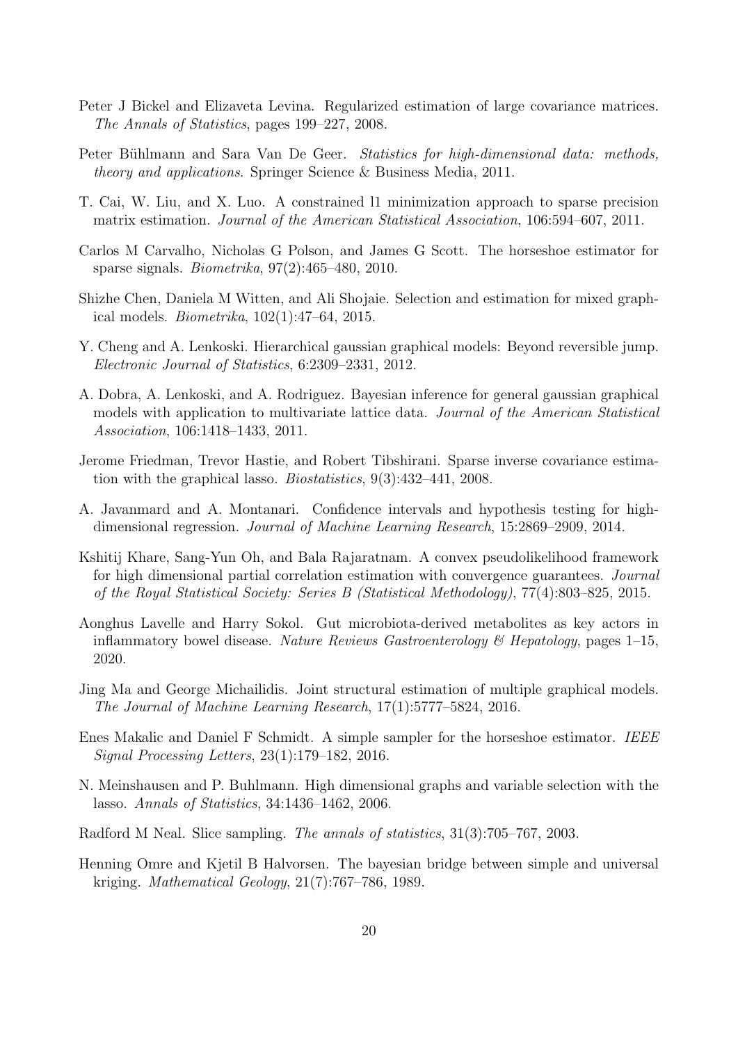Peter J Bickel and Elizaveta Levina. Regularized estimation of large covariance matrices. *The Annals of Statistics*, pages 199–227, 2008.

Peter Bühlmann and Sara Van De Geer. *Statistics for high-dimensional data: methods, theory and applications*. Springer Science & Business Media, 2011.

T. Cai, W. Liu, and X. Luo. A constrained l1 minimization approach to sparse precision matrix estimation. *Journal of the American Statistical Association*, 106:594–607, 2011.

Carlos M Carvalho, Nicholas G Polson, and James G Scott. The horseshoe estimator for sparse signals. *Biometrika*, 97(2):465–480, 2010.

Shizhe Chen, Daniela M Witten, and Ali Shojaie. Selection and estimation for mixed graphical models. *Biometrika*, 102(1):47–64, 2015.

Y. Cheng and A. Lenkoski. Hierarchical gaussian graphical models: Beyond reversible jump. *Electronic Journal of Statistics*, 6:2309–2331, 2012.

A. Dobra, A. Lenkoski, and A. Rodriguez. Bayesian inference for general gaussian graphical models with application to multivariate lattice data. *Journal of the American Statistical Association*, 106:1418–1433, 2011.

Jerome Friedman, Trevor Hastie, and Robert Tibshirani. Sparse inverse covariance estimation with the graphical lasso. *Biostatistics*, 9(3):432–441, 2008.

A. Javanmard and A. Montanari. Confidence intervals and hypothesis testing for high-dimensional regression. *Journal of Machine Learning Research*, 15:2869–2909, 2014.

Kshitij Khare, Sang-Yun Oh, and Bala Rajaratnam. A convex pseudolikelihood framework for high dimensional partial correlation estimation with convergence guarantees. *Journal of the Royal Statistical Society: Series B (Statistical Methodology)*, 77(4):803–825, 2015.

Aonghus Lavelle and Harry Sokol. Gut microbiota-derived metabolites as key actors in inflammatory bowel disease. *Nature Reviews Gastroenterology & Hepatology*, pages 1–15, 2020.

Jing Ma and George Michailidis. Joint structural estimation of multiple graphical models. *The Journal of Machine Learning Research*, 17(1):5777–5824, 2016.

Enes Makalic and Daniel F Schmidt. A simple sampler for the horseshoe estimator. *IEEE Signal Processing Letters*, 23(1):179–182, 2016.

N. Meinshausen and P. Buhlmann. High dimensional graphs and variable selection with the lasso. *Annals of Statistics*, 34:1436–1462, 2006.

Radford M Neal. Slice sampling. *The annals of statistics*, 31(3):705–767, 2003.

Henning Omre and Kjetil B Halvorsen. The bayesian bridge between simple and universal kriging. *Mathematical Geology*, 21(7):767–786, 1989.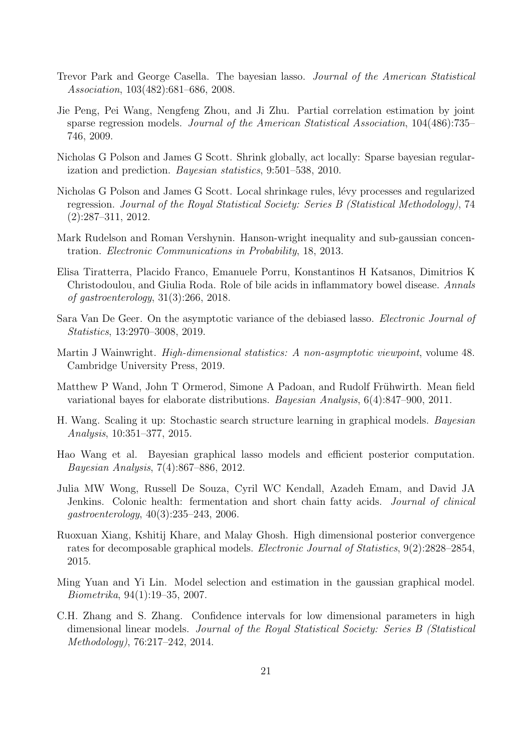Trevor Park and George Casella. The bayesian lasso. *Journal of the American Statistical Association*, 103(482):681–686, 2008.

Jie Peng, Pei Wang, Nengfeng Zhou, and Ji Zhu. Partial correlation estimation by joint sparse regression models. *Journal of the American Statistical Association*, 104(486):735–746, 2009.

Nicholas G Polson and James G Scott. Shrink globally, act locally: Sparse bayesian regularization and prediction. *Bayesian statistics*, 9:501–538, 2010.

Nicholas G Polson and James G Scott. Local shrinkage rules, lévy processes and regularized regression. *Journal of the Royal Statistical Society: Series B (Statistical Methodology)*, 74 (2):287–311, 2012.

Mark Rudelson and Roman Vershynin. Hanson-wright inequality and sub-gaussian concentration. *Electronic Communications in Probability*, 18, 2013.

Elisa Tiratterra, Placido Franco, Emanuele Porru, Konstantinos H Katsanos, Dimitrios K Christodoulou, and Giulia Roda. Role of bile acids in inflammatory bowel disease. *Annals of gastroenterology*, 31(3):266, 2018.

Sara Van De Geer. On the asymptotic variance of the debiased lasso. *Electronic Journal of Statistics*, 13:2970–3008, 2019.

Martin J Wainwright. *High-dimensional statistics: A non-asymptotic viewpoint*, volume 48. Cambridge University Press, 2019.

Matthew P Wand, John T Ormerod, Simone A Padoan, and Rudolf Frühwirth. Mean field variational bayes for elaborate distributions. *Bayesian Analysis*, 6(4):847–900, 2011.

H. Wang. Scaling it up: Stochastic search structure learning in graphical models. *Bayesian Analysis*, 10:351–377, 2015.

Hao Wang et al. Bayesian graphical lasso models and efficient posterior computation. *Bayesian Analysis*, 7(4):867–886, 2012.

Julia MW Wong, Russell De Souza, Cyril WC Kendall, Azadeh Emam, and David JA Jenkins. Colonic health: fermentation and short chain fatty acids. *Journal of clinical gastroenterology*, 40(3):235–243, 2006.

Ruoxuan Xiang, Kshitij Khare, and Malay Ghosh. High dimensional posterior convergence rates for decomposable graphical models. *Electronic Journal of Statistics*, 9(2):2828–2854, 2015.

Ming Yuan and Yi Lin. Model selection and estimation in the gaussian graphical model. *Biometrika*, 94(1):19–35, 2007.

C.H. Zhang and S. Zhang. Confidence intervals for low dimensional parameters in high dimensional linear models. *Journal of the Royal Statistical Society: Series B (Statistical Methodology)*, 76:217–242, 2014.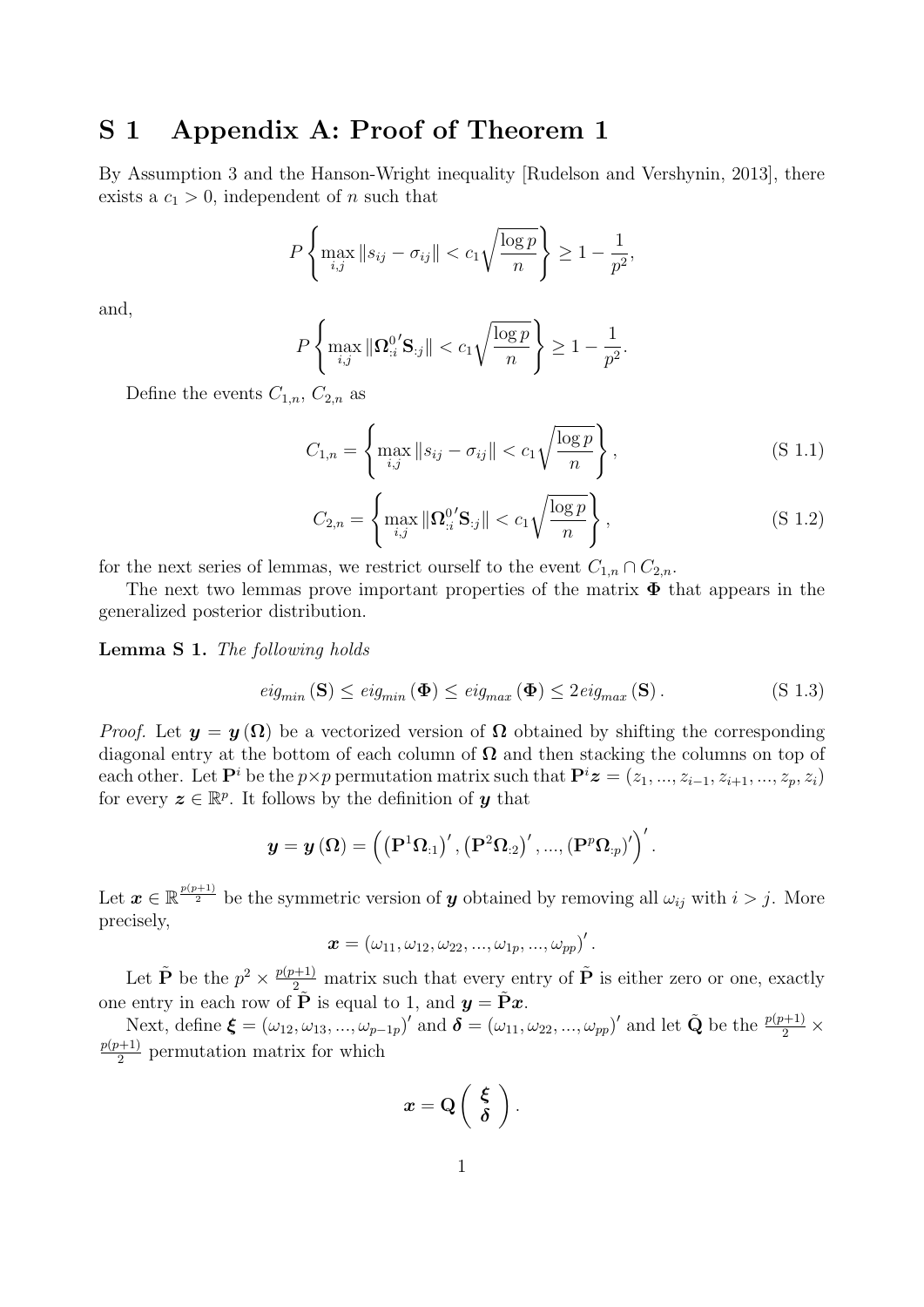# S 1 Appendix A: Proof of Theorem 1

By Assumption 3 and the Hanson-Wright inequality [Rudelson and Vershynin, 2013], there exists a $c_1 > 0$, independent of $n$ such that

$$P\left\{\max_{i,j} \|s_{ij} - \sigma_{ij}\| < c_1\sqrt{\frac{\log p}{n}}\right\} \geq 1 - \frac{1}{p^2},$$

and,

$$P\left\{\max_{i,j} \|\mathbf{\Omega}^{0\prime}_{:i}\mathbf{S}_{:j}\| < c_1\sqrt{\frac{\log p}{n}}\right\} \geq 1 - \frac{1}{p^2}.$$

Define the events $C_{1,n}$, $C_{2,n}$ as

$$C_{1,n} = \left\{\max_{i,j} \|s_{ij} - \sigma_{ij}\| < c_1\sqrt{\frac{\log p}{n}}\right\}, \tag{S 1.1}$$

$$C_{2,n} = \left\{\max_{i,j} \|\mathbf{\Omega}^{0\prime}_{:i}\mathbf{S}_{:j}\| < c_1\sqrt{\frac{\log p}{n}}\right\}, \tag{S 1.2}$$

for the next series of lemmas, we restrict ourself to the event $C_{1,n} \cap C_{2,n}$.

The next two lemmas prove important properties of the matrix $\mathbf{\Phi}$ that appears in the generalized posterior distribution.

**Lemma S 1.** *The following holds*

$$eig_{min}(\mathbf{S}) \leq eig_{min}(\mathbf{\Phi}) \leq eig_{max}(\mathbf{\Phi}) \leq 2eig_{max}(\mathbf{S}). \tag{S 1.3}$$

*Proof.* Let $\boldsymbol{y} = \boldsymbol{y}(\mathbf{\Omega})$ be a vectorized version of $\mathbf{\Omega}$ obtained by shifting the corresponding diagonal entry at the bottom of each column of $\mathbf{\Omega}$ and then stacking the columns on top of each other. Let $\mathbf{P}^i$ be the $p \times p$ permutation matrix such that $\mathbf{P}^i\boldsymbol{z} = (z_1, ..., z_{i-1}, z_{i+1}, ..., z_p, z_i)$ for every $\boldsymbol{z} \in \mathbb{R}^p$. It follows by the definition of $\boldsymbol{y}$ that

$$\boldsymbol{y} = \boldsymbol{y}(\mathbf{\Omega}) = \left(\left(\mathbf{P}^1\mathbf{\Omega}_{:1}\right)', \left(\mathbf{P}^2\mathbf{\Omega}_{:2}\right)', ..., \left(\mathbf{P}^p\mathbf{\Omega}_{:p}\right)'\right)'.$$

Let $\boldsymbol{x} \in \mathbb{R}^{\frac{p(p+1)}{2}}$ be the symmetric version of $\boldsymbol{y}$ obtained by removing all $\omega_{ij}$ with $i > j$. More precisely,

$$\boldsymbol{x} = (\omega_{11}, \omega_{12}, \omega_{22}, ..., \omega_{1p}, ..., \omega_{pp})'.$$

Let $\tilde{\mathbf{P}}$ be the $p^2 \times \frac{p(p+1)}{2}$ matrix such that every entry of $\tilde{\mathbf{P}}$ is either zero or one, exactly one entry in each row of $\tilde{\mathbf{P}}$ is equal to 1, and $\boldsymbol{y} = \tilde{\mathbf{P}}\boldsymbol{x}$.

Next, define $\boldsymbol{\xi} = (\omega_{12}, \omega_{13}, ..., \omega_{p-1p})'$ and $\boldsymbol{\delta} = (\omega_{11}, \omega_{22}, ..., \omega_{pp})'$ and let $\tilde{\mathbf{Q}}$ be the $\frac{p(p+1)}{2} \times \frac{p(p+1)}{2}$ permutation matrix for which

$$\boldsymbol{x} = \mathbf{Q}\begin{pmatrix} \boldsymbol{\xi} \\ \boldsymbol{\delta} \end{pmatrix}.$$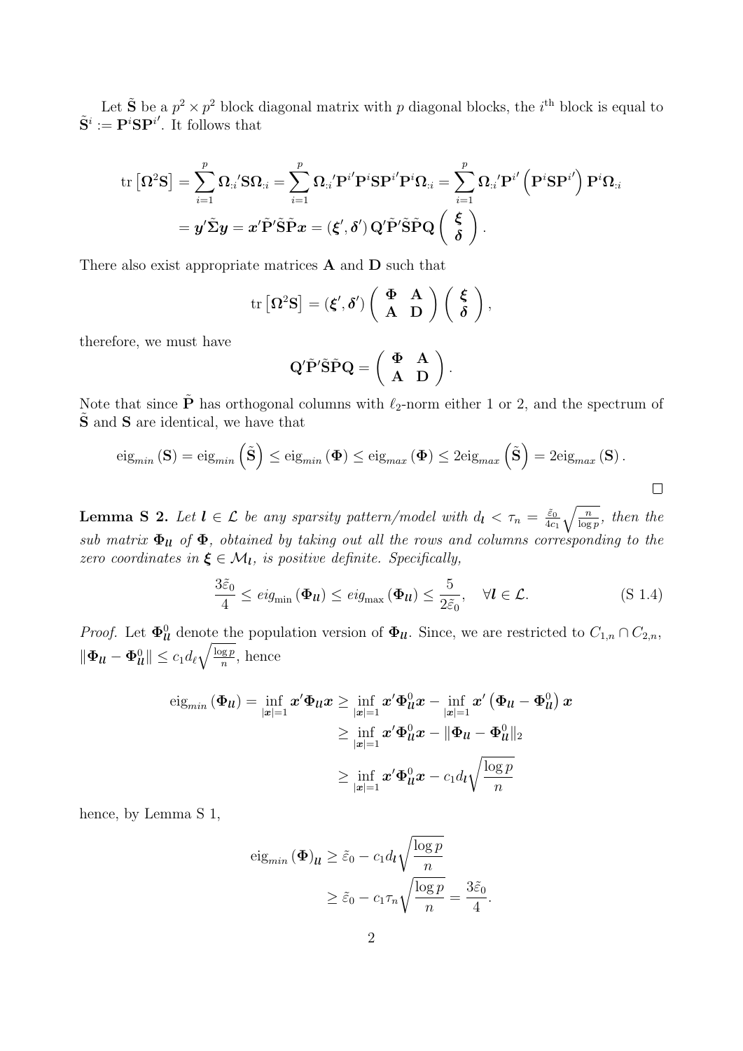Let $\tilde{\mathbf{S}}$ be a $p^2 \times p^2$ block diagonal matrix with $p$ diagonal blocks, the $i^{\text{th}}$ block is equal to $\tilde{\mathbf{S}}^i := \mathbf{P}^i\mathbf{S}\mathbf{P}^{i\prime}$. It follows that

$$
\begin{aligned}
\operatorname{tr}\left[\boldsymbol{\Omega}^2\mathbf{S}\right] &= \sum_{i=1}^{p} \boldsymbol{\Omega}_{:i}{}'\mathbf{S}\boldsymbol{\Omega}_{:i} = \sum_{i=1}^{p} \boldsymbol{\Omega}_{:i}{}'\mathbf{P}^{i\prime}\mathbf{P}^{i}\mathbf{S}\mathbf{P}^{i\prime}\mathbf{P}^{i}\boldsymbol{\Omega}_{:i} = \sum_{i=1}^{p} \boldsymbol{\Omega}_{:i}{}'\mathbf{P}^{i\prime}\left(\mathbf{P}^{i}\mathbf{S}\mathbf{P}^{i\prime}\right)\mathbf{P}^{i}\boldsymbol{\Omega}_{:i} \\
&= \boldsymbol{y}'\tilde{\boldsymbol{\Sigma}}\boldsymbol{y} = \boldsymbol{x}'\tilde{\mathbf{P}}'\tilde{\mathbf{S}}\tilde{\mathbf{P}}\boldsymbol{x} = (\boldsymbol{\xi}', \boldsymbol{\delta}')\,\mathbf{Q}'\tilde{\mathbf{P}}'\tilde{\mathbf{S}}\tilde{\mathbf{P}}\mathbf{Q}\begin{pmatrix} \boldsymbol{\xi} \\ \boldsymbol{\delta} \end{pmatrix}.
\end{aligned}
$$

There also exist appropriate matrices $\mathbf{A}$ and $\mathbf{D}$ such that

$$
\operatorname{tr}\left[\boldsymbol{\Omega}^2\mathbf{S}\right] = (\boldsymbol{\xi}', \boldsymbol{\delta}')\begin{pmatrix} \boldsymbol{\Phi} & \mathbf{A} \\ \mathbf{A} & \mathbf{D} \end{pmatrix}\begin{pmatrix} \boldsymbol{\xi} \\ \boldsymbol{\delta} \end{pmatrix},
$$

therefore, we must have

$$
\mathbf{Q}'\tilde{\mathbf{P}}'\tilde{\mathbf{S}}\tilde{\mathbf{P}}\mathbf{Q} = \begin{pmatrix} \boldsymbol{\Phi} & \mathbf{A} \\ \mathbf{A} & \mathbf{D} \end{pmatrix}.
$$

Note that since $\tilde{\mathbf{P}}$ has orthogonal columns with $\ell_2$-norm either 1 or 2, and the spectrum of $\tilde{\mathbf{S}}$ and $\mathbf{S}$ are identical, we have that

$$
\operatorname{eig}_{min}(\mathbf{S}) = \operatorname{eig}_{min}\left(\tilde{\mathbf{S}}\right) \leq \operatorname{eig}_{min}(\boldsymbol{\Phi}) \leq \operatorname{eig}_{max}(\boldsymbol{\Phi}) \leq 2\operatorname{eig}_{max}\left(\tilde{\mathbf{S}}\right) = 2\operatorname{eig}_{max}(\mathbf{S}).
$$

□

**Lemma S 2.** *Let $\boldsymbol{l} \in \mathcal{L}$ be any sparsity pattern/model with $d_{\boldsymbol{l}} < \tau_n = \frac{\tilde{\varepsilon}_0}{4c_1}\sqrt{\frac{n}{\log p}}$, then the sub matrix $\boldsymbol{\Phi}_{\boldsymbol{ll}}$ of $\boldsymbol{\Phi}$, obtained by taking out all the rows and columns corresponding to the zero coordinates in $\boldsymbol{\xi} \in \mathcal{M}_{\boldsymbol{l}}$, is positive definite. Specifically,*

$$
\frac{3\tilde{\varepsilon}_0}{4} \leq eig_{\min}(\boldsymbol{\Phi}_{\boldsymbol{ll}}) \leq eig_{\max}(\boldsymbol{\Phi}_{\boldsymbol{ll}}) \leq \frac{5}{2\tilde{\varepsilon}_0}, \quad \forall \boldsymbol{l} \in \mathcal{L}. \tag{S 1.4}
$$

*Proof.* Let $\boldsymbol{\Phi}_{\boldsymbol{ll}}^0$ denote the population version of $\boldsymbol{\Phi}_{\boldsymbol{ll}}$. Since, we are restricted to $C_{1,n} \cap C_{2,n}$, $\|\boldsymbol{\Phi}_{\boldsymbol{ll}} - \boldsymbol{\Phi}_{\boldsymbol{ll}}^0\| \leq c_1 d_\ell\sqrt{\frac{\log p}{n}}$, hence

$$
\begin{aligned}
\operatorname{eig}_{min}(\boldsymbol{\Phi}_{\boldsymbol{ll}}) = \inf_{|\boldsymbol{x}|=1} \boldsymbol{x}'\boldsymbol{\Phi}_{\boldsymbol{ll}}\boldsymbol{x} &\geq \inf_{|\boldsymbol{x}|=1} \boldsymbol{x}'\boldsymbol{\Phi}_{\boldsymbol{ll}}^0\boldsymbol{x} - \inf_{|\boldsymbol{x}|=1} \boldsymbol{x}'\left(\boldsymbol{\Phi}_{\boldsymbol{ll}} - \boldsymbol{\Phi}_{\boldsymbol{ll}}^0\right)\boldsymbol{x} \\
&\geq \inf_{|\boldsymbol{x}|=1} \boldsymbol{x}'\boldsymbol{\Phi}_{\boldsymbol{ll}}^0\boldsymbol{x} - \|\boldsymbol{\Phi}_{\boldsymbol{ll}} - \boldsymbol{\Phi}_{\boldsymbol{ll}}^0\|_2 \\
&\geq \inf_{|\boldsymbol{x}|=1} \boldsymbol{x}'\boldsymbol{\Phi}_{\boldsymbol{ll}}^0\boldsymbol{x} - c_1 d_{\boldsymbol{l}}\sqrt{\frac{\log p}{n}}
\end{aligned}
$$

hence, by Lemma S 1,

$$
\begin{aligned}
\operatorname{eig}_{min}(\boldsymbol{\Phi})_{\boldsymbol{ll}} &\geq \tilde{\varepsilon}_0 - c_1 d_{\boldsymbol{l}}\sqrt{\frac{\log p}{n}} \\
&\geq \tilde{\varepsilon}_0 - c_1\tau_n\sqrt{\frac{\log p}{n}} = \frac{3\tilde{\varepsilon}_0}{4}.
\end{aligned}
$$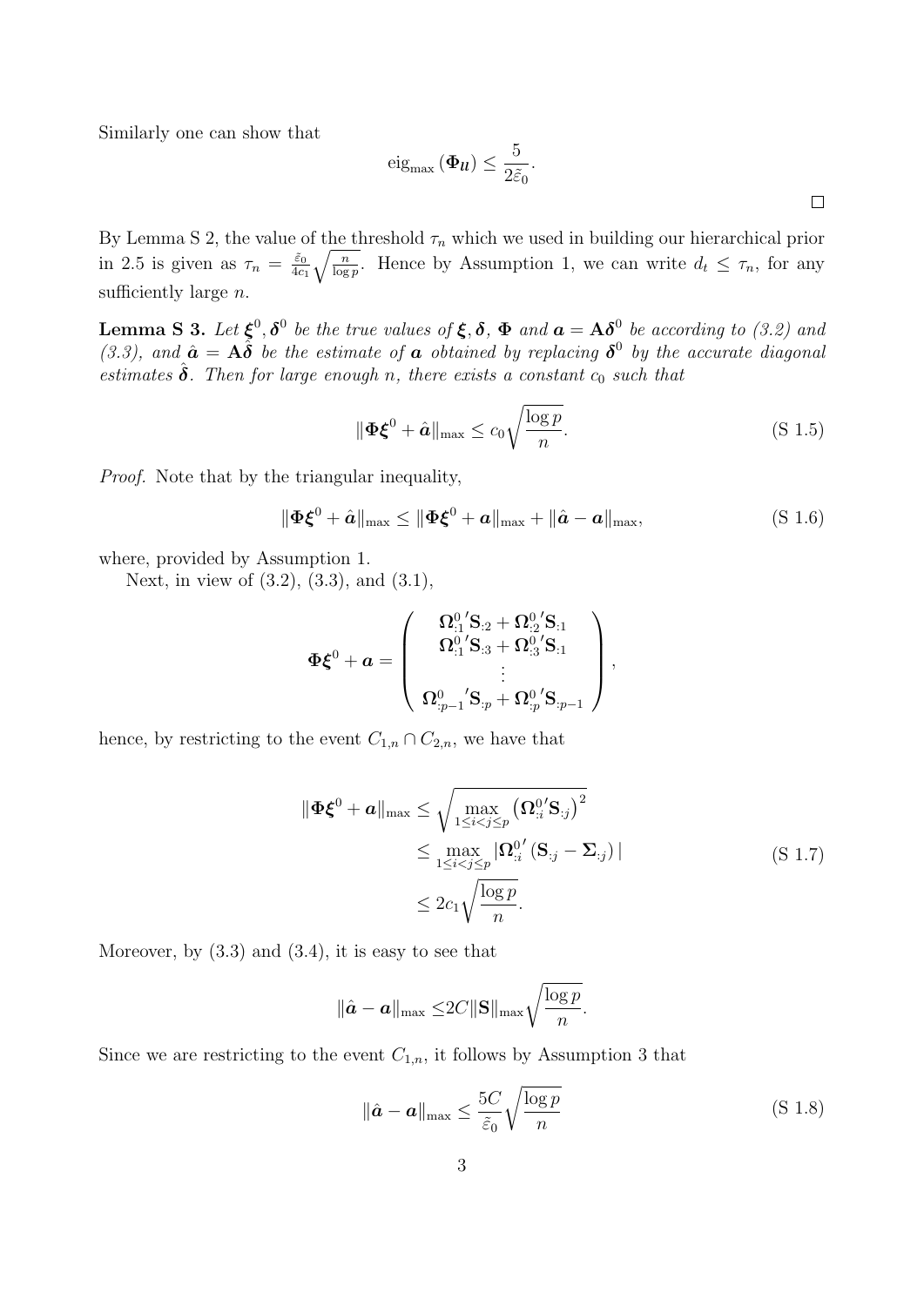Similarly one can show that

$$\text{eig}_{\max}\left(\mathbf{\Phi}_{\boldsymbol{U}}\right) \leq \frac{5}{2\tilde{\varepsilon}_0}.$$

□

By Lemma S 2, the value of the threshold $\tau_n$ which we used in building our hierarchical prior in 2.5 is given as $\tau_n = \frac{\tilde{\varepsilon}_0}{4c_1}\sqrt{\frac{n}{\log p}}$. Hence by Assumption 1, we can write $d_t \leq \tau_n$, for any sufficiently large $n$.

**Lemma S 3.** *Let $\boldsymbol{\xi}^0, \boldsymbol{\delta}^0$ be the true values of $\boldsymbol{\xi}, \boldsymbol{\delta}$, $\mathbf{\Phi}$ and $\boldsymbol{a} = \mathbf{A}\boldsymbol{\delta}^0$ be according to (3.2) and (3.3), and $\hat{\boldsymbol{a}} = \mathbf{A}\hat{\boldsymbol{\delta}}$ be the estimate of $\boldsymbol{a}$ obtained by replacing $\boldsymbol{\delta}^0$ by the accurate diagonal estimates $\hat{\boldsymbol{\delta}}$. Then for large enough $n$, there exists a constant $c_0$ such that*

$$\|\mathbf{\Phi}\boldsymbol{\xi}^0 + \hat{\boldsymbol{a}}\|_{\max} \leq c_0\sqrt{\frac{\log p}{n}}. \tag{S 1.5}$$

*Proof.* Note that by the triangular inequality,

$$\|\mathbf{\Phi}\boldsymbol{\xi}^0 + \hat{\boldsymbol{a}}\|_{\max} \leq \|\mathbf{\Phi}\boldsymbol{\xi}^0 + \boldsymbol{a}\|_{\max} + \|\hat{\boldsymbol{a}} - \boldsymbol{a}\|_{\max}, \tag{S 1.6}$$

where, provided by Assumption 1.

Next, in view of (3.2), (3.3), and (3.1),

$$\mathbf{\Phi}\boldsymbol{\xi}^0 + \boldsymbol{a} = \begin{pmatrix} \mathbf{\Omega}^{0\,\prime}_{:1}\mathbf{S}_{:2} + \mathbf{\Omega}^{0\,\prime}_{:2}\mathbf{S}_{:1} \\ \mathbf{\Omega}^{0\,\prime}_{:1}\mathbf{S}_{:3} + \mathbf{\Omega}^{0\,\prime}_{:3}\mathbf{S}_{:1} \\ \vdots \\ \mathbf{\Omega}^{0\,\prime}_{:p-1}\mathbf{S}_{:p} + \mathbf{\Omega}^{0\,\prime}_{:p}\mathbf{S}_{:p-1} \end{pmatrix},$$

hence, by restricting to the event $C_{1,n} \cap C_{2,n}$, we have that

$$\begin{aligned} \|\mathbf{\Phi}\boldsymbol{\xi}^0 + \boldsymbol{a}\|_{\max} &\leq \sqrt{\max_{1\leq i<j\leq p}\left(\mathbf{\Omega}^{0\,\prime}_{:i}\mathbf{S}_{:j}\right)^2} \\ &\leq \max_{1\leq i<j\leq p}|\mathbf{\Omega}^{0\,\prime}_{:i}\left(\mathbf{S}_{:j} - \mathbf{\Sigma}_{:j}\right)| \\ &\leq 2c_1\sqrt{\frac{\log p}{n}}. \end{aligned} \tag{S 1.7}$$

Moreover, by (3.3) and (3.4), it is easy to see that

$$\|\hat{\boldsymbol{a}} - \boldsymbol{a}\|_{\max} \leq 2C\|\mathbf{S}\|_{\max}\sqrt{\frac{\log p}{n}}.$$

Since we are restricting to the event $C_{1,n}$, it follows by Assumption 3 that

$$\|\hat{\boldsymbol{a}} - \boldsymbol{a}\|_{\max} \leq \frac{5C}{\tilde{\varepsilon}_0}\sqrt{\frac{\log p}{n}} \tag{S 1.8}$$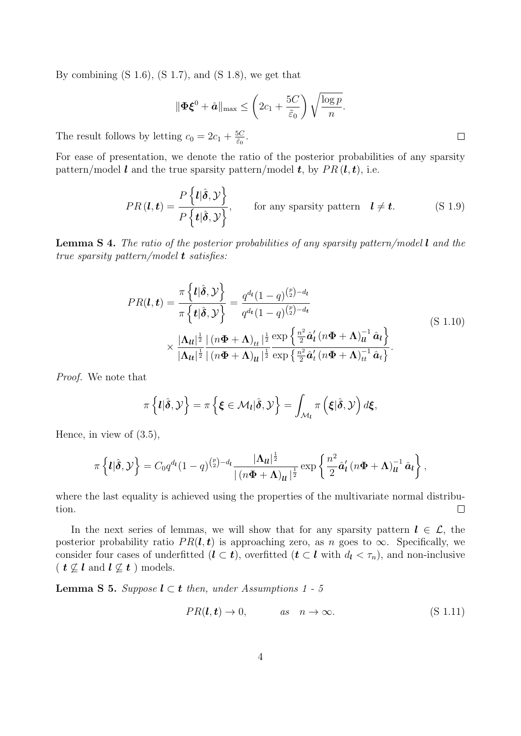By combining (S 1.6), (S 1.7), and (S 1.8), we get that

$$\|\boldsymbol{\Phi}\boldsymbol{\xi}^0 + \hat{\boldsymbol{a}}\|_{\max} \leq \left(2c_1 + \frac{5C}{\tilde{\varepsilon}_0}\right)\sqrt{\frac{\log p}{n}}.$$

The result follows by letting $c_0 = 2c_1 + \frac{5C}{\tilde{\varepsilon}_0}$. $\square$

For ease of presentation, we denote the ratio of the posterior probabilities of any sparsity pattern/model $\boldsymbol{l}$ and the true sparsity pattern/model $\boldsymbol{t}$, by $PR(\boldsymbol{l}, \boldsymbol{t})$, i.e.

$$PR(\boldsymbol{l}, \boldsymbol{t}) = \frac{P\left\{\boldsymbol{l}|\hat{\boldsymbol{\delta}}, \mathcal{Y}\right\}}{P\left\{\boldsymbol{t}|\hat{\boldsymbol{\delta}}, \mathcal{Y}\right\}}, \qquad \text{for any sparsity pattern} \quad \boldsymbol{l} \neq \boldsymbol{t}. \tag{S 1.9}$$

**Lemma S 4.** *The ratio of the posterior probabilities of any sparsity pattern/model $\boldsymbol{l}$ and the true sparsity pattern/model $\boldsymbol{t}$ satisfies:*

$$\begin{aligned} PR(\boldsymbol{l}, \boldsymbol{t}) = \frac{\pi\left\{\boldsymbol{l}|\hat{\boldsymbol{\delta}}, \mathcal{Y}\right\}}{\pi\left\{\boldsymbol{t}|\hat{\boldsymbol{\delta}}, \mathcal{Y}\right\}} &= \frac{q^{d_{\boldsymbol{l}}}(1-q)^{\binom{p}{2}-d_{\boldsymbol{l}}}}{q^{d_{\boldsymbol{t}}}(1-q)^{\binom{p}{2}-d_{\boldsymbol{t}}}} \\ &\times \frac{|\boldsymbol{\Lambda}_{\boldsymbol{ll}}|^{\frac{1}{2}}}{|\boldsymbol{\Lambda}_{\boldsymbol{lt}}|^{\frac{1}{2}}} \frac{|\left(n\boldsymbol{\Phi} + \boldsymbol{\Lambda}\right)_{\boldsymbol{tt}}|^{\frac{1}{2}}}{|\left(n\boldsymbol{\Phi} + \boldsymbol{\Lambda}\right)_{\boldsymbol{ll}}|^{\frac{1}{2}}} \frac{\exp\left\{\frac{n^2}{2}\hat{\boldsymbol{a}}_{\boldsymbol{l}}'\left(n\boldsymbol{\Phi} + \boldsymbol{\Lambda}\right)_{\boldsymbol{ll}}^{-1}\hat{\boldsymbol{a}}_{\boldsymbol{l}}\right\}}{\exp\left\{\frac{n^2}{2}\hat{\boldsymbol{a}}_t'\left(n\boldsymbol{\Phi} + \boldsymbol{\Lambda}\right)_{\boldsymbol{tt}}^{-1}\hat{\boldsymbol{a}}_t\right\}}. \end{aligned} \tag{S 1.10}$$

*Proof.* We note that

$$\pi\left\{\boldsymbol{l}|\hat{\boldsymbol{\delta}}, \mathcal{Y}\right\} = \pi\left\{\boldsymbol{\xi} \in \mathcal{M}_{\boldsymbol{l}}|\hat{\boldsymbol{\delta}}, \mathcal{Y}\right\} = \int_{\mathcal{M}_{\boldsymbol{l}}} \pi\left(\boldsymbol{\xi}|\hat{\boldsymbol{\delta}}, \mathcal{Y}\right) d\boldsymbol{\xi},$$

Hence, in view of (3.5),

$$\pi\left\{\boldsymbol{l}|\hat{\boldsymbol{\delta}}, \mathcal{Y}\right\} = C_0 q^{d_{\boldsymbol{l}}}(1-q)^{\binom{p}{2}-d_{\boldsymbol{l}}} \frac{|\boldsymbol{\Lambda}_{\boldsymbol{ll}}|^{\frac{1}{2}}}{|\left(n\boldsymbol{\Phi} + \boldsymbol{\Lambda}\right)_{\boldsymbol{ll}}|^{\frac{1}{2}}} \exp\left\{\frac{n^2}{2}\hat{\boldsymbol{a}}_{\boldsymbol{l}}'\left(n\boldsymbol{\Phi} + \boldsymbol{\Lambda}\right)_{\boldsymbol{ll}}^{-1}\hat{\boldsymbol{a}}_{\boldsymbol{l}}\right\},$$

where the last equality is achieved using the properties of the multivariate normal distribution. $\square$

In the next series of lemmas, we will show that for any sparsity pattern $\boldsymbol{l} \in \mathcal{L}$, the posterior probability ratio $PR(\boldsymbol{l}, \boldsymbol{t})$ is approaching zero, as $n$ goes to $\infty$. Specifically, we consider four cases of underfitted ($\boldsymbol{l} \subset \boldsymbol{t}$), overfitted ($\boldsymbol{t} \subset \boldsymbol{l}$ with $d_{\boldsymbol{l}} < \tau_n$), and non-inclusive ( $\boldsymbol{t} \not\subseteq \boldsymbol{l}$ and $\boldsymbol{l} \not\subseteq \boldsymbol{t}$ ) models.

**Lemma S 5.** *Suppose $\boldsymbol{l} \subset \boldsymbol{t}$ then, under Assumptions 1 - 5*

$$PR(\boldsymbol{l}, \boldsymbol{t}) \to 0, \qquad as \quad n \to \infty. \tag{S 1.11}$$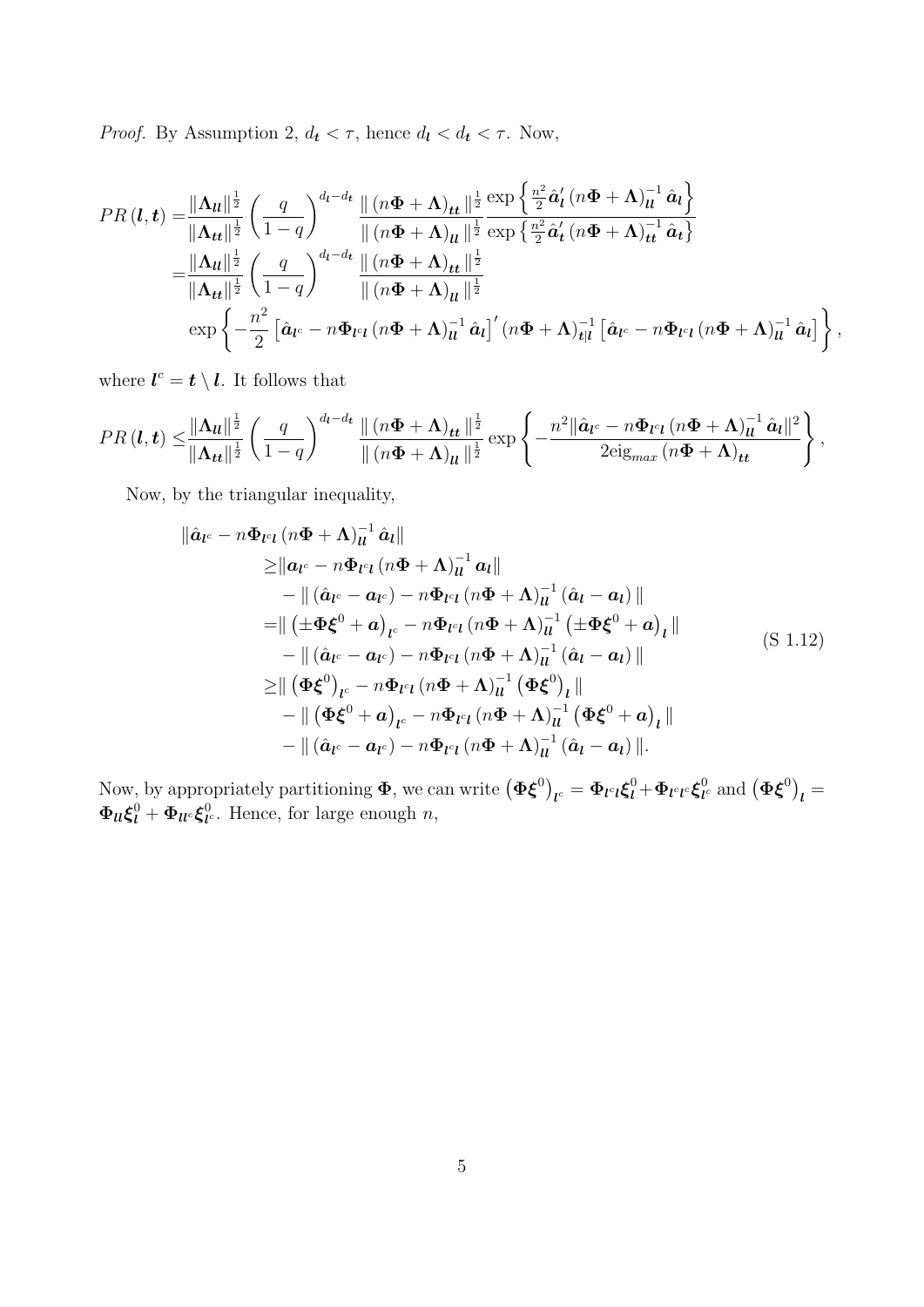*Proof.* By Assumption 2, $d_{\boldsymbol{t}} < \tau$, hence $d_{\boldsymbol{l}} < d_{\boldsymbol{t}} < \tau$. Now,

$$
\begin{aligned}
PR(\boldsymbol{l},\boldsymbol{t}) =& \frac{\|\boldsymbol{\Lambda}_{\boldsymbol{ll}}\|^{\frac{1}{2}}}{\|\boldsymbol{\Lambda}_{\boldsymbol{tt}}\|^{\frac{1}{2}}} \left(\frac{q}{1-q}\right)^{d_{\boldsymbol{l}}-d_{\boldsymbol{t}}} \frac{\|\left(n\boldsymbol{\Phi}+\boldsymbol{\Lambda}\right)_{\boldsymbol{tt}}\|^{\frac{1}{2}}}{\|\left(n\boldsymbol{\Phi}+\boldsymbol{\Lambda}\right)_{\boldsymbol{ll}}\|^{\frac{1}{2}}} \frac{\exp\left\{\frac{n^2}{2}\hat{\boldsymbol{a}}_{\boldsymbol{l}}'\left(n\boldsymbol{\Phi}+\boldsymbol{\Lambda}\right)_{\boldsymbol{ll}}^{-1}\hat{\boldsymbol{a}}_{\boldsymbol{l}}\right\}}{\exp\left\{\frac{n^2}{2}\hat{\boldsymbol{a}}_{\boldsymbol{t}}'\left(n\boldsymbol{\Phi}+\boldsymbol{\Lambda}\right)_{\boldsymbol{tt}}^{-1}\hat{\boldsymbol{a}}_{\boldsymbol{t}}\right\}} \\
=& \frac{\|\boldsymbol{\Lambda}_{\boldsymbol{ll}}\|^{\frac{1}{2}}}{\|\boldsymbol{\Lambda}_{\boldsymbol{tt}}\|^{\frac{1}{2}}} \left(\frac{q}{1-q}\right)^{d_{\boldsymbol{l}}-d_{\boldsymbol{t}}} \frac{\|\left(n\boldsymbol{\Phi}+\boldsymbol{\Lambda}\right)_{\boldsymbol{tt}}\|^{\frac{1}{2}}}{\|\left(n\boldsymbol{\Phi}+\boldsymbol{\Lambda}\right)_{\boldsymbol{ll}}\|^{\frac{1}{2}}} \\
& \exp\left\{-\frac{n^2}{2}\left[\hat{\boldsymbol{a}}_{\boldsymbol{l}^c} - n\boldsymbol{\Phi}_{\boldsymbol{l}^c\boldsymbol{l}}\left(n\boldsymbol{\Phi}+\boldsymbol{\Lambda}\right)_{\boldsymbol{ll}}^{-1}\hat{\boldsymbol{a}}_{\boldsymbol{l}}\right]'\left(n\boldsymbol{\Phi}+\boldsymbol{\Lambda}\right)_{\boldsymbol{t}|\boldsymbol{l}}^{-1}\left[\hat{\boldsymbol{a}}_{\boldsymbol{l}^c} - n\boldsymbol{\Phi}_{\boldsymbol{l}^c\boldsymbol{l}}\left(n\boldsymbol{\Phi}+\boldsymbol{\Lambda}\right)_{\boldsymbol{ll}}^{-1}\hat{\boldsymbol{a}}_{\boldsymbol{l}}\right]\right\},
\end{aligned}
$$

where $\boldsymbol{l}^c = \boldsymbol{t}\setminus\boldsymbol{l}$. It follows that

$$
PR(\boldsymbol{l},\boldsymbol{t}) \leq \frac{\|\boldsymbol{\Lambda}_{\boldsymbol{ll}}\|^{\frac{1}{2}}}{\|\boldsymbol{\Lambda}_{\boldsymbol{tt}}\|^{\frac{1}{2}}} \left(\frac{q}{1-q}\right)^{d_{\boldsymbol{l}}-d_{\boldsymbol{t}}} \frac{\|\left(n\boldsymbol{\Phi}+\boldsymbol{\Lambda}\right)_{\boldsymbol{tt}}\|^{\frac{1}{2}}}{\|\left(n\boldsymbol{\Phi}+\boldsymbol{\Lambda}\right)_{\boldsymbol{ll}}\|^{\frac{1}{2}}} \exp\left\{-\frac{n^2\|\hat{\boldsymbol{a}}_{\boldsymbol{l}^c} - n\boldsymbol{\Phi}_{\boldsymbol{l}^c\boldsymbol{l}}\left(n\boldsymbol{\Phi}+\boldsymbol{\Lambda}\right)_{\boldsymbol{ll}}^{-1}\hat{\boldsymbol{a}}_{\boldsymbol{l}}\|^2}{2\text{eig}_{max}\left(n\boldsymbol{\Phi}+\boldsymbol{\Lambda}\right)_{\boldsymbol{tt}}}\right\},
$$

Now, by the triangular inequality,

$$
\begin{aligned}
&\|\hat{\boldsymbol{a}}_{\boldsymbol{l}^c} - n\boldsymbol{\Phi}_{\boldsymbol{l}^c\boldsymbol{l}}\left(n\boldsymbol{\Phi}+\boldsymbol{\Lambda}\right)_{\boldsymbol{ll}}^{-1}\hat{\boldsymbol{a}}_{\boldsymbol{l}}\| \\
&\quad\geq \|\boldsymbol{a}_{\boldsymbol{l}^c} - n\boldsymbol{\Phi}_{\boldsymbol{l}^c\boldsymbol{l}}\left(n\boldsymbol{\Phi}+\boldsymbol{\Lambda}\right)_{\boldsymbol{ll}}^{-1}\boldsymbol{a}_{\boldsymbol{l}}\| \\
&\qquad - \|\left(\hat{\boldsymbol{a}}_{\boldsymbol{l}^c}-\boldsymbol{a}_{\boldsymbol{l}^c}\right) - n\boldsymbol{\Phi}_{\boldsymbol{l}^c\boldsymbol{l}}\left(n\boldsymbol{\Phi}+\boldsymbol{\Lambda}\right)_{\boldsymbol{ll}}^{-1}\left(\hat{\boldsymbol{a}}_{\boldsymbol{l}}-\boldsymbol{a}_{\boldsymbol{l}}\right)\| \\
&\quad= \|\left(\pm\boldsymbol{\Phi}\boldsymbol{\xi}^0+\boldsymbol{a}\right)_{\boldsymbol{l}^c} - n\boldsymbol{\Phi}_{\boldsymbol{l}^c\boldsymbol{l}}\left(n\boldsymbol{\Phi}+\boldsymbol{\Lambda}\right)_{\boldsymbol{ll}}^{-1}\left(\pm\boldsymbol{\Phi}\boldsymbol{\xi}^0+\boldsymbol{a}\right)_{\boldsymbol{l}}\| \\
&\qquad - \|\left(\hat{\boldsymbol{a}}_{\boldsymbol{l}^c}-\boldsymbol{a}_{\boldsymbol{l}^c}\right) - n\boldsymbol{\Phi}_{\boldsymbol{l}^c\boldsymbol{l}}\left(n\boldsymbol{\Phi}+\boldsymbol{\Lambda}\right)_{\boldsymbol{ll}}^{-1}\left(\hat{\boldsymbol{a}}_{\boldsymbol{l}}-\boldsymbol{a}_{\boldsymbol{l}}\right)\| \\
&\quad\geq \|\left(\boldsymbol{\Phi}\boldsymbol{\xi}^0\right)_{\boldsymbol{l}^c} - n\boldsymbol{\Phi}_{\boldsymbol{l}^c\boldsymbol{l}}\left(n\boldsymbol{\Phi}+\boldsymbol{\Lambda}\right)_{\boldsymbol{ll}}^{-1}\left(\boldsymbol{\Phi}\boldsymbol{\xi}^0\right)_{\boldsymbol{l}}\| \\
&\qquad - \|\left(\boldsymbol{\Phi}\boldsymbol{\xi}^0+\boldsymbol{a}\right)_{\boldsymbol{l}^c} - n\boldsymbol{\Phi}_{\boldsymbol{l}^c\boldsymbol{l}}\left(n\boldsymbol{\Phi}+\boldsymbol{\Lambda}\right)_{\boldsymbol{ll}}^{-1}\left(\boldsymbol{\Phi}\boldsymbol{\xi}^0+\boldsymbol{a}\right)_{\boldsymbol{l}}\| \\
&\qquad - \|\left(\hat{\boldsymbol{a}}_{\boldsymbol{l}^c}-\boldsymbol{a}_{\boldsymbol{l}^c}\right) - n\boldsymbol{\Phi}_{\boldsymbol{l}^c\boldsymbol{l}}\left(n\boldsymbol{\Phi}+\boldsymbol{\Lambda}\right)_{\boldsymbol{ll}}^{-1}\left(\hat{\boldsymbol{a}}_{\boldsymbol{l}}-\boldsymbol{a}_{\boldsymbol{l}}\right)\|.
\end{aligned}
\tag{S 1.12}
$$

Now, by appropriately partitioning $\boldsymbol{\Phi}$, we can write $\left(\boldsymbol{\Phi}\boldsymbol{\xi}^0\right)_{\boldsymbol{l}^c} = \boldsymbol{\Phi}_{\boldsymbol{l}^c\boldsymbol{l}}\boldsymbol{\xi}^0_{\boldsymbol{l}} + \boldsymbol{\Phi}_{\boldsymbol{l}^c\boldsymbol{l}^c}\boldsymbol{\xi}^0_{\boldsymbol{l}^c}$ and $\left(\boldsymbol{\Phi}\boldsymbol{\xi}^0\right)_{\boldsymbol{l}} = \boldsymbol{\Phi}_{\boldsymbol{ll}}\boldsymbol{\xi}^0_{\boldsymbol{l}} + \boldsymbol{\Phi}_{\boldsymbol{l}\boldsymbol{l}^c}\boldsymbol{\xi}^0_{\boldsymbol{l}^c}$. Hence, for large enough $n$,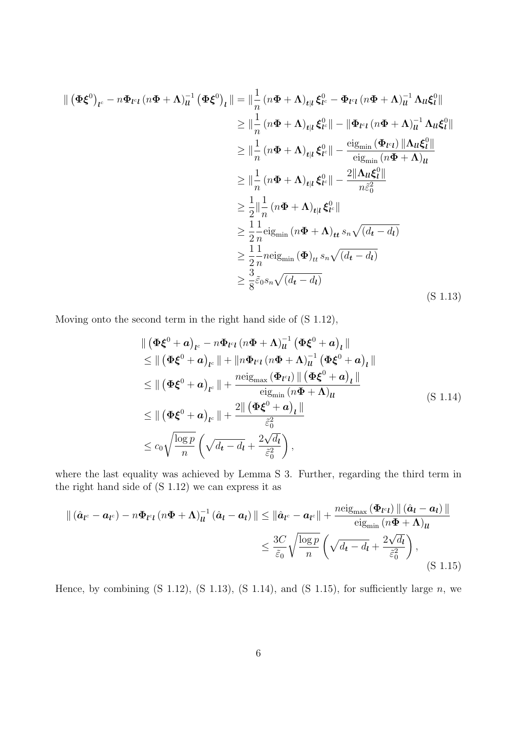$$
\begin{aligned}
\| \left(\boldsymbol{\Phi}\boldsymbol{\xi}^0\right)_{\boldsymbol{l}^c} - n\boldsymbol{\Phi}_{\boldsymbol{l}^c\boldsymbol{l}} \left(n\boldsymbol{\Phi}+\boldsymbol{\Lambda}\right)_{\boldsymbol{ll}}^{-1} \left(\boldsymbol{\Phi}\boldsymbol{\xi}^0\right)_{\boldsymbol{l}} \| &= \|\frac{1}{n}\left(n\boldsymbol{\Phi}+\boldsymbol{\Lambda}\right)_{\boldsymbol{t}|\boldsymbol{l}} \boldsymbol{\xi}^0_{\boldsymbol{l}^c} - \boldsymbol{\Phi}_{\boldsymbol{l}^c\boldsymbol{l}} \left(n\boldsymbol{\Phi}+\boldsymbol{\Lambda}\right)_{\boldsymbol{ll}}^{-1} \boldsymbol{\Lambda}_{\boldsymbol{ll}}\boldsymbol{\xi}^0_{\boldsymbol{l}}\| \\
&\geq \|\frac{1}{n}\left(n\boldsymbol{\Phi}+\boldsymbol{\Lambda}\right)_{\boldsymbol{t}|\boldsymbol{l}} \boldsymbol{\xi}^0_{\boldsymbol{l}^c}\| - \|\boldsymbol{\Phi}_{\boldsymbol{l}^c\boldsymbol{l}} \left(n\boldsymbol{\Phi}+\boldsymbol{\Lambda}\right)_{\boldsymbol{ll}}^{-1} \boldsymbol{\Lambda}_{\boldsymbol{ll}}\boldsymbol{\xi}^0_{\boldsymbol{l}}\| \\
&\geq \|\frac{1}{n}\left(n\boldsymbol{\Phi}+\boldsymbol{\Lambda}\right)_{\boldsymbol{t}|\boldsymbol{l}} \boldsymbol{\xi}^0_{\boldsymbol{l}^c}\| - \frac{\mathrm{eig}_{\min}\left(\boldsymbol{\Phi}_{\boldsymbol{l}^c\boldsymbol{l}}\right)\|\boldsymbol{\Lambda}_{\boldsymbol{ll}}\boldsymbol{\xi}^0_{\boldsymbol{l}}\|}{\mathrm{eig}_{\min}\left(n\boldsymbol{\Phi}+\boldsymbol{\Lambda}\right)_{\boldsymbol{ll}}} \\
&\geq \|\frac{1}{n}\left(n\boldsymbol{\Phi}+\boldsymbol{\Lambda}\right)_{\boldsymbol{t}|\boldsymbol{l}} \boldsymbol{\xi}^0_{\boldsymbol{l}^c}\| - \frac{2\|\boldsymbol{\Lambda}_{\boldsymbol{ll}}\boldsymbol{\xi}^0_{\boldsymbol{l}}\|}{n\tilde{\varepsilon}_0^2} \\
&\geq \frac{1}{2}\|\frac{1}{n}\left(n\boldsymbol{\Phi}+\boldsymbol{\Lambda}\right)_{\boldsymbol{t}|\boldsymbol{l}} \boldsymbol{\xi}^0_{\boldsymbol{l}^c}\| \\
&\geq \frac{1}{2}\frac{1}{n}\mathrm{eig}_{\min}\left(n\boldsymbol{\Phi}+\boldsymbol{\Lambda}\right)_{\boldsymbol{tt}} s_n\sqrt{(d_{\boldsymbol{t}}-d_{\boldsymbol{l}})} \\
&\geq \frac{1}{2}\frac{1}{n}n\mathrm{eig}_{\min}\left(\boldsymbol{\Phi}\right)_{tt} s_n\sqrt{(d_{\boldsymbol{t}}-d_{\boldsymbol{l}})} \\
&\geq \frac{3}{8}\tilde{\varepsilon}_0 s_n\sqrt{(d_{\boldsymbol{t}}-d_{\boldsymbol{l}})}
\end{aligned}
\tag{S 1.13}
$$

Moving onto the second term in the right hand side of (S 1.12),

$$
\begin{aligned}
&\| \left(\boldsymbol{\Phi}\boldsymbol{\xi}^0+\boldsymbol{a}\right)_{\boldsymbol{l}^c} - n\boldsymbol{\Phi}_{\boldsymbol{l}^c\boldsymbol{l}} \left(n\boldsymbol{\Phi}+\boldsymbol{\Lambda}\right)_{\boldsymbol{ll}}^{-1} \left(\boldsymbol{\Phi}\boldsymbol{\xi}^0+\boldsymbol{a}\right)_{\boldsymbol{l}} \| \\
&\leq \| \left(\boldsymbol{\Phi}\boldsymbol{\xi}^0+\boldsymbol{a}\right)_{\boldsymbol{l}^c} \| + \|n\boldsymbol{\Phi}_{\boldsymbol{l}^c\boldsymbol{l}} \left(n\boldsymbol{\Phi}+\boldsymbol{\Lambda}\right)_{\boldsymbol{ll}}^{-1} \left(\boldsymbol{\Phi}\boldsymbol{\xi}^0+\boldsymbol{a}\right)_{\boldsymbol{l}} \| \\
&\leq \| \left(\boldsymbol{\Phi}\boldsymbol{\xi}^0+\boldsymbol{a}\right)_{\boldsymbol{l}^c} \| + \frac{n\mathrm{eig}_{\max}\left(\boldsymbol{\Phi}_{\boldsymbol{l}^c\boldsymbol{l}}\right)\| \left(\boldsymbol{\Phi}\boldsymbol{\xi}^0+\boldsymbol{a}\right)_{\boldsymbol{l}} \|}{\mathrm{eig}_{\min}\left(n\boldsymbol{\Phi}+\boldsymbol{\Lambda}\right)_{\boldsymbol{ll}}} \\
&\leq \| \left(\boldsymbol{\Phi}\boldsymbol{\xi}^0+\boldsymbol{a}\right)_{\boldsymbol{l}^c} \| + \frac{2\| \left(\boldsymbol{\Phi}\boldsymbol{\xi}^0+\boldsymbol{a}\right)_{\boldsymbol{l}} \|}{\tilde{\varepsilon}_0^2} \\
&\leq c_0\sqrt{\frac{\log p}{n}}\left(\sqrt{d_{\boldsymbol{t}}-d_{\boldsymbol{l}}} + \frac{2\sqrt{d_{\boldsymbol{l}}}}{\tilde{\varepsilon}_0^2}\right),
\end{aligned}
\tag{S 1.14}
$$

where the last equality was achieved by Lemma S 3. Further, regarding the third term in the right hand side of (S 1.12) we can express it as

$$
\begin{aligned}
\| \left(\hat{\boldsymbol{a}}_{\boldsymbol{l}^c}-\boldsymbol{a}_{\boldsymbol{l}^c}\right) - n\boldsymbol{\Phi}_{\boldsymbol{l}^c\boldsymbol{l}} \left(n\boldsymbol{\Phi}+\boldsymbol{\Lambda}\right)_{\boldsymbol{ll}}^{-1} \left(\hat{\boldsymbol{a}}_{\boldsymbol{l}}-\boldsymbol{a}_{\boldsymbol{l}}\right) \| &\leq \|\hat{\boldsymbol{a}}_{\boldsymbol{l}^c}-\boldsymbol{a}_{\boldsymbol{l}^c}\| + \frac{n\mathrm{eig}_{\max}\left(\boldsymbol{\Phi}_{\boldsymbol{l}^c\boldsymbol{l}}\right)\| \left(\hat{\boldsymbol{a}}_{\boldsymbol{l}}-\boldsymbol{a}_{\boldsymbol{l}}\right) \|}{\mathrm{eig}_{\min}\left(n\boldsymbol{\Phi}+\boldsymbol{\Lambda}\right)_{\boldsymbol{ll}}} \\
&\leq \frac{3C}{\tilde{\varepsilon}_0}\sqrt{\frac{\log p}{n}}\left(\sqrt{d_{\boldsymbol{t}}-d_{\boldsymbol{l}}} + \frac{2\sqrt{d_{\boldsymbol{l}}}}{\tilde{\varepsilon}_0^2}\right),
\end{aligned}
\tag{S 1.15}
$$

Hence, by combining (S 1.12), (S 1.13), (S 1.14), and (S 1.15), for sufficiently large $n$, we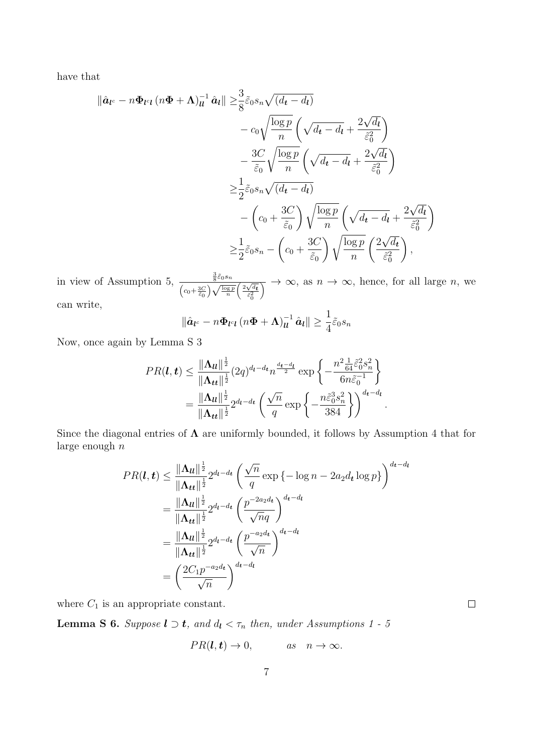have that

$$
\begin{aligned}
\left\|\hat{\boldsymbol{a}}_{\boldsymbol{l}^c} - n\boldsymbol{\Phi}_{\boldsymbol{l}^c\boldsymbol{l}}\left(n\boldsymbol{\Phi}+\boldsymbol{\Lambda}\right)^{-1}_{\boldsymbol{l}\boldsymbol{l}}\hat{\boldsymbol{a}}_{\boldsymbol{l}}\right\| \geq & \frac{3}{8}\tilde{\varepsilon}_0 s_n\sqrt{(d_{\boldsymbol{t}}-d_{\boldsymbol{l}})} \\
& - c_0\sqrt{\frac{\log p}{n}}\left(\sqrt{d_{\boldsymbol{t}}-d_{\boldsymbol{l}}}+\frac{2\sqrt{d_{\boldsymbol{l}}}}{\tilde{\varepsilon}_0^2}\right) \\
& - \frac{3C}{\tilde{\varepsilon}_0}\sqrt{\frac{\log p}{n}}\left(\sqrt{d_{\boldsymbol{t}}-d_{\boldsymbol{l}}}+\frac{2\sqrt{d_{\boldsymbol{l}}}}{\tilde{\varepsilon}_0^2}\right) \\
\geq & \frac{1}{2}\tilde{\varepsilon}_0 s_n\sqrt{(d_{\boldsymbol{t}}-d_{\boldsymbol{l}})} \\
& - \left(c_0+\frac{3C}{\tilde{\varepsilon}_0}\right)\sqrt{\frac{\log p}{n}}\left(\sqrt{d_{\boldsymbol{t}}-d_{\boldsymbol{l}}}+\frac{2\sqrt{d_{\boldsymbol{l}}}}{\tilde{\varepsilon}_0^2}\right) \\
\geq & \frac{1}{2}\tilde{\varepsilon}_0 s_n - \left(c_0+\frac{3C}{\tilde{\varepsilon}_0}\right)\sqrt{\frac{\log p}{n}}\left(\frac{2\sqrt{d_{\boldsymbol{t}}}}{\tilde{\varepsilon}_0^2}\right),
\end{aligned}
$$

in view of Assumption 5, $\frac{\frac{3}{8}\tilde{\varepsilon}_0 s_n}{\left(c_0+\frac{3C}{\tilde{\varepsilon}_0}\right)\sqrt{\frac{\log p}{n}}\left(\frac{2\sqrt{d_{\boldsymbol{t}}}}{\tilde{\varepsilon}_0^2}\right)} \to \infty$, as $n \to \infty$, hence, for all large $n$, we can write,

$$
\left\|\hat{\boldsymbol{a}}_{\boldsymbol{l}^c} - n\boldsymbol{\Phi}_{\boldsymbol{l}^c\boldsymbol{l}}\left(n\boldsymbol{\Phi}+\boldsymbol{\Lambda}\right)^{-1}_{\boldsymbol{l}\boldsymbol{l}}\hat{\boldsymbol{a}}_{\boldsymbol{l}}\right\| \geq \frac{1}{4}\tilde{\varepsilon}_0 s_n
$$

Now, once again by Lemma S 3

$$
\begin{aligned}
PR(\boldsymbol{l},\boldsymbol{t}) &\leq \frac{\|\boldsymbol{\Lambda}_{\boldsymbol{l}\boldsymbol{l}}\|^{\frac{1}{2}}}{\|\boldsymbol{\Lambda}_{\boldsymbol{t}\boldsymbol{t}}\|^{\frac{1}{2}}}(2q)^{d_{\boldsymbol{l}}-d_{\boldsymbol{t}}} n^{\frac{d_{\boldsymbol{t}}-d_{\boldsymbol{l}}}{2}} \exp\left\{-\frac{n^2\frac{1}{64}\tilde{\varepsilon}_0^2 s_n^2}{6n\tilde{\varepsilon}_0^{-1}}\right\} \\
&= \frac{\|\boldsymbol{\Lambda}_{\boldsymbol{l}\boldsymbol{l}}\|^{\frac{1}{2}}}{\|\boldsymbol{\Lambda}_{\boldsymbol{t}\boldsymbol{t}}\|^{\frac{1}{2}}} 2^{d_{\boldsymbol{l}}-d_{\boldsymbol{t}}}\left(\frac{\sqrt{n}}{q}\exp\left\{-\frac{n\tilde{\varepsilon}_0^3 s_n^2}{384}\right\}\right)^{d_{\boldsymbol{t}}-d_{\boldsymbol{l}}}.
\end{aligned}
$$

Since the diagonal entries of $\boldsymbol{\Lambda}$ are uniformly bounded, it follows by Assumption 4 that for large enough $n$

$$
\begin{aligned}
PR(\boldsymbol{l},\boldsymbol{t}) &\leq \frac{\|\boldsymbol{\Lambda}_{\boldsymbol{l}\boldsymbol{l}}\|^{\frac{1}{2}}}{\|\boldsymbol{\Lambda}_{\boldsymbol{t}\boldsymbol{t}}\|^{\frac{1}{2}}} 2^{d_{\boldsymbol{l}}-d_{\boldsymbol{t}}}\left(\frac{\sqrt{n}}{q}\exp\left\{-\log n - 2a_2 d_{\boldsymbol{t}}\log p\right\}\right)^{d_{\boldsymbol{t}}-d_{\boldsymbol{l}}} \\
&= \frac{\|\boldsymbol{\Lambda}_{\boldsymbol{l}\boldsymbol{l}}\|^{\frac{1}{2}}}{\|\boldsymbol{\Lambda}_{\boldsymbol{t}\boldsymbol{t}}\|^{\frac{1}{2}}} 2^{d_{\boldsymbol{l}}-d_{\boldsymbol{t}}}\left(\frac{p^{-2a_2 d_{\boldsymbol{t}}}}{\sqrt{n}q}\right)^{d_{\boldsymbol{t}}-d_{\boldsymbol{l}}} \\
&= \frac{\|\boldsymbol{\Lambda}_{\boldsymbol{l}\boldsymbol{l}}\|^{\frac{1}{2}}}{\|\boldsymbol{\Lambda}_{\boldsymbol{t}\boldsymbol{t}}\|^{\frac{1}{2}}} 2^{d_{\boldsymbol{l}}-d_{\boldsymbol{t}}}\left(\frac{p^{-a_2 d_{\boldsymbol{t}}}}{\sqrt{n}}\right)^{d_{\boldsymbol{t}}-d_{\boldsymbol{l}}} \\
&= \left(\frac{2C_1 p^{-a_2 d_{\boldsymbol{t}}}}{\sqrt{n}}\right)^{d_{\boldsymbol{t}}-d_{\boldsymbol{l}}}
\end{aligned}
$$

where $C_1$ is an appropriate constant. □

**Lemma S 6.** *Suppose $\boldsymbol{l} \supset \boldsymbol{t}$, and $d_{\boldsymbol{l}} < \tau_n$ then, under Assumptions 1 - 5*

$$
PR(\boldsymbol{l},\boldsymbol{t}) \to 0, \qquad as \quad n \to \infty.
$$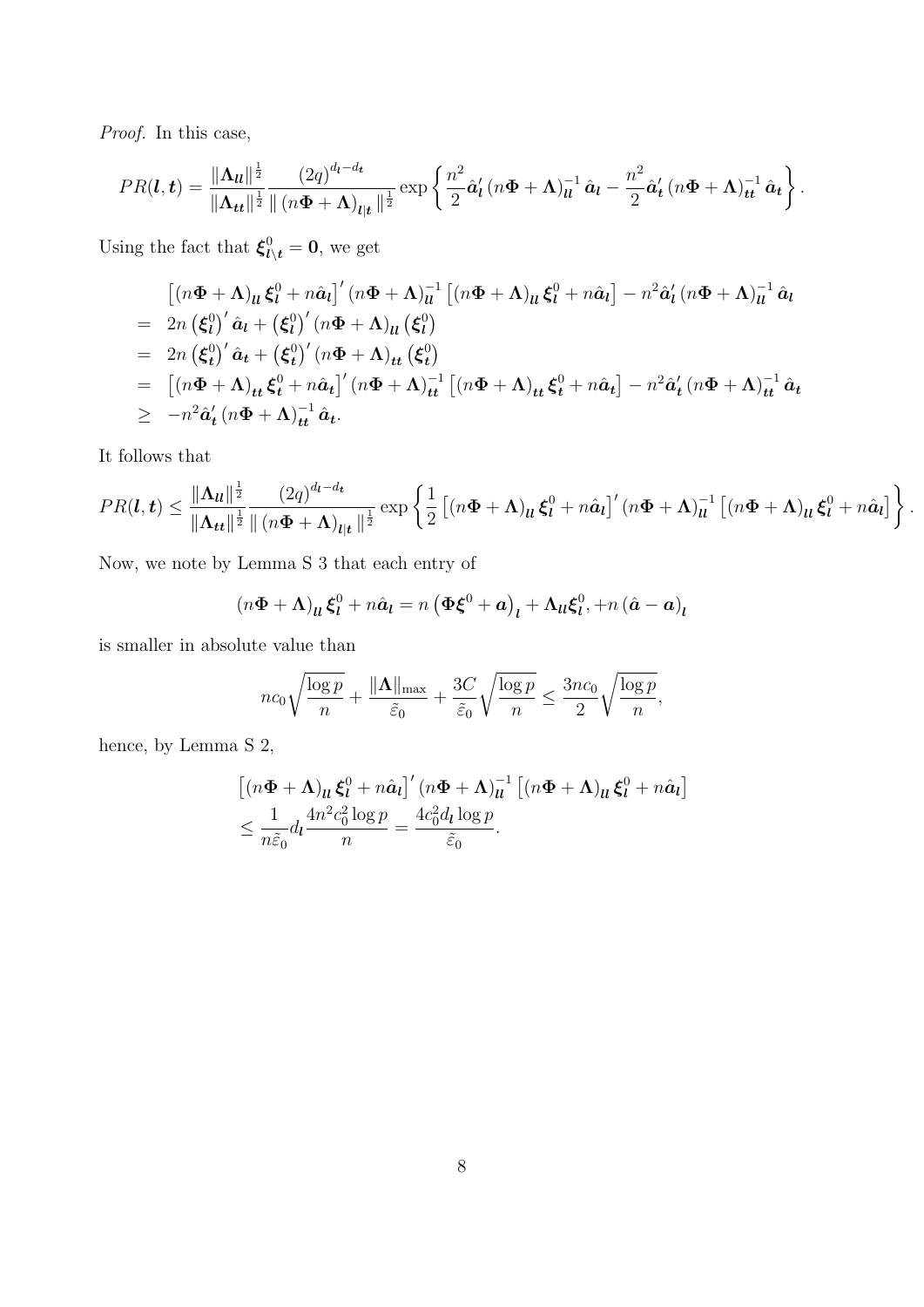*Proof.* In this case,

$$PR(\boldsymbol{l},\boldsymbol{t}) = \frac{\|\boldsymbol{\Lambda}_{\boldsymbol{l}\boldsymbol{l}}\|^{\frac{1}{2}}}{\|\boldsymbol{\Lambda}_{\boldsymbol{t}\boldsymbol{t}}\|^{\frac{1}{2}}} \frac{(2q)^{d_{\boldsymbol{l}}-d_{\boldsymbol{t}}}}{\|\left(n\boldsymbol{\Phi}+\boldsymbol{\Lambda}\right)_{\boldsymbol{l}|\boldsymbol{t}}\|^{\frac{1}{2}}} \exp\left\{ \frac{n^2}{2}\hat{\boldsymbol{a}}_{\boldsymbol{l}}'\left(n\boldsymbol{\Phi}+\boldsymbol{\Lambda}\right)_{\boldsymbol{l}\boldsymbol{l}}^{-1}\hat{\boldsymbol{a}}_{\boldsymbol{l}} - \frac{n^2}{2}\hat{\boldsymbol{a}}_{\boldsymbol{t}}'\left(n\boldsymbol{\Phi}+\boldsymbol{\Lambda}\right)_{\boldsymbol{t}\boldsymbol{t}}^{-1}\hat{\boldsymbol{a}}_{\boldsymbol{t}} \right\}.$$

Using the fact that $\boldsymbol{\xi}^0_{\boldsymbol{l}\setminus\boldsymbol{t}} = \mathbf{0}$, we get

$$\begin{aligned}
& \left[\left(n\boldsymbol{\Phi}+\boldsymbol{\Lambda}\right)_{\boldsymbol{l}\boldsymbol{l}}\boldsymbol{\xi}^0_{\boldsymbol{l}} + n\hat{\boldsymbol{a}}_{\boldsymbol{l}}\right]'\left(n\boldsymbol{\Phi}+\boldsymbol{\Lambda}\right)_{\boldsymbol{l}\boldsymbol{l}}^{-1}\left[\left(n\boldsymbol{\Phi}+\boldsymbol{\Lambda}\right)_{\boldsymbol{l}\boldsymbol{l}}\boldsymbol{\xi}^0_{\boldsymbol{l}} + n\hat{\boldsymbol{a}}_{\boldsymbol{l}}\right] - n^2\hat{\boldsymbol{a}}_{\boldsymbol{l}}'\left(n\boldsymbol{\Phi}+\boldsymbol{\Lambda}\right)_{\boldsymbol{l}\boldsymbol{l}}^{-1}\hat{\boldsymbol{a}}_{\boldsymbol{l}} \\
= \;& 2n\left(\boldsymbol{\xi}^0_{\boldsymbol{l}}\right)'\hat{\boldsymbol{a}}_{\boldsymbol{l}} + \left(\boldsymbol{\xi}^0_{\boldsymbol{l}}\right)'\left(n\boldsymbol{\Phi}+\boldsymbol{\Lambda}\right)_{\boldsymbol{l}\boldsymbol{l}}\left(\boldsymbol{\xi}^0_{\boldsymbol{l}}\right) \\
= \;& 2n\left(\boldsymbol{\xi}^0_{\boldsymbol{t}}\right)'\hat{\boldsymbol{a}}_{\boldsymbol{t}} + \left(\boldsymbol{\xi}^0_{\boldsymbol{t}}\right)'\left(n\boldsymbol{\Phi}+\boldsymbol{\Lambda}\right)_{\boldsymbol{t}\boldsymbol{t}}\left(\boldsymbol{\xi}^0_{\boldsymbol{t}}\right) \\
= \;& \left[\left(n\boldsymbol{\Phi}+\boldsymbol{\Lambda}\right)_{\boldsymbol{t}\boldsymbol{t}}\boldsymbol{\xi}^0_{\boldsymbol{t}} + n\hat{\boldsymbol{a}}_{\boldsymbol{t}}\right]'\left(n\boldsymbol{\Phi}+\boldsymbol{\Lambda}\right)_{\boldsymbol{t}\boldsymbol{t}}^{-1}\left[\left(n\boldsymbol{\Phi}+\boldsymbol{\Lambda}\right)_{\boldsymbol{t}\boldsymbol{t}}\boldsymbol{\xi}^0_{\boldsymbol{t}} + n\hat{\boldsymbol{a}}_{\boldsymbol{t}}\right] - n^2\hat{\boldsymbol{a}}_{\boldsymbol{t}}'\left(n\boldsymbol{\Phi}+\boldsymbol{\Lambda}\right)_{\boldsymbol{t}\boldsymbol{t}}^{-1}\hat{\boldsymbol{a}}_{\boldsymbol{t}} \\
\geq \;& -n^2\hat{\boldsymbol{a}}_{\boldsymbol{t}}'\left(n\boldsymbol{\Phi}+\boldsymbol{\Lambda}\right)_{\boldsymbol{t}\boldsymbol{t}}^{-1}\hat{\boldsymbol{a}}_{\boldsymbol{t}}.
\end{aligned}$$

It follows that

$$PR(\boldsymbol{l},\boldsymbol{t}) \leq \frac{\|\boldsymbol{\Lambda}_{\boldsymbol{l}\boldsymbol{l}}\|^{\frac{1}{2}}}{\|\boldsymbol{\Lambda}_{\boldsymbol{t}\boldsymbol{t}}\|^{\frac{1}{2}}} \frac{(2q)^{d_{\boldsymbol{l}}-d_{\boldsymbol{t}}}}{\|\left(n\boldsymbol{\Phi}+\boldsymbol{\Lambda}\right)_{\boldsymbol{l}|\boldsymbol{t}}\|^{\frac{1}{2}}} \exp\left\{ \frac{1}{2}\left[\left(n\boldsymbol{\Phi}+\boldsymbol{\Lambda}\right)_{\boldsymbol{l}\boldsymbol{l}}\boldsymbol{\xi}^0_{\boldsymbol{l}} + n\hat{\boldsymbol{a}}_{\boldsymbol{l}}\right]'\left(n\boldsymbol{\Phi}+\boldsymbol{\Lambda}\right)_{\boldsymbol{l}\boldsymbol{l}}^{-1}\left[\left(n\boldsymbol{\Phi}+\boldsymbol{\Lambda}\right)_{\boldsymbol{l}\boldsymbol{l}}\boldsymbol{\xi}^0_{\boldsymbol{l}} + n\hat{\boldsymbol{a}}_{\boldsymbol{l}}\right] \right\}.$$

Now, we note by Lemma S 3 that each entry of

$$\left(n\boldsymbol{\Phi}+\boldsymbol{\Lambda}\right)_{\boldsymbol{l}\boldsymbol{l}}\boldsymbol{\xi}^0_{\boldsymbol{l}} + n\hat{\boldsymbol{a}}_{\boldsymbol{l}} = n\left(\boldsymbol{\Phi}\boldsymbol{\xi}^0 + \boldsymbol{a}\right)_{\boldsymbol{l}} + \boldsymbol{\Lambda}_{\boldsymbol{l}\boldsymbol{l}}\boldsymbol{\xi}^0_{\boldsymbol{l}}, + n\left(\hat{\boldsymbol{a}} - \boldsymbol{a}\right)_{\boldsymbol{l}}$$

is smaller in absolute value than

$$nc_0\sqrt{\frac{\log p}{n}} + \frac{\|\boldsymbol{\Lambda}\|_{\max}}{\tilde{\varepsilon}_0} + \frac{3C}{\tilde{\varepsilon}_0}\sqrt{\frac{\log p}{n}} \leq \frac{3nc_0}{2}\sqrt{\frac{\log p}{n}},$$

hence, by Lemma S 2,

$$\begin{aligned}
& \left[\left(n\boldsymbol{\Phi}+\boldsymbol{\Lambda}\right)_{\boldsymbol{l}\boldsymbol{l}}\boldsymbol{\xi}^0_{\boldsymbol{l}} + n\hat{\boldsymbol{a}}_{\boldsymbol{l}}\right]'\left(n\boldsymbol{\Phi}+\boldsymbol{\Lambda}\right)_{\boldsymbol{l}\boldsymbol{l}}^{-1}\left[\left(n\boldsymbol{\Phi}+\boldsymbol{\Lambda}\right)_{\boldsymbol{l}\boldsymbol{l}}\boldsymbol{\xi}^0_{\boldsymbol{l}} + n\hat{\boldsymbol{a}}_{\boldsymbol{l}}\right] \\
& \leq \frac{1}{n\tilde{\varepsilon}_0} d_{\boldsymbol{l}} \frac{4n^2c_0^2\log p}{n} = \frac{4c_0^2 d_{\boldsymbol{l}}\log p}{\tilde{\varepsilon}_0}.
\end{aligned}$$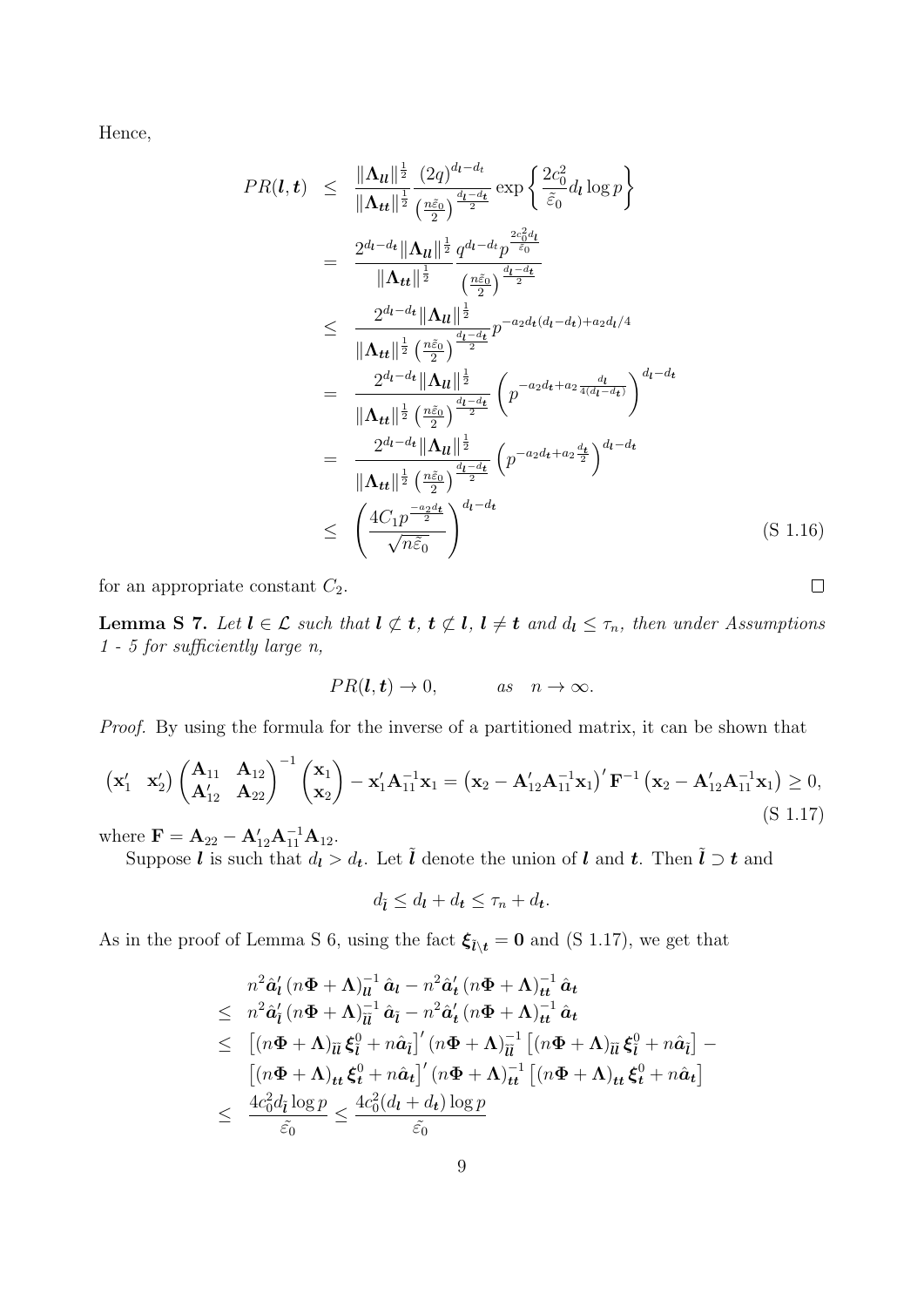Hence,

$$
\begin{aligned}
PR(\boldsymbol{l},\boldsymbol{t}) &\leq \frac{\|\boldsymbol{\Lambda}_{\boldsymbol{ll}}\|^{\frac{1}{2}}}{\|\boldsymbol{\Lambda}_{\boldsymbol{tt}}\|^{\frac{1}{2}}} \frac{(2q)^{d_{\boldsymbol{l}}-d_{\boldsymbol{t}}}}{\left(\frac{n\tilde{\varepsilon}_0}{2}\right)^{\frac{d_{\boldsymbol{l}}-d_{\boldsymbol{t}}}{2}}} \exp\left\{\frac{2c_0^2}{\tilde{\varepsilon}_0} d_{\boldsymbol{l}} \log p\right\} \\
&= \frac{2^{d_{\boldsymbol{l}}-d_{\boldsymbol{t}}}\|\boldsymbol{\Lambda}_{\boldsymbol{ll}}\|^{\frac{1}{2}}}{\|\boldsymbol{\Lambda}_{\boldsymbol{tt}}\|^{\frac{1}{2}}} \frac{q^{d_{\boldsymbol{l}}-d_{\boldsymbol{t}}} p^{\frac{2c_0^2 d_{\boldsymbol{l}}}{\tilde{\varepsilon}_0}}}{\left(\frac{n\tilde{\varepsilon}_0}{2}\right)^{\frac{d_{\boldsymbol{l}}-d_{\boldsymbol{t}}}{2}}} \\
&\leq \frac{2^{d_{\boldsymbol{l}}-d_{\boldsymbol{t}}}\|\boldsymbol{\Lambda}_{\boldsymbol{ll}}\|^{\frac{1}{2}}}{\|\boldsymbol{\Lambda}_{\boldsymbol{tt}}\|^{\frac{1}{2}}\left(\frac{n\tilde{\varepsilon}_0}{2}\right)^{\frac{d_{\boldsymbol{l}}-d_{\boldsymbol{t}}}{2}}} p^{-a_2 d_{\boldsymbol{t}}(d_{\boldsymbol{l}}-d_{\boldsymbol{t}})+a_2 d_{\boldsymbol{l}}/4} \\
&= \frac{2^{d_{\boldsymbol{l}}-d_{\boldsymbol{t}}}\|\boldsymbol{\Lambda}_{\boldsymbol{ll}}\|^{\frac{1}{2}}}{\|\boldsymbol{\Lambda}_{\boldsymbol{tt}}\|^{\frac{1}{2}}\left(\frac{n\tilde{\varepsilon}_0}{2}\right)^{\frac{d_{\boldsymbol{l}}-d_{\boldsymbol{t}}}{2}}} \left(p^{-a_2 d_{\boldsymbol{t}}+a_2\frac{d_{\boldsymbol{l}}}{4(d_{\boldsymbol{l}}-d_{\boldsymbol{t}})}}\right)^{d_{\boldsymbol{l}}-d_{\boldsymbol{t}}} \\
&= \frac{2^{d_{\boldsymbol{l}}-d_{\boldsymbol{t}}}\|\boldsymbol{\Lambda}_{\boldsymbol{ll}}\|^{\frac{1}{2}}}{\|\boldsymbol{\Lambda}_{\boldsymbol{tt}}\|^{\frac{1}{2}}\left(\frac{n\tilde{\varepsilon}_0}{2}\right)^{\frac{d_{\boldsymbol{l}}-d_{\boldsymbol{t}}}{2}}} \left(p^{-a_2 d_{\boldsymbol{t}}+a_2\frac{d_{\boldsymbol{t}}}{2}}\right)^{d_{\boldsymbol{l}}-d_{\boldsymbol{t}}} \\
&\leq \left(\frac{4C_1 p^{\frac{-a_2 d_{\boldsymbol{t}}}{2}}}{\sqrt{n\tilde{\varepsilon}_0}}\right)^{d_{\boldsymbol{l}}-d_{\boldsymbol{t}}}
\end{aligned}
\tag{S 1.16}
$$

for an appropriate constant $C_2$. ∎

**Lemma S 7.** *Let $\boldsymbol{l} \in \mathcal{L}$ such that $\boldsymbol{l} \not\subset \boldsymbol{t}$, $\boldsymbol{t} \not\subset \boldsymbol{l}$, $\boldsymbol{l} \neq \boldsymbol{t}$ and $d_{\boldsymbol{l}} \leq \tau_n$, then under Assumptions 1 - 5 for sufficiently large n,*

$$
PR(\boldsymbol{l},\boldsymbol{t}) \to 0, \qquad as \quad n \to \infty.
$$

*Proof.* By using the formula for the inverse of a partitioned matrix, it can be shown that

$$
\begin{pmatrix}\mathbf{x}_1' & \mathbf{x}_2'\end{pmatrix}\begin{pmatrix}\mathbf{A}_{11} & \mathbf{A}_{12}\\ \mathbf{A}_{12}' & \mathbf{A}_{22}\end{pmatrix}^{-1}\begin{pmatrix}\mathbf{x}_1\\ \mathbf{x}_2\end{pmatrix} - \mathbf{x}_1'\mathbf{A}_{11}^{-1}\mathbf{x}_1 = \left(\mathbf{x}_2 - \mathbf{A}_{12}'\mathbf{A}_{11}^{-1}\mathbf{x}_1\right)'\mathbf{F}^{-1}\left(\mathbf{x}_2 - \mathbf{A}_{12}'\mathbf{A}_{11}^{-1}\mathbf{x}_1\right) \geq 0,
\tag{S 1.17}
$$

where $\mathbf{F} = \mathbf{A}_{22} - \mathbf{A}_{12}'\mathbf{A}_{11}^{-1}\mathbf{A}_{12}$.

Suppose $\boldsymbol{l}$ is such that $d_{\boldsymbol{l}} > d_{\boldsymbol{t}}$. Let $\tilde{\boldsymbol{l}}$ denote the union of $\boldsymbol{l}$ and $\boldsymbol{t}$. Then $\tilde{\boldsymbol{l}} \supset \boldsymbol{t}$ and

$$
d_{\tilde{\boldsymbol{l}}} \leq d_{\boldsymbol{l}} + d_{\boldsymbol{t}} \leq \tau_n + d_{\boldsymbol{t}}.
$$

As in the proof of Lemma S 6, using the fact $\boldsymbol{\xi}_{\tilde{\boldsymbol{l}}\setminus\boldsymbol{t}} = \mathbf{0}$ and (S 1.17), we get that

$$
\begin{aligned}
& n^2\hat{\boldsymbol{a}}_{\boldsymbol{l}}'\left(n\boldsymbol{\Phi}+\boldsymbol{\Lambda}\right)_{\boldsymbol{ll}}^{-1}\hat{\boldsymbol{a}}_{\boldsymbol{l}} - n^2\hat{\boldsymbol{a}}_{\boldsymbol{t}}'\left(n\boldsymbol{\Phi}+\boldsymbol{\Lambda}\right)_{\boldsymbol{tt}}^{-1}\hat{\boldsymbol{a}}_{\boldsymbol{t}} \\
\leq\ & n^2\hat{\boldsymbol{a}}_{\tilde{\boldsymbol{l}}}'\left(n\boldsymbol{\Phi}+\boldsymbol{\Lambda}\right)_{\tilde{\boldsymbol{l}}\tilde{\boldsymbol{l}}}^{-1}\hat{\boldsymbol{a}}_{\tilde{\boldsymbol{l}}} - n^2\hat{\boldsymbol{a}}_{\boldsymbol{t}}'\left(n\boldsymbol{\Phi}+\boldsymbol{\Lambda}\right)_{\boldsymbol{tt}}^{-1}\hat{\boldsymbol{a}}_{\boldsymbol{t}} \\
\leq\ & \left[\left(n\boldsymbol{\Phi}+\boldsymbol{\Lambda}\right)_{\tilde{\boldsymbol{l}}\tilde{\boldsymbol{l}}}\boldsymbol{\xi}_{\tilde{\boldsymbol{l}}}^0 + n\hat{\boldsymbol{a}}_{\tilde{\boldsymbol{l}}}\right]'\left(n\boldsymbol{\Phi}+\boldsymbol{\Lambda}\right)_{\tilde{\boldsymbol{l}}\tilde{\boldsymbol{l}}}^{-1}\left[\left(n\boldsymbol{\Phi}+\boldsymbol{\Lambda}\right)_{\tilde{\boldsymbol{l}}\tilde{\boldsymbol{l}}}\boldsymbol{\xi}_{\tilde{\boldsymbol{l}}}^0 + n\hat{\boldsymbol{a}}_{\tilde{\boldsymbol{l}}}\right] - \\
& \left[\left(n\boldsymbol{\Phi}+\boldsymbol{\Lambda}\right)_{\boldsymbol{tt}}\boldsymbol{\xi}_{\boldsymbol{t}}^0 + n\hat{\boldsymbol{a}}_{\boldsymbol{t}}\right]'\left(n\boldsymbol{\Phi}+\boldsymbol{\Lambda}\right)_{\boldsymbol{tt}}^{-1}\left[\left(n\boldsymbol{\Phi}+\boldsymbol{\Lambda}\right)_{\boldsymbol{tt}}\boldsymbol{\xi}_{\boldsymbol{t}}^0 + n\hat{\boldsymbol{a}}_{\boldsymbol{t}}\right] \\
\leq\ & \frac{4c_0^2 d_{\tilde{\boldsymbol{l}}}\log p}{\tilde{\varepsilon}_0} \leq \frac{4c_0^2(d_{\boldsymbol{l}}+d_{\boldsymbol{t}})\log p}{\tilde{\varepsilon}_0}
\end{aligned}
$$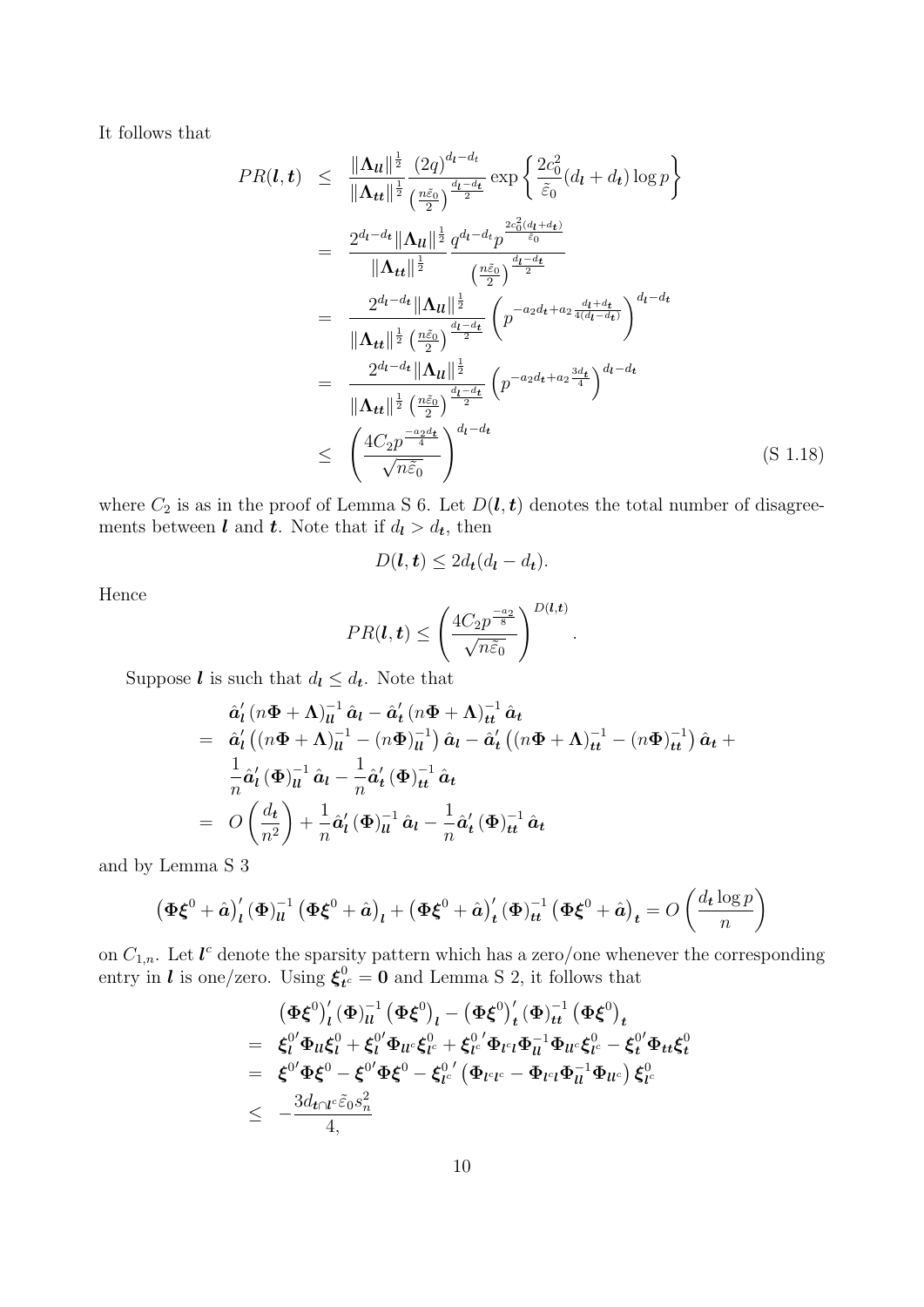It follows that

$$
\begin{aligned}
PR(\boldsymbol{l},\boldsymbol{t}) &\leq \frac{\|\boldsymbol{\Lambda}_{\boldsymbol{ll}}\|^{\frac{1}{2}}}{\|\boldsymbol{\Lambda}_{\boldsymbol{tt}}\|^{\frac{1}{2}}} \frac{(2q)^{d_{\boldsymbol{l}}-d_{\boldsymbol{t}}}}{\left(\frac{n\tilde{\varepsilon}_0}{2}\right)^{\frac{d_{\boldsymbol{l}}-d_{\boldsymbol{t}}}{2}}} \exp\left\{\frac{2c_0^2}{\tilde{\varepsilon}_0}(d_{\boldsymbol{l}}+d_{\boldsymbol{t}})\log p\right\} \\
&= \frac{2^{d_{\boldsymbol{l}}-d_{\boldsymbol{t}}}\|\boldsymbol{\Lambda}_{\boldsymbol{ll}}\|^{\frac{1}{2}}}{\|\boldsymbol{\Lambda}_{\boldsymbol{tt}}\|^{\frac{1}{2}}} \frac{q^{d_{\boldsymbol{l}}-d_{\boldsymbol{t}}} p^{\frac{2c_0^2(d_{\boldsymbol{l}}+d_{\boldsymbol{t}})}{\tilde{\varepsilon}_0}}}{\left(\frac{n\tilde{\varepsilon}_0}{2}\right)^{\frac{d_{\boldsymbol{l}}-d_{\boldsymbol{t}}}{2}}} \\
&= \frac{2^{d_{\boldsymbol{l}}-d_{\boldsymbol{t}}}\|\boldsymbol{\Lambda}_{\boldsymbol{ll}}\|^{\frac{1}{2}}}{\|\boldsymbol{\Lambda}_{\boldsymbol{tt}}\|^{\frac{1}{2}}\left(\frac{n\tilde{\varepsilon}_0}{2}\right)^{\frac{d_{\boldsymbol{l}}-d_{\boldsymbol{t}}}{2}}} \left(p^{-a_2 d_{\boldsymbol{t}} + a_2 \frac{d_{\boldsymbol{l}}+d_{\boldsymbol{t}}}{4(d_{\boldsymbol{l}}-d_{\boldsymbol{t}})}}\right)^{d_{\boldsymbol{l}}-d_{\boldsymbol{t}}} \\
&= \frac{2^{d_{\boldsymbol{l}}-d_{\boldsymbol{t}}}\|\boldsymbol{\Lambda}_{\boldsymbol{ll}}\|^{\frac{1}{2}}}{\|\boldsymbol{\Lambda}_{\boldsymbol{tt}}\|^{\frac{1}{2}}\left(\frac{n\tilde{\varepsilon}_0}{2}\right)^{\frac{d_{\boldsymbol{l}}-d_{\boldsymbol{t}}}{2}}} \left(p^{-a_2 d_{\boldsymbol{t}} + a_2 \frac{3d_{\boldsymbol{t}}}{4}}\right)^{d_{\boldsymbol{l}}-d_{\boldsymbol{t}}} \\
&\leq \left(\frac{4C_2 p^{\frac{-a_2 d_{\boldsymbol{t}}}{4}}}{\sqrt{n\tilde{\varepsilon}_0}}\right)^{d_{\boldsymbol{l}}-d_{\boldsymbol{t}}} \qquad \text{(S 1.18)}
\end{aligned}
$$

where $C_2$ is as in the proof of Lemma S 6. Let $D(\boldsymbol{l},\boldsymbol{t})$ denotes the total number of disagreements between $\boldsymbol{l}$ and $\boldsymbol{t}$. Note that if $d_{\boldsymbol{l}} > d_{\boldsymbol{t}}$, then

$$
D(\boldsymbol{l},\boldsymbol{t}) \leq 2d_{\boldsymbol{t}}(d_{\boldsymbol{l}}-d_{\boldsymbol{t}}).
$$

Hence

$$
PR(\boldsymbol{l},\boldsymbol{t}) \leq \left(\frac{4C_2 p^{\frac{-a_2}{8}}}{\sqrt{n\tilde{\varepsilon}_0}}\right)^{D(\boldsymbol{l},\boldsymbol{t})}.
$$

Suppose $\boldsymbol{l}$ is such that $d_{\boldsymbol{l}} \leq d_{\boldsymbol{t}}$. Note that

$$
\begin{aligned}
& \hat{\boldsymbol{a}}_{\boldsymbol{l}}'\left(n\boldsymbol{\Phi}+\boldsymbol{\Lambda}\right)^{-1}_{\boldsymbol{ll}}\hat{\boldsymbol{a}}_{\boldsymbol{l}} - \hat{\boldsymbol{a}}_{\boldsymbol{t}}'\left(n\boldsymbol{\Phi}+\boldsymbol{\Lambda}\right)^{-1}_{\boldsymbol{tt}}\hat{\boldsymbol{a}}_{\boldsymbol{t}} \\
=\ & \hat{\boldsymbol{a}}_{\boldsymbol{l}}'\left(\left(n\boldsymbol{\Phi}+\boldsymbol{\Lambda}\right)^{-1}_{\boldsymbol{ll}} - \left(n\boldsymbol{\Phi}\right)^{-1}_{\boldsymbol{ll}}\right)\hat{\boldsymbol{a}}_{\boldsymbol{l}} - \hat{\boldsymbol{a}}_{\boldsymbol{t}}'\left(\left(n\boldsymbol{\Phi}+\boldsymbol{\Lambda}\right)^{-1}_{\boldsymbol{tt}} - \left(n\boldsymbol{\Phi}\right)^{-1}_{\boldsymbol{tt}}\right)\hat{\boldsymbol{a}}_{\boldsymbol{t}} + \\
& \frac{1}{n}\hat{\boldsymbol{a}}_{\boldsymbol{l}}'\left(\boldsymbol{\Phi}\right)^{-1}_{\boldsymbol{ll}}\hat{\boldsymbol{a}}_{\boldsymbol{l}} - \frac{1}{n}\hat{\boldsymbol{a}}_{\boldsymbol{t}}'\left(\boldsymbol{\Phi}\right)^{-1}_{\boldsymbol{tt}}\hat{\boldsymbol{a}}_{\boldsymbol{t}} \\
=\ & O\left(\frac{d_{\boldsymbol{t}}}{n^2}\right) + \frac{1}{n}\hat{\boldsymbol{a}}_{\boldsymbol{l}}'\left(\boldsymbol{\Phi}\right)^{-1}_{\boldsymbol{ll}}\hat{\boldsymbol{a}}_{\boldsymbol{l}} - \frac{1}{n}\hat{\boldsymbol{a}}_{\boldsymbol{t}}'\left(\boldsymbol{\Phi}\right)^{-1}_{\boldsymbol{tt}}\hat{\boldsymbol{a}}_{\boldsymbol{t}}
\end{aligned}
$$

and by Lemma S 3

$$
\left(\boldsymbol{\Phi}\boldsymbol{\xi}^0+\hat{\boldsymbol{a}}\right)_{\boldsymbol{l}}'\left(\boldsymbol{\Phi}\right)^{-1}_{\boldsymbol{ll}}\left(\boldsymbol{\Phi}\boldsymbol{\xi}^0+\hat{\boldsymbol{a}}\right)_{\boldsymbol{l}} + \left(\boldsymbol{\Phi}\boldsymbol{\xi}^0+\hat{\boldsymbol{a}}\right)_{\boldsymbol{t}}'\left(\boldsymbol{\Phi}\right)^{-1}_{\boldsymbol{tt}}\left(\boldsymbol{\Phi}\boldsymbol{\xi}^0+\hat{\boldsymbol{a}}\right)_{\boldsymbol{t}} = O\left(\frac{d_{\boldsymbol{t}}\log p}{n}\right)
$$

on $C_{1,n}$. Let $\boldsymbol{l}^c$ denote the sparsity pattern which has a zero/one whenever the corresponding entry in $\boldsymbol{l}$ is one/zero. Using $\boldsymbol{\xi}^0_{\boldsymbol{t}^c} = \boldsymbol{0}$ and Lemma S 2, it follows that

$$
\begin{aligned}
& \left(\boldsymbol{\Phi}\boldsymbol{\xi}^0\right)_{\boldsymbol{l}}'\left(\boldsymbol{\Phi}\right)^{-1}_{\boldsymbol{ll}}\left(\boldsymbol{\Phi}\boldsymbol{\xi}^0\right)_{\boldsymbol{l}} - \left(\boldsymbol{\Phi}\boldsymbol{\xi}^0\right)_{\boldsymbol{t}}'\left(\boldsymbol{\Phi}\right)^{-1}_{\boldsymbol{tt}}\left(\boldsymbol{\Phi}\boldsymbol{\xi}^0\right)_{\boldsymbol{t}} \\
=\ & \boldsymbol{\xi}_{\boldsymbol{l}}^{0\prime}\boldsymbol{\Phi}_{\boldsymbol{ll}}\boldsymbol{\xi}_{\boldsymbol{l}}^0 + \boldsymbol{\xi}_{\boldsymbol{l}}^{0\prime}\boldsymbol{\Phi}_{\boldsymbol{ll}^c}\boldsymbol{\xi}_{\boldsymbol{l}^c}^0 + \boldsymbol{\xi}_{\boldsymbol{l}^c}^{0\prime}\boldsymbol{\Phi}_{\boldsymbol{l}^c\boldsymbol{l}}\boldsymbol{\Phi}_{\boldsymbol{ll}}^{-1}\boldsymbol{\Phi}_{\boldsymbol{ll}^c}\boldsymbol{\xi}_{\boldsymbol{l}^c}^0 - \boldsymbol{\xi}_{\boldsymbol{t}}^{0\prime}\boldsymbol{\Phi}_{\boldsymbol{tt}}\boldsymbol{\xi}_{\boldsymbol{t}}^0 \\
=\ & \boldsymbol{\xi}^{0\prime}\boldsymbol{\Phi}\boldsymbol{\xi}^0 - \boldsymbol{\xi}^{0\prime}\boldsymbol{\Phi}\boldsymbol{\xi}^0 - \boldsymbol{\xi}_{\boldsymbol{l}^c}^{0\prime}\left(\boldsymbol{\Phi}_{\boldsymbol{l}^c\boldsymbol{l}^c} - \boldsymbol{\Phi}_{\boldsymbol{l}^c\boldsymbol{l}}\boldsymbol{\Phi}_{\boldsymbol{ll}}^{-1}\boldsymbol{\Phi}_{\boldsymbol{ll}^c}\right)\boldsymbol{\xi}_{\boldsymbol{l}^c}^0 \\
\leq\ & -\frac{3d_{\boldsymbol{t}\cap\boldsymbol{l}^c}\tilde{\varepsilon}_0 s_n^2}{4},
\end{aligned}
$$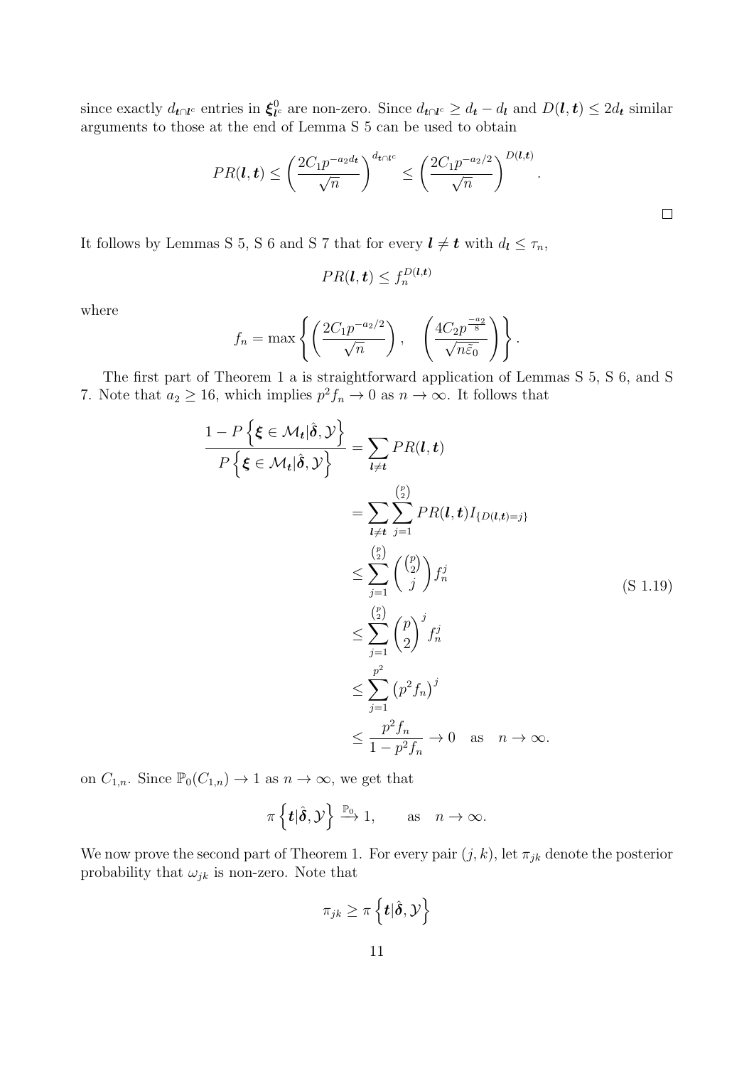since exactly $d_{\boldsymbol{t}\cap\boldsymbol{l}^c}$ entries in $\boldsymbol{\xi}^0_{\boldsymbol{l}^c}$ are non-zero. Since $d_{\boldsymbol{t}\cap\boldsymbol{l}^c} \geq d_{\boldsymbol{t}} - d_{\boldsymbol{l}}$ and $D(\boldsymbol{l},\boldsymbol{t}) \leq 2d_{\boldsymbol{t}}$ similar arguments to those at the end of Lemma S 5 can be used to obtain

$$PR(\boldsymbol{l},\boldsymbol{t}) \leq \left(\frac{2C_1 p^{-a_2 d_{\boldsymbol{t}}}}{\sqrt{n}}\right)^{d_{\boldsymbol{t}\cap\boldsymbol{l}^c}} \leq \left(\frac{2C_1 p^{-a_2/2}}{\sqrt{n}}\right)^{D(\boldsymbol{l},\boldsymbol{t})}.$$

□

It follows by Lemmas S 5, S 6 and S 7 that for every $\boldsymbol{l} \neq \boldsymbol{t}$ with $d_{\boldsymbol{l}} \leq \tau_n$,

$$PR(\boldsymbol{l},\boldsymbol{t}) \leq f_n^{D(\boldsymbol{l},\boldsymbol{t})}$$

where

$$f_n = \max\left\{\left(\frac{2C_1 p^{-a_2/2}}{\sqrt{n}}\right), \quad \left(\frac{4C_2 p^{\frac{-a_2}{8}}}{\sqrt{n\tilde{\varepsilon}_0}}\right)\right\}.$$

The first part of Theorem 1 a is straightforward application of Lemmas S 5, S 6, and S 7. Note that $a_2 \geq 16$, which implies $p^2 f_n \to 0$ as $n \to \infty$. It follows that

$$\begin{aligned}
\frac{1 - P\left\{\boldsymbol{\xi} \in \mathcal{M}_{\boldsymbol{t}} | \hat{\boldsymbol{\delta}}, \mathcal{Y}\right\}}{P\left\{\boldsymbol{\xi} \in \mathcal{M}_{\boldsymbol{t}} | \hat{\boldsymbol{\delta}}, \mathcal{Y}\right\}} &= \sum_{\boldsymbol{l}\neq\boldsymbol{t}} PR(\boldsymbol{l},\boldsymbol{t}) \\
&= \sum_{\boldsymbol{l}\neq\boldsymbol{t}} \sum_{j=1}^{\binom{p}{2}} PR(\boldsymbol{l},\boldsymbol{t}) I_{\{D(\boldsymbol{l},\boldsymbol{t})=j\}} \\
&\leq \sum_{j=1}^{\binom{p}{2}} \binom{\binom{p}{2}}{j} f_n^j \\
&\leq \sum_{j=1}^{\binom{p}{2}} \binom{p}{2}^j f_n^j \\
&\leq \sum_{j=1}^{p^2} \left(p^2 f_n\right)^j \\
&\leq \frac{p^2 f_n}{1 - p^2 f_n} \to 0 \quad \text{as} \quad n \to \infty.
\end{aligned} \tag{S 1.19}$$

on $C_{1,n}$. Since $\mathbb{P}_0(C_{1,n}) \to 1$ as $n \to \infty$, we get that

$$\pi\left\{\boldsymbol{t}|\hat{\boldsymbol{\delta}}, \mathcal{Y}\right\} \xrightarrow{\mathbb{P}_0} 1, \qquad \text{as} \quad n \to \infty.$$

We now prove the second part of Theorem 1. For every pair $(j,k)$, let $\pi_{jk}$ denote the posterior probability that $\omega_{jk}$ is non-zero. Note that

$$\pi_{jk} \geq \pi\left\{\boldsymbol{t}|\hat{\boldsymbol{\delta}}, \mathcal{Y}\right\}$$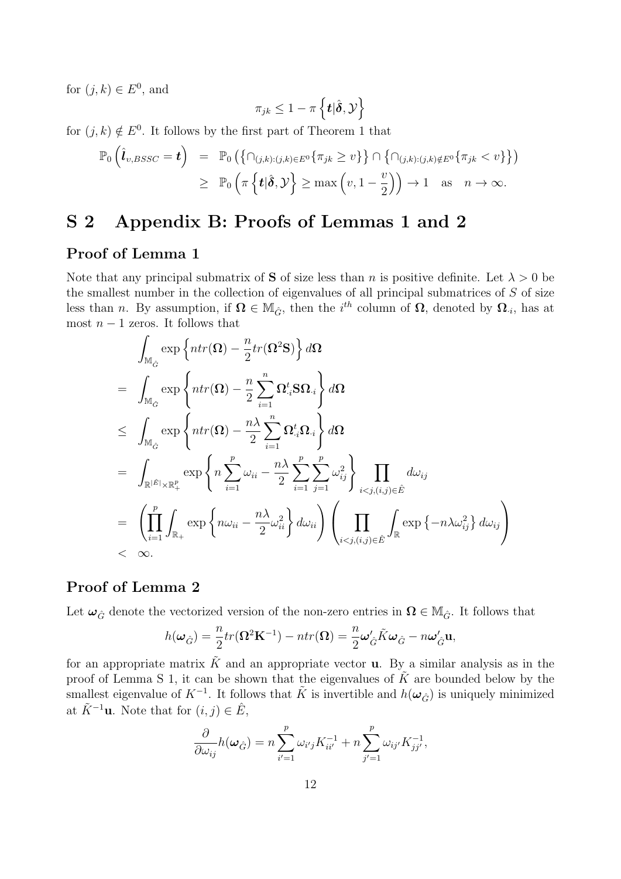for $(j,k) \in E^0$, and

$$\pi_{jk} \leq 1 - \pi\left\{\boldsymbol{t}|\hat{\boldsymbol{\delta}}, \mathcal{Y}\right\}$$

for $(j,k) \notin E^0$. It follows by the first part of Theorem 1 that

$$\begin{aligned}
\mathbb{P}_0\left(\hat{\boldsymbol{l}}_{v,BSSC} = \boldsymbol{t}\right) &= \mathbb{P}_0\left(\left\{\cap_{(j,k):(j,k)\in E^0}\{\pi_{jk} \geq v\}\right\} \cap \left\{\cap_{(j,k):(j,k)\notin E^0}\{\pi_{jk} < v\}\right\}\right) \\
&\geq \mathbb{P}_0\left(\pi\left\{\boldsymbol{t}|\hat{\boldsymbol{\delta}}, \mathcal{Y}\right\} \geq \max\left(v, 1 - \frac{v}{2}\right)\right) \to 1 \quad \text{as} \quad n \to \infty.
\end{aligned}$$

# S 2 Appendix B: Proofs of Lemmas 1 and 2

## Proof of Lemma 1

Note that any principal submatrix of $\mathbf{S}$ of size less than $n$ is positive definite. Let $\lambda > 0$ be the smallest number in the collection of eigenvalues of all principal submatrices of $S$ of size less than $n$. By assumption, if $\boldsymbol{\Omega} \in \mathbb{M}_{\hat{G}}$, then the $i^{th}$ column of $\boldsymbol{\Omega}$, denoted by $\boldsymbol{\Omega}_{\cdot i}$, has at most $n-1$ zeros. It follows that

$$\begin{aligned}
&\int_{\mathbb{M}_{\hat{G}}} \exp\left\{ntr(\boldsymbol{\Omega}) - \frac{n}{2}tr(\boldsymbol{\Omega}^2\mathbf{S})\right\} d\boldsymbol{\Omega} \\
=& \int_{\mathbb{M}_{\hat{G}}} \exp\left\{ntr(\boldsymbol{\Omega}) - \frac{n}{2}\sum_{i=1}^{n}\boldsymbol{\Omega}_{\cdot i}^t\mathbf{S}\boldsymbol{\Omega}_{\cdot i}\right\} d\boldsymbol{\Omega} \\
\leq& \int_{\mathbb{M}_{\hat{G}}} \exp\left\{ntr(\boldsymbol{\Omega}) - \frac{n\lambda}{2}\sum_{i=1}^{n}\boldsymbol{\Omega}_{\cdot i}^t\boldsymbol{\Omega}_{\cdot i}\right\} d\boldsymbol{\Omega} \\
=& \int_{\mathbb{R}^{|\hat{E}|}\times\mathbb{R}_+^p} \exp\left\{n\sum_{i=1}^{p}\omega_{ii} - \frac{n\lambda}{2}\sum_{i=1}^{p}\sum_{j=1}^{p}\omega_{ij}^2\right\}\prod_{i<j,(i,j)\in\hat{E}} d\omega_{ij} \\
=& \left(\prod_{i=1}^{p}\int_{\mathbb{R}_+}\exp\left\{n\omega_{ii} - \frac{n\lambda}{2}\omega_{ii}^2\right\}d\omega_{ii}\right)\left(\prod_{i<j,(i,j)\in\hat{E}}\int_{\mathbb{R}}\exp\left\{-n\lambda\omega_{ij}^2\right\}d\omega_{ij}\right) \\
<& \infty.
\end{aligned}$$

## Proof of Lemma 2

Let $\boldsymbol{\omega}_{\hat{G}}$ denote the vectorized version of the non-zero entries in $\boldsymbol{\Omega} \in \mathbb{M}_{\hat{G}}$. It follows that

$$h(\boldsymbol{\omega}_{\hat{G}}) = \frac{n}{2}tr(\boldsymbol{\Omega}^2\mathbf{K}^{-1}) - ntr(\boldsymbol{\Omega}) = \frac{n}{2}\boldsymbol{\omega}_{\hat{G}}'\tilde{K}\boldsymbol{\omega}_{\hat{G}} - n\boldsymbol{\omega}_{\hat{G}}'\mathbf{u},$$

for an appropriate matrix $\tilde{K}$ and an appropriate vector $\mathbf{u}$. By a similar analysis as in the proof of Lemma S 1, it can be shown that the eigenvalues of $\tilde{K}$ are bounded below by the smallest eigenvalue of $K^{-1}$. It follows that $\tilde{K}$ is invertible and $h(\boldsymbol{\omega}_{\hat{G}})$ is uniquely minimized at $\tilde{K}^{-1}\mathbf{u}$. Note that for $(i,j) \in \hat{E}$,

$$\frac{\partial}{\partial\omega_{ij}}h(\boldsymbol{\omega}_{\hat{G}}) = n\sum_{i'=1}^{p}\omega_{i'j}K_{ii'}^{-1} + n\sum_{j'=1}^{p}\omega_{ij'}K_{jj'}^{-1},$$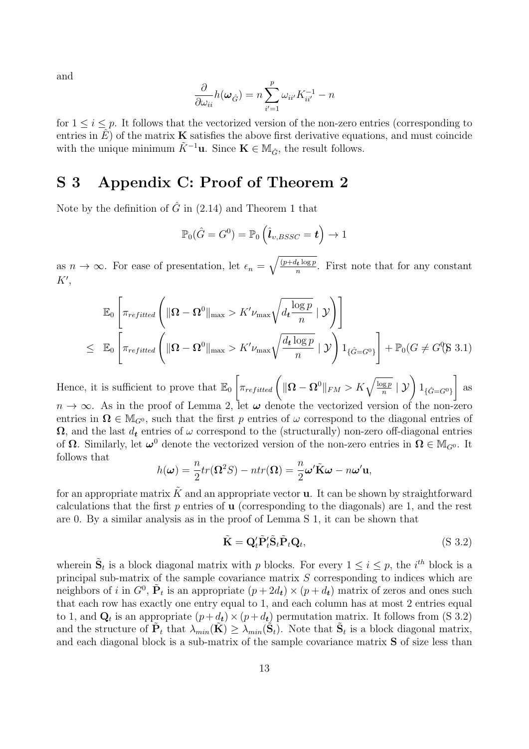and

$$\frac{\partial}{\partial \omega_{ii}} h(\boldsymbol{\omega}_{\hat{G}}) = n \sum_{i'=1}^{p} \omega_{ii'} K_{ii'}^{-1} - n$$

for $1 \leq i \leq p$. It follows that the vectorized version of the non-zero entries (corresponding to entries in $\hat{E}$) of the matrix $\mathbf{K}$ satisfies the above first derivative equations, and must coincide with the unique minimum $\tilde{K}^{-1}\mathbf{u}$. Since $\mathbf{K} \in \mathbb{M}_{\hat{G}}$, the result follows.

# S 3 Appendix C: Proof of Theorem 2

Note by the definition of $\hat{G}$ in (2.14) and Theorem 1 that

$$\mathbb{P}_0(\hat{G} = G^0) = \mathbb{P}_0\left(\hat{\boldsymbol{l}}_{v,BSSC} = \boldsymbol{t}\right) \to 1$$

as $n \to \infty$. For ease of presentation, let $\epsilon_n = \sqrt{\frac{(p+d_{\boldsymbol{t}} \log p}{n}}$. First note that for any constant $K'$,

$$\begin{aligned}
& \mathbb{E}_0\left[\pi_{refitted}\left(\|\boldsymbol{\Omega} - \boldsymbol{\Omega}^0\|_{\max} > K'\nu_{\max}\sqrt{d_{\boldsymbol{t}}\frac{\log p}{n}} \mid \mathcal{Y}\right)\right] \\
\leq\ & \mathbb{E}_0\left[\pi_{refitted}\left(\|\boldsymbol{\Omega} - \boldsymbol{\Omega}^0\|_{\max} > K'\nu_{\max}\sqrt{\frac{d_{\boldsymbol{t}}\log p}{n}} \mid \mathcal{Y}\right) 1_{\{\hat{G}=G^0\}}\right] + \mathbb{P}_0(G \neq G^0)
\end{aligned} \tag{S 3.1}$$

Hence, it is sufficient to prove that $\mathbb{E}_0\left[\pi_{refitted}\left(\|\boldsymbol{\Omega} - \boldsymbol{\Omega}^0\|_{FM} > K\sqrt{\frac{\log p}{n}} \mid \mathcal{Y}\right) 1_{\{\hat{G}=G^0\}}\right]$ as $n \to \infty$. As in the proof of Lemma 2, let $\boldsymbol{\omega}$ denote the vectorized version of the non-zero entries in $\boldsymbol{\Omega} \in \mathbb{M}_{G^0}$, such that the first $p$ entries of $\omega$ correspond to the diagonal entries of $\boldsymbol{\Omega}$, and the last $d_{\boldsymbol{t}}$ entries of $\omega$ correspond to the (structurally) non-zero off-diagonal entries of $\boldsymbol{\Omega}$. Similarly, let $\boldsymbol{\omega}^0$ denote the vectorized version of the non-zero entries in $\boldsymbol{\Omega} \in \mathbb{M}_{G^0}$. It follows that

$$h(\boldsymbol{\omega}) = \frac{n}{2} tr(\boldsymbol{\Omega}^2 S) - n tr(\boldsymbol{\Omega}) = \frac{n}{2}\boldsymbol{\omega}'\tilde{\mathbf{K}}\boldsymbol{\omega} - n\boldsymbol{\omega}'\mathbf{u},$$

for an appropriate matrix $\tilde{K}$ and an appropriate vector $\mathbf{u}$. It can be shown by straightforward calculations that the first $p$ entries of $\mathbf{u}$ (corresponding to the diagonals) are 1, and the rest are 0. By a similar analysis as in the proof of Lemma S 1, it can be shown that

$$\tilde{\mathbf{K}} = \mathbf{Q}_t'\tilde{\mathbf{P}}_t'\tilde{\mathbf{S}}_t\tilde{\mathbf{P}}_t\mathbf{Q}_t, \tag{S 3.2}$$

wherein $\tilde{\mathbf{S}}_t$ is a block diagonal matrix with $p$ blocks. For every $1 \leq i \leq p$, the $i^{th}$ block is a principal sub-matrix of the sample covariance matrix $S$ corresponding to indices which are neighbors of $i$ in $G^0$, $\tilde{\mathbf{P}}_t$ is an appropriate $(p+2d_{\boldsymbol{t}}) \times (p+d_{\boldsymbol{t}})$ matrix of zeros and ones such that each row has exactly one entry equal to 1, and each column has at most 2 entries equal to 1, and $\mathbf{Q}_t$ is an appropriate $(p+d_{\boldsymbol{t}}) \times (p+d_{\boldsymbol{t}})$ permutation matrix. It follows from (S 3.2) and the structure of $\tilde{\mathbf{P}}_t$ that $\lambda_{min}(\tilde{\mathbf{K}}) \geq \lambda_{min}(\tilde{\mathbf{S}}_t)$. Note that $\tilde{\mathbf{S}}_t$ is a block diagonal matrix, and each diagonal block is a sub-matrix of the sample covariance matrix $\mathbf{S}$ of size less than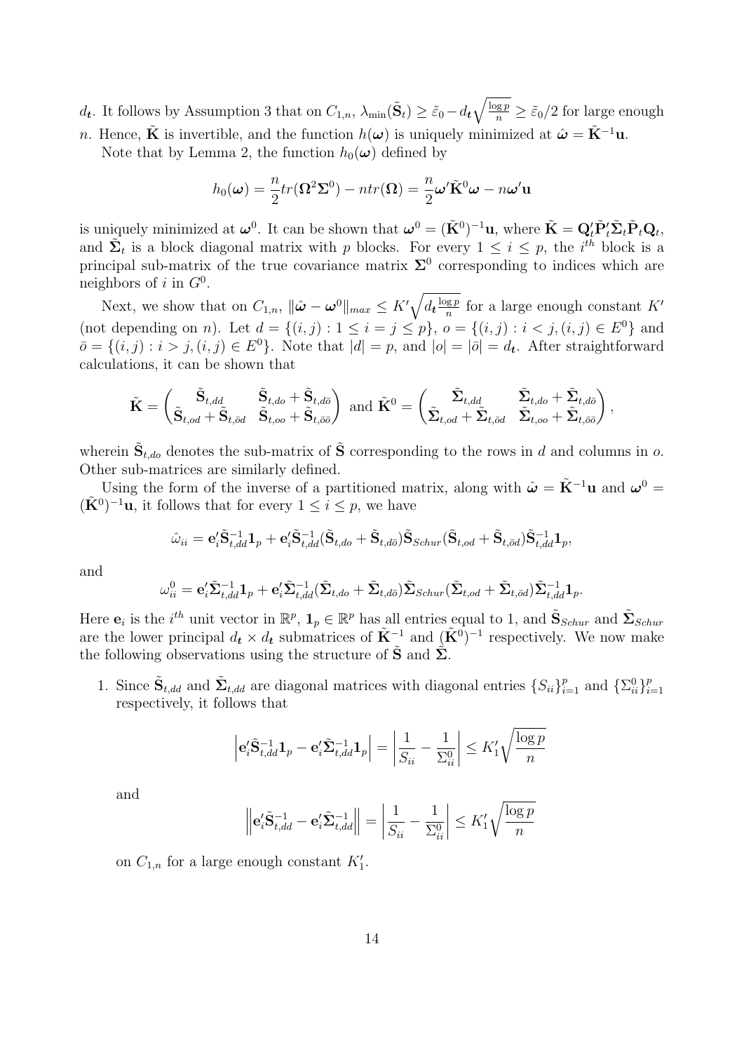$d_{\boldsymbol{t}}$. It follows by Assumption 3 that on $C_{1,n}$, $\lambda_{\min}(\tilde{\mathbf{S}}_t) \geq \tilde{\varepsilon}_0 - d_{\boldsymbol{t}}\sqrt{\frac{\log p}{n}} \geq \tilde{\varepsilon}_0/2$ for large enough $n$. Hence, $\tilde{\mathbf{K}}$ is invertible, and the function $h(\boldsymbol{\omega})$ is uniquely minimized at $\hat{\boldsymbol{\omega}} = \tilde{\mathbf{K}}^{-1}\mathbf{u}$.

Note that by Lemma 2, the function $h_0(\boldsymbol{\omega})$ defined by

$$h_0(\boldsymbol{\omega}) = \frac{n}{2}tr(\boldsymbol{\Omega}^2\boldsymbol{\Sigma}^0) - ntr(\boldsymbol{\Omega}) = \frac{n}{2}\boldsymbol{\omega}'\tilde{\mathbf{K}}^0\boldsymbol{\omega} - n\boldsymbol{\omega}'\mathbf{u}$$

is uniquely minimized at $\boldsymbol{\omega}^0$. It can be shown that $\boldsymbol{\omega}^0 = (\tilde{\mathbf{K}}^0)^{-1}\mathbf{u}$, where $\tilde{\mathbf{K}} = \mathbf{Q}_t'\tilde{\mathbf{P}}_t'\tilde{\boldsymbol{\Sigma}}_t\tilde{\mathbf{P}}_t\mathbf{Q}_t$, and $\tilde{\boldsymbol{\Sigma}}_t$ is a block diagonal matrix with $p$ blocks. For every $1 \leq i \leq p$, the $i^{th}$ block is a principal sub-matrix of the true covariance matrix $\boldsymbol{\Sigma}^0$ corresponding to indices which are neighbors of $i$ in $G^0$.

Next, we show that on $C_{1,n}$, $\|\hat{\boldsymbol{\omega}} - \boldsymbol{\omega}^0\|_{max} \leq K'\sqrt{d_{\boldsymbol{t}}\frac{\log p}{n}}$ for a large enough constant $K'$ (not depending on $n$). Let $d = \{(i,j) : 1 \leq i = j \leq p\}$, $o = \{(i,j) : i < j, (i,j) \in E^0\}$ and $\bar{o} = \{(i,j) : i > j, (i,j) \in E^0\}$. Note that $|d| = p$, and $|o| = |\bar{o}| = d_{\boldsymbol{t}}$. After straightforward calculations, it can be shown that

$$\tilde{\mathbf{K}} = \begin{pmatrix} \tilde{\mathbf{S}}_{t,dd} & \tilde{\mathbf{S}}_{t,do} + \tilde{\mathbf{S}}_{t,d\bar{o}} \\ \tilde{\mathbf{S}}_{t,od} + \tilde{\mathbf{S}}_{t,\bar{o}d} & \tilde{\mathbf{S}}_{t,oo} + \tilde{\mathbf{S}}_{t,\bar{o}\bar{o}} \end{pmatrix} \text{ and } \tilde{\mathbf{K}}^0 = \begin{pmatrix} \tilde{\boldsymbol{\Sigma}}_{t,dd} & \tilde{\boldsymbol{\Sigma}}_{t,do} + \tilde{\boldsymbol{\Sigma}}_{t,d\bar{o}} \\ \tilde{\boldsymbol{\Sigma}}_{t,od} + \tilde{\boldsymbol{\Sigma}}_{t,\bar{o}d} & \tilde{\boldsymbol{\Sigma}}_{t,oo} + \tilde{\boldsymbol{\Sigma}}_{t,\bar{o}\bar{o}} \end{pmatrix},$$

wherein $\tilde{\mathbf{S}}_{t,do}$ denotes the sub-matrix of $\tilde{\mathbf{S}}$ corresponding to the rows in $d$ and columns in $o$. Other sub-matrices are similarly defined.

Using the form of the inverse of a partitioned matrix, along with $\hat{\boldsymbol{\omega}} = \tilde{\mathbf{K}}^{-1}\mathbf{u}$ and $\boldsymbol{\omega}^0 = (\tilde{\mathbf{K}}^0)^{-1}\mathbf{u}$, it follows that for every $1 \leq i \leq p$, we have

$$\hat{\omega}_{ii} = \mathbf{e}_i'\tilde{\mathbf{S}}_{t,dd}^{-1}\mathbf{1}_p + \mathbf{e}_i'\tilde{\mathbf{S}}_{t,dd}^{-1}(\tilde{\mathbf{S}}_{t,do} + \tilde{\mathbf{S}}_{t,d\bar{o}})\tilde{\mathbf{S}}_{Schur}(\tilde{\mathbf{S}}_{t,od} + \tilde{\mathbf{S}}_{t,\bar{o}d})\tilde{\mathbf{S}}_{t,dd}^{-1}\mathbf{1}_p,$$

and

$$\omega_{ii}^0 = \mathbf{e}_i'\tilde{\boldsymbol{\Sigma}}_{t,dd}^{-1}\mathbf{1}_p + \mathbf{e}_i'\tilde{\boldsymbol{\Sigma}}_{t,dd}^{-1}(\tilde{\boldsymbol{\Sigma}}_{t,do} + \tilde{\boldsymbol{\Sigma}}_{t,d\bar{o}})\tilde{\boldsymbol{\Sigma}}_{Schur}(\tilde{\boldsymbol{\Sigma}}_{t,od} + \tilde{\boldsymbol{\Sigma}}_{t,\bar{o}d})\tilde{\boldsymbol{\Sigma}}_{t,dd}^{-1}\mathbf{1}_p.$$

Here $\mathbf{e}_i$ is the $i^{th}$ unit vector in $\mathbb{R}^p$, $\mathbf{1}_p \in \mathbb{R}^p$ has all entries equal to 1, and $\tilde{\mathbf{S}}_{Schur}$ and $\tilde{\boldsymbol{\Sigma}}_{Schur}$ are the lower principal $d_{\boldsymbol{t}} \times d_{\boldsymbol{t}}$ submatrices of $\tilde{\mathbf{K}}^{-1}$ and $(\tilde{\mathbf{K}}^0)^{-1}$ respectively. We now make the following observations using the structure of $\tilde{\mathbf{S}}$ and $\tilde{\boldsymbol{\Sigma}}$.

1. Since $\tilde{\mathbf{S}}_{t,dd}$ and $\tilde{\boldsymbol{\Sigma}}_{t,dd}$ are diagonal matrices with diagonal entries $\{S_{ii}\}_{i=1}^p$ and $\{\Sigma_{ii}^0\}_{i=1}^p$ respectively, it follows that

$$\left|\mathbf{e}_i'\tilde{\mathbf{S}}_{t,dd}^{-1}\mathbf{1}_p - \mathbf{e}_i'\tilde{\boldsymbol{\Sigma}}_{t,dd}^{-1}\mathbf{1}_p\right| = \left|\frac{1}{S_{ii}} - \frac{1}{\Sigma_{ii}^0}\right| \leq K_1'\sqrt{\frac{\log p}{n}}$$

and

$$\left\|\mathbf{e}_i'\tilde{\mathbf{S}}_{t,dd}^{-1} - \mathbf{e}_i'\tilde{\boldsymbol{\Sigma}}_{t,dd}^{-1}\right\| = \left|\frac{1}{S_{ii}} - \frac{1}{\Sigma_{ii}^0}\right| \leq K_1'\sqrt{\frac{\log p}{n}}$$

on $C_{1,n}$ for a large enough constant $K_1'$.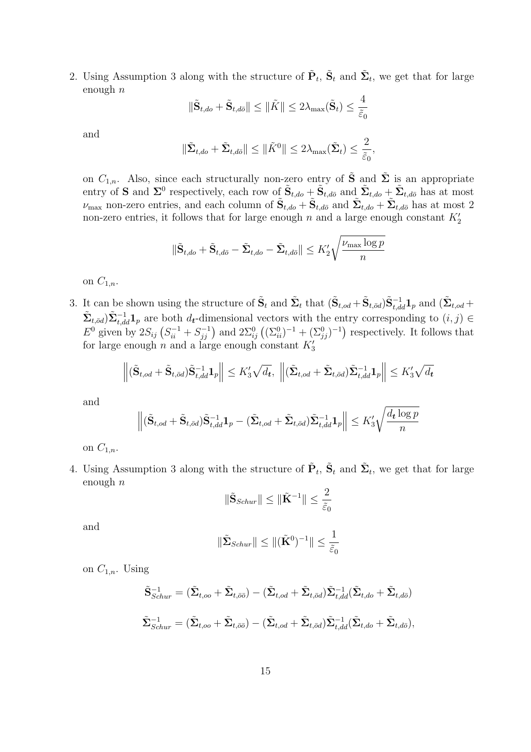2. Using Assumption 3 along with the structure of $\tilde{\mathbf{P}}_t$, $\tilde{\mathbf{S}}_t$ and $\tilde{\mathbf{\Sigma}}_t$, we get that for large enough $n$

$$\|\tilde{\mathbf{S}}_{t,do} + \tilde{\mathbf{S}}_{t,d\bar{o}}\| \leq \|\tilde{K}\| \leq 2\lambda_{\max}(\tilde{\mathbf{S}}_t) \leq \frac{4}{\tilde{\varepsilon}_0}$$

and

$$\|\tilde{\mathbf{\Sigma}}_{t,do} + \tilde{\mathbf{\Sigma}}_{t,d\bar{o}}\| \leq \|\tilde{K}^0\| \leq 2\lambda_{\max}(\tilde{\mathbf{\Sigma}}_t) \leq \frac{2}{\tilde{\varepsilon}_0},$$

on $C_{1,n}$. Also, since each structurally non-zero entry of $\tilde{\mathbf{S}}$ and $\tilde{\mathbf{\Sigma}}$ is an appropriate entry of $\mathbf{S}$ and $\mathbf{\Sigma}^0$ respectively, each row of $\tilde{\mathbf{S}}_{t,do} + \tilde{\mathbf{S}}_{t,d\bar{o}}$ and $\tilde{\mathbf{\Sigma}}_{t,do} + \tilde{\mathbf{\Sigma}}_{t,d\bar{o}}$ has at most $\nu_{\max}$ non-zero entries, and each column of $\tilde{\mathbf{S}}_{t,do} + \tilde{\mathbf{S}}_{t,d\bar{o}}$ and $\tilde{\mathbf{\Sigma}}_{t,do} + \tilde{\mathbf{\Sigma}}_{t,d\bar{o}}$ has at most 2 non-zero entries, it follows that for large enough $n$ and a large enough constant $K_2'$

$$\|\tilde{\mathbf{S}}_{t,do} + \tilde{\mathbf{S}}_{t,d\bar{o}} - \tilde{\mathbf{\Sigma}}_{t,do} - \tilde{\mathbf{\Sigma}}_{t,d\bar{o}}\| \leq K_2'\sqrt{\frac{\nu_{\max}\log p}{n}}$$

on $C_{1,n}$.

3. It can be shown using the structure of $\tilde{\mathbf{S}}_t$ and $\tilde{\mathbf{\Sigma}}_t$ that $(\tilde{\mathbf{S}}_{t,od} + \tilde{\mathbf{S}}_{t,\bar{o}d})\tilde{\mathbf{S}}_{t,dd}^{-1}\mathbf{1}_p$ and $(\tilde{\mathbf{\Sigma}}_{t,od} + \tilde{\mathbf{\Sigma}}_{t,\bar{o}d})\tilde{\mathbf{\Sigma}}_{t,dd}^{-1}\mathbf{1}_p$ are both $d_{\boldsymbol{t}}$-dimensional vectors with the entry corresponding to $(i,j) \in E^0$ given by $2S_{ij}\left(S_{ii}^{-1} + S_{jj}^{-1}\right)$ and $2\Sigma_{ij}^0\left((\Sigma_{ii}^0)^{-1} + (\Sigma_{jj}^0)^{-1}\right)$ respectively. It follows that for large enough $n$ and a large enough constant $K_3'$

$$\left\|(\tilde{\mathbf{S}}_{t,od} + \tilde{\mathbf{S}}_{t,\bar{o}d})\tilde{\mathbf{S}}_{t,dd}^{-1}\mathbf{1}_p\right\| \leq K_3'\sqrt{d_{\boldsymbol{t}}},\ \left\|(\tilde{\mathbf{\Sigma}}_{t,od} + \tilde{\mathbf{\Sigma}}_{t,\bar{o}d})\tilde{\mathbf{\Sigma}}_{t,dd}^{-1}\mathbf{1}_p\right\| \leq K_3'\sqrt{d_{\boldsymbol{t}}}$$

and

$$\left\|(\tilde{\mathbf{S}}_{t,od} + \tilde{\mathbf{S}}_{t,\bar{o}d})\tilde{\mathbf{S}}_{t,dd}^{-1}\mathbf{1}_p - (\tilde{\mathbf{\Sigma}}_{t,od} + \tilde{\mathbf{\Sigma}}_{t,\bar{o}d})\tilde{\mathbf{\Sigma}}_{t,dd}^{-1}\mathbf{1}_p\right\| \leq K_3'\sqrt{\frac{d_{\boldsymbol{t}}\log p}{n}}$$

on $C_{1,n}$.

4. Using Assumption 3 along with the structure of $\tilde{\mathbf{P}}_t$, $\tilde{\mathbf{S}}_t$ and $\tilde{\mathbf{\Sigma}}_t$, we get that for large enough $n$

$$\|\tilde{\mathbf{S}}_{Schur}\| \leq \|\tilde{\mathbf{K}}^{-1}\| \leq \frac{2}{\tilde{\varepsilon}_0}$$

and

$$\|\tilde{\mathbf{\Sigma}}_{Schur}\| \leq \|(\tilde{\mathbf{K}}^0)^{-1}\| \leq \frac{1}{\tilde{\varepsilon}_0}$$

on $C_{1,n}$. Using

$$\tilde{\mathbf{S}}_{Schur}^{-1} = (\tilde{\mathbf{\Sigma}}_{t,oo} + \tilde{\mathbf{\Sigma}}_{t,\bar{o}\bar{o}}) - (\tilde{\mathbf{\Sigma}}_{t,od} + \tilde{\mathbf{\Sigma}}_{t,\bar{o}d})\tilde{\mathbf{\Sigma}}_{t,dd}^{-1}(\tilde{\mathbf{\Sigma}}_{t,do} + \tilde{\mathbf{\Sigma}}_{t,d\bar{o}})$$

$$\tilde{\mathbf{\Sigma}}_{Schur}^{-1} = (\tilde{\mathbf{\Sigma}}_{t,oo} + \tilde{\mathbf{\Sigma}}_{t,\bar{o}\bar{o}}) - (\tilde{\mathbf{\Sigma}}_{t,od} + \tilde{\mathbf{\Sigma}}_{t,\bar{o}d})\tilde{\mathbf{\Sigma}}_{t,dd}^{-1}(\tilde{\mathbf{\Sigma}}_{t,do} + \tilde{\mathbf{\Sigma}}_{t,d\bar{o}}),$$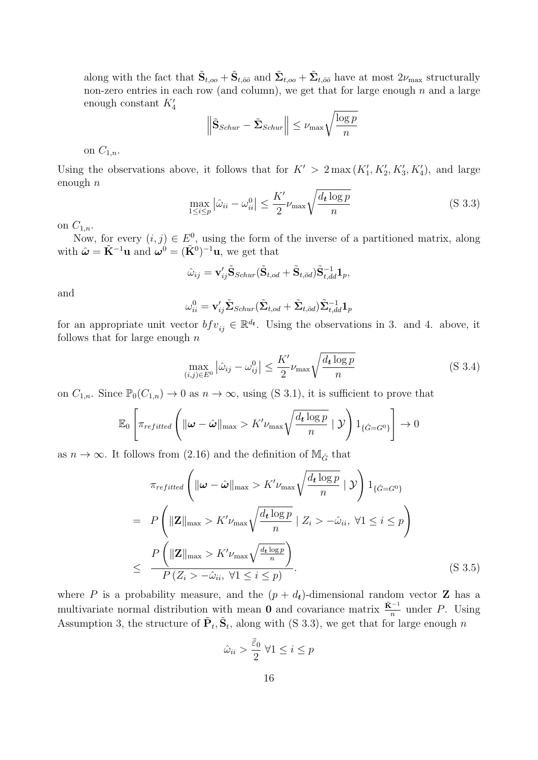along with the fact that $\tilde{\mathbf{S}}_{t,oo} + \tilde{\mathbf{S}}_{t,\bar{o}\bar{o}}$ and $\tilde{\boldsymbol{\Sigma}}_{t,oo} + \tilde{\boldsymbol{\Sigma}}_{t,\bar{o}\bar{o}}$ have at most $2\nu_{\max}$ structurally non-zero entries in each row (and column), we get that for large enough $n$ and a large enough constant $K_4'$

$$\left\|\tilde{\mathbf{S}}_{Schur} - \tilde{\boldsymbol{\Sigma}}_{Schur}\right\| \leq \nu_{\max}\sqrt{\frac{\log p}{n}}$$

on $C_{1,n}$.

Using the observations above, it follows that for $K' > 2\max(K_1', K_2', K_3', K_4')$, and large enough $n$

$$\max_{1 \leq i \leq p} \left|\hat{\omega}_{ii} - \omega_{ii}^0\right| \leq \frac{K'}{2}\nu_{\max}\sqrt{\frac{d_{\boldsymbol{t}}\log p}{n}} \tag{S 3.3}$$

on $C_{1,n}$.

Now, for every $(i,j) \in E^0$, using the form of the inverse of a partitioned matrix, along with $\hat{\boldsymbol{\omega}} = \tilde{\mathbf{K}}^{-1}\mathbf{u}$ and $\boldsymbol{\omega}^0 = (\tilde{\mathbf{K}}^0)^{-1}\mathbf{u}$, we get that

$$\hat{\omega}_{ij} = \mathbf{v}_{ij}'\tilde{\mathbf{S}}_{Schur}(\tilde{\mathbf{S}}_{t,od} + \tilde{\mathbf{S}}_{t,\bar{o}d})\tilde{\mathbf{S}}_{t,dd}^{-1}\mathbf{1}_p,$$

and

$$\omega_{ii}^0 = \mathbf{v}_{ij}'\tilde{\boldsymbol{\Sigma}}_{Schur}(\tilde{\boldsymbol{\Sigma}}_{t,od} + \tilde{\boldsymbol{\Sigma}}_{t,\bar{o}d})\tilde{\boldsymbol{\Sigma}}_{t,dd}^{-1}\mathbf{1}_p$$

for an appropriate unit vector $bfv_{ij} \in \mathbb{R}^{d_{\boldsymbol{t}}}$. Using the observations in 3. and 4. above, it follows that for large enough $n$

$$\max_{(i,j) \in E^0} \left|\hat{\omega}_{ij} - \omega_{ij}^0\right| \leq \frac{K'}{2}\nu_{\max}\sqrt{\frac{d_{\boldsymbol{t}}\log p}{n}} \tag{S 3.4}$$

on $C_{1,n}$. Since $\mathbb{P}_0(C_{1,n}) \to 0$ as $n \to \infty$, using (S 3.1), it is sufficient to prove that

$$\mathbb{E}_0\left[\pi_{refitted}\left(\|\boldsymbol{\omega} - \hat{\boldsymbol{\omega}}\|_{\max} > K'\nu_{\max}\sqrt{\frac{d_{\boldsymbol{t}}\log p}{n}} \mid \mathcal{Y}\right)1_{\{\hat{G}=G^0\}}\right] \to 0$$

as $n \to \infty$. It follows from (2.16) and the definition of $\mathbb{M}_{\hat{G}}$ that

$$\begin{aligned}
&\pi_{refitted}\left(\|\boldsymbol{\omega} - \hat{\boldsymbol{\omega}}\|_{\max} > K'\nu_{\max}\sqrt{\frac{d_{\boldsymbol{t}}\log p}{n}} \mid \mathcal{Y}\right)1_{\{\hat{G}=G^0\}} \\
=\ & P\left(\|\mathbf{Z}\|_{\max} > K'\nu_{\max}\sqrt{\frac{d_{\boldsymbol{t}}\log p}{n}} \mid Z_i > -\hat{\omega}_{ii},\ \forall 1 \leq i \leq p\right) \\
\leq\ & \frac{P\left(\|\mathbf{Z}\|_{\max} > K'\nu_{\max}\sqrt{\frac{d_{\boldsymbol{t}}\log p}{n}}\right)}{P\left(Z_i > -\hat{\omega}_{ii},\ \forall 1 \leq i \leq p\right)}.
\end{aligned} \tag{S 3.5}$$

where $P$ is a probability measure, and the $(p + d_{\boldsymbol{t}})$-dimensional random vector $\mathbf{Z}$ has a multivariate normal distribution with mean $\mathbf{0}$ and covariance matrix $\frac{\tilde{\mathbf{K}}^{-1}}{n}$ under $P$. Using Assumption 3, the structure of $\tilde{\mathbf{P}}_t, \tilde{\mathbf{S}}_t$, along with (S 3.3), we get that for large enough $n$

$$\hat{\omega}_{ii} > \frac{\tilde{\varepsilon}_0}{2}\ \forall 1 \leq i \leq p$$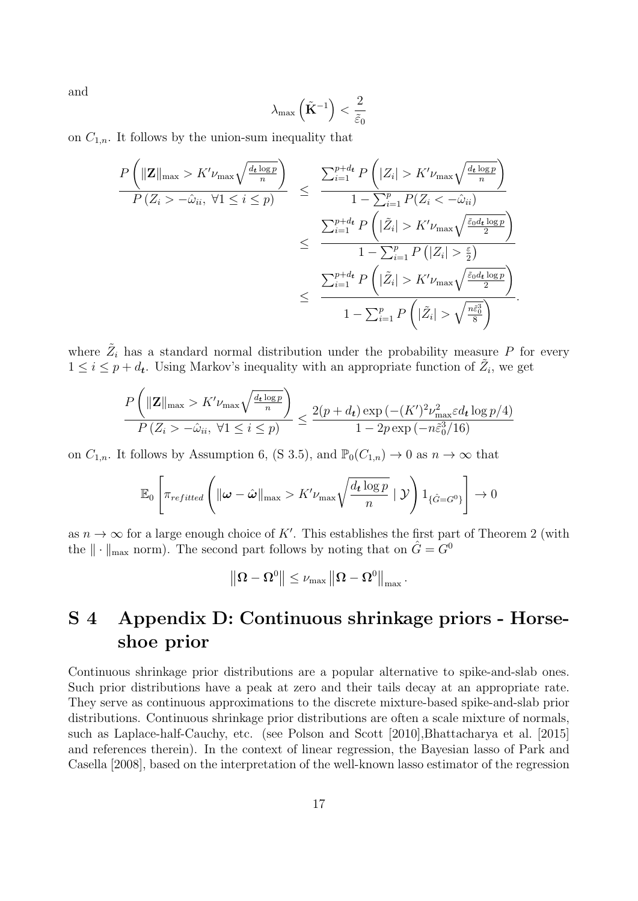and

$$\lambda_{\max}\left(\tilde{\mathbf{K}}^{-1}\right) < \frac{2}{\tilde{\varepsilon}_0}$$

on $C_{1,n}$. It follows by the union-sum inequality that

$$\begin{aligned}
\frac{P\left(\|\mathbf{Z}\|_{\max} > K'\nu_{\max}\sqrt{\frac{d_{\boldsymbol{t}}\log p}{n}}\right)}{P\left(Z_i > -\hat{\omega}_{ii},\ \forall 1 \leq i \leq p\right)} &\leq \frac{\sum_{i=1}^{p+d_{\boldsymbol{t}}} P\left(|Z_i| > K'\nu_{\max}\sqrt{\frac{d_{\boldsymbol{t}}\log p}{n}}\right)}{1 - \sum_{i=1}^{p} P(Z_i < -\hat{\omega}_{ii})} \\
&\leq \frac{\sum_{i=1}^{p+d_{\boldsymbol{t}}} P\left(|\tilde{Z}_i| > K'\nu_{\max}\sqrt{\frac{\tilde{\varepsilon}_0 d_{\boldsymbol{t}}\log p}{2}}\right)}{1 - \sum_{i=1}^{p} P\left(|Z_i| > \frac{\varepsilon}{2}\right)} \\
&\leq \frac{\sum_{i=1}^{p+d_{\boldsymbol{t}}} P\left(|\tilde{Z}_i| > K'\nu_{\max}\sqrt{\frac{\tilde{\varepsilon}_0 d_{\boldsymbol{t}}\log p}{2}}\right)}{1 - \sum_{i=1}^{p} P\left(|\tilde{Z}_i| > \sqrt{\frac{n\tilde{\varepsilon}_0^3}{8}}\right)}.
\end{aligned}$$

where $\tilde{Z}_i$ has a standard normal distribution under the probability measure $P$ for every $1 \leq i \leq p + d_{\boldsymbol{t}}$. Using Markov's inequality with an appropriate function of $\tilde{Z}_i$, we get

$$\frac{P\left(\|\mathbf{Z}\|_{\max} > K'\nu_{\max}\sqrt{\frac{d_{\boldsymbol{t}}\log p}{n}}\right)}{P\left(Z_i > -\hat{\omega}_{ii},\ \forall 1 \leq i \leq p\right)} \leq \frac{2(p + d_{\boldsymbol{t}})\exp\left(-(K')^2\nu_{\max}^2\varepsilon d_{\boldsymbol{t}}\log p/4\right)}{1 - 2p\exp\left(-n\tilde{\varepsilon}_0^3/16\right)}$$

on $C_{1,n}$. It follows by Assumption 6, (S 3.5), and $\mathbb{P}_0(C_{1,n}) \to 0$ as $n \to \infty$ that

$$\mathbb{E}_0\left[\pi_{refitted}\left(\|\boldsymbol{\omega} - \hat{\boldsymbol{\omega}}\|_{\max} > K'\nu_{\max}\sqrt{\frac{d_{\boldsymbol{t}}\log p}{n}} \mid \mathcal{Y}\right) 1_{\{\hat{G} = G^0\}}\right] \to 0$$

as $n \to \infty$ for a large enough choice of $K'$. This establishes the first part of Theorem 2 (with the $\|\cdot\|_{\max}$ norm). The second part follows by noting that on $\hat{G} = G^0$

$$\left\|\boldsymbol{\Omega} - \boldsymbol{\Omega}^0\right\| \leq \nu_{\max}\left\|\boldsymbol{\Omega} - \boldsymbol{\Omega}^0\right\|_{\max}.$$

# S 4 Appendix D: Continuous shrinkage priors - Horseshoe prior

Continuous shrinkage prior distributions are a popular alternative to spike-and-slab ones. Such prior distributions have a peak at zero and their tails decay at an appropriate rate. They serve as continuous approximations to the discrete mixture-based spike-and-slab prior distributions. Continuous shrinkage prior distributions are often a scale mixture of normals, such as Laplace-half-Cauchy, etc. (see Polson and Scott [2010],Bhattacharya et al. [2015] and references therein). In the context of linear regression, the Bayesian lasso of Park and Casella [2008], based on the interpretation of the well-known lasso estimator of the regression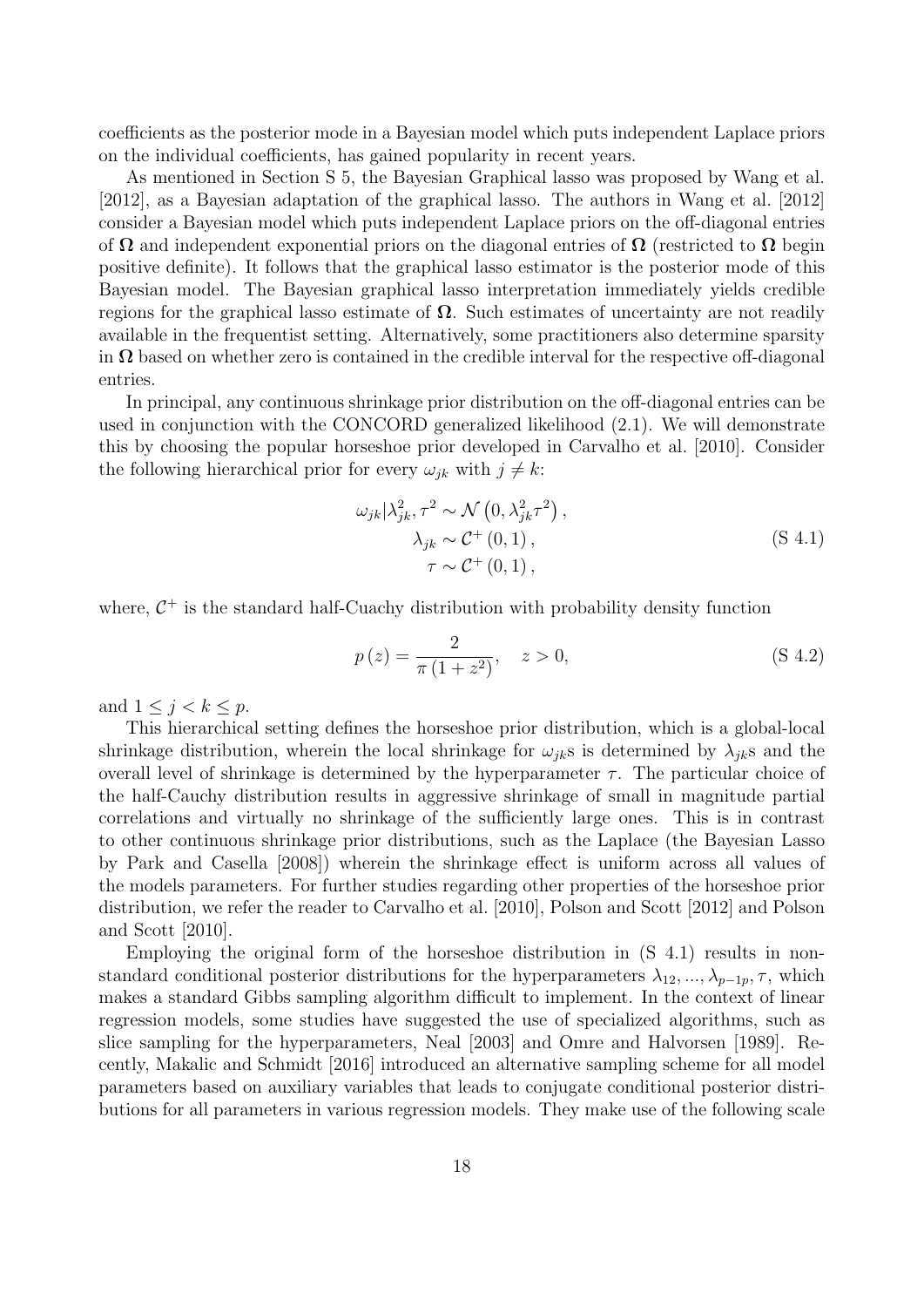coefficients as the posterior mode in a Bayesian model which puts independent Laplace priors on the individual coefficients, has gained popularity in recent years.

As mentioned in Section S 5, the Bayesian Graphical lasso was proposed by Wang et al. [2012], as a Bayesian adaptation of the graphical lasso. The authors in Wang et al. [2012] consider a Bayesian model which puts independent Laplace priors on the off-diagonal entries of $\mathbf{\Omega}$ and independent exponential priors on the diagonal entries of $\mathbf{\Omega}$ (restricted to $\mathbf{\Omega}$ begin positive definite). It follows that the graphical lasso estimator is the posterior mode of this Bayesian model. The Bayesian graphical lasso interpretation immediately yields credible regions for the graphical lasso estimate of $\mathbf{\Omega}$. Such estimates of uncertainty are not readily available in the frequentist setting. Alternatively, some practitioners also determine sparsity in $\mathbf{\Omega}$ based on whether zero is contained in the credible interval for the respective off-diagonal entries.

In principal, any continuous shrinkage prior distribution on the off-diagonal entries can be used in conjunction with the CONCORD generalized likelihood (2.1). We will demonstrate this by choosing the popular horseshoe prior developed in Carvalho et al. [2010]. Consider the following hierarchical prior for every $\omega_{jk}$ with $j \neq k$:

$$
\begin{aligned}
\omega_{jk} | \lambda_{jk}^2, \tau^2 &\sim \mathcal{N}\left(0, \lambda_{jk}^2 \tau^2\right), \\
\lambda_{jk} &\sim \mathcal{C}^+\left(0, 1\right), \\
\tau &\sim \mathcal{C}^+\left(0, 1\right),
\end{aligned}
\tag{S 4.1}
$$

where, $\mathcal{C}^+$ is the standard half-Cuachy distribution with probability density function

$$
p\left(z\right) = \frac{2}{\pi\left(1 + z^2\right)}, \quad z > 0,
\tag{S 4.2}
$$

and $1 \leq j < k \leq p$.

This hierarchical setting defines the horseshoe prior distribution, which is a global-local shrinkage distribution, wherein the local shrinkage for $\omega_{jk}$s is determined by $\lambda_{jk}$s and the overall level of shrinkage is determined by the hyperparameter $\tau$. The particular choice of the half-Cauchy distribution results in aggressive shrinkage of small in magnitude partial correlations and virtually no shrinkage of the sufficiently large ones. This is in contrast to other continuous shrinkage prior distributions, such as the Laplace (the Bayesian Lasso by Park and Casella [2008]) wherein the shrinkage effect is uniform across all values of the models parameters. For further studies regarding other properties of the horseshoe prior distribution, we refer the reader to Carvalho et al. [2010], Polson and Scott [2012] and Polson and Scott [2010].

Employing the original form of the horseshoe distribution in (S 4.1) results in non-standard conditional posterior distributions for the hyperparameters $\lambda_{12}, ..., \lambda_{p-1p}, \tau$, which makes a standard Gibbs sampling algorithm difficult to implement. In the context of linear regression models, some studies have suggested the use of specialized algorithms, such as slice sampling for the hyperparameters, Neal [2003] and Omre and Halvorsen [1989]. Recently, Makalic and Schmidt [2016] introduced an alternative sampling scheme for all model parameters based on auxiliary variables that leads to conjugate conditional posterior distributions for all parameters in various regression models. They make use of the following scale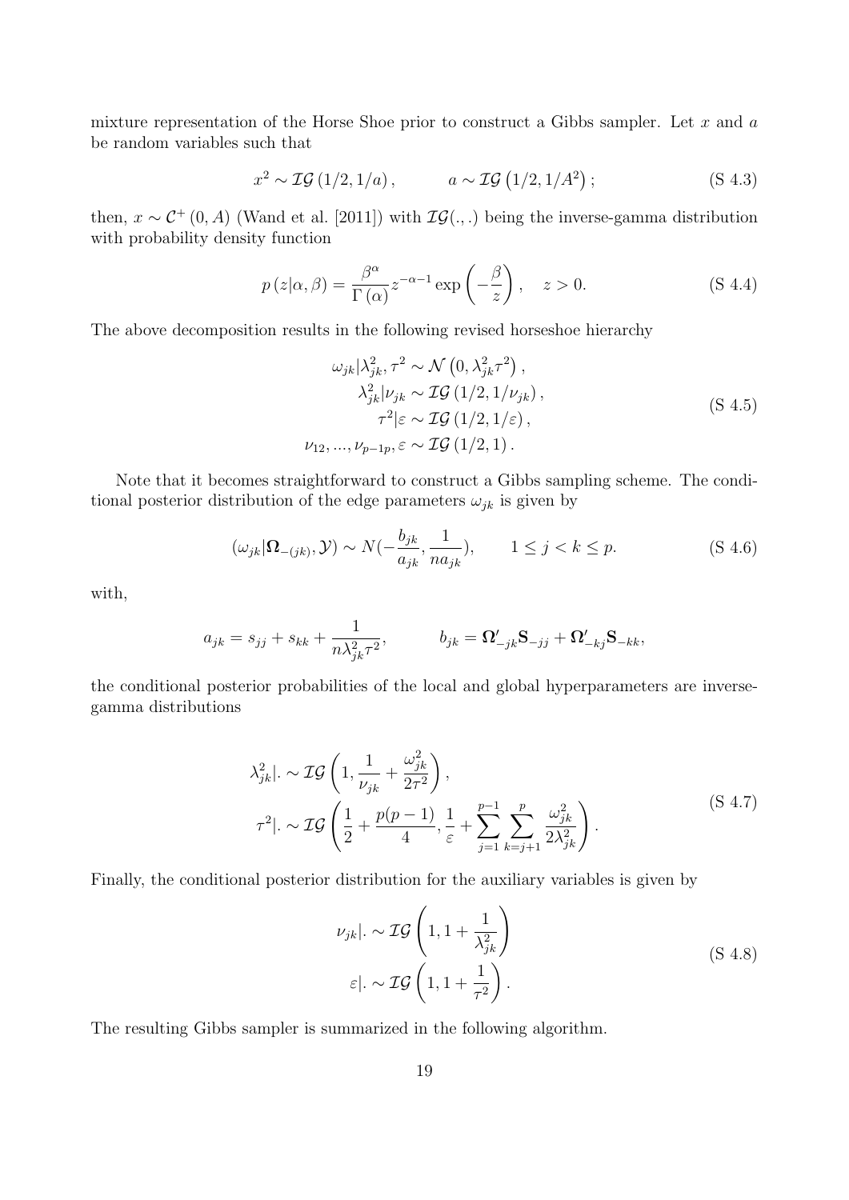mixture representation of the Horse Shoe prior to construct a Gibbs sampler. Let $x$ and $a$ be random variables such that

$$x^2 \sim \mathcal{IG}\left(1/2, 1/a\right), \qquad a \sim \mathcal{IG}\left(1/2, 1/A^2\right); \tag{S 4.3}$$

then, $x \sim \mathcal{C}^+(0, A)$ (Wand et al. [2011]) with $\mathcal{IG}(.,.)$ being the inverse-gamma distribution with probability density function

$$p\left(z|\alpha, \beta\right) = \frac{\beta^{\alpha}}{\Gamma\left(\alpha\right)} z^{-\alpha-1} \exp\left(-\frac{\beta}{z}\right), \quad z > 0. \tag{S 4.4}$$

The above decomposition results in the following revised horseshoe hierarchy

$$\begin{aligned}
\omega_{jk}|\lambda_{jk}^2, \tau^2 &\sim \mathcal{N}\left(0, \lambda_{jk}^2 \tau^2\right), \\
\lambda_{jk}^2|\nu_{jk} &\sim \mathcal{IG}\left(1/2, 1/\nu_{jk}\right), \\
\tau^2|\varepsilon &\sim \mathcal{IG}\left(1/2, 1/\varepsilon\right), \\
\nu_{12}, ..., \nu_{p-1p}, \varepsilon &\sim \mathcal{IG}\left(1/2, 1\right).
\end{aligned} \tag{S 4.5}$$

Note that it becomes straightforward to construct a Gibbs sampling scheme. The conditional posterior distribution of the edge parameters $\omega_{jk}$ is given by

$$(\omega_{jk}|\mathbf{\Omega}_{-(jk)}, \mathcal{Y}) \sim N\left(-\frac{b_{jk}}{a_{jk}}, \frac{1}{na_{jk}}\right), \qquad 1 \leq j < k \leq p. \tag{S 4.6}$$

with,

$$a_{jk} = s_{jj} + s_{kk} + \frac{1}{n\lambda_{jk}^2 \tau^2}, \qquad b_{jk} = \mathbf{\Omega}_{-jk}' \mathbf{S}_{-jj} + \mathbf{\Omega}_{-kj}' \mathbf{S}_{-kk},$$

the conditional posterior probabilities of the local and global hyperparameters are inverse-gamma distributions

$$\begin{aligned}
\lambda_{jk}^2|. &\sim \mathcal{IG}\left(1, \frac{1}{\nu_{jk}} + \frac{\omega_{jk}^2}{2\tau^2}\right), \\
\tau^2|. &\sim \mathcal{IG}\left(\frac{1}{2} + \frac{p(p-1)}{4}, \frac{1}{\varepsilon} + \sum_{j=1}^{p-1} \sum_{k=j+1}^{p} \frac{\omega_{jk}^2}{2\lambda_{jk}^2}\right).
\end{aligned} \tag{S 4.7}$$

Finally, the conditional posterior distribution for the auxiliary variables is given by

$$\begin{aligned}
\nu_{jk}|. &\sim \mathcal{IG}\left(1, 1 + \frac{1}{\lambda_{jk}^2}\right) \\
\varepsilon|. &\sim \mathcal{IG}\left(1, 1 + \frac{1}{\tau^2}\right).
\end{aligned} \tag{S 4.8}$$

The resulting Gibbs sampler is summarized in the following algorithm.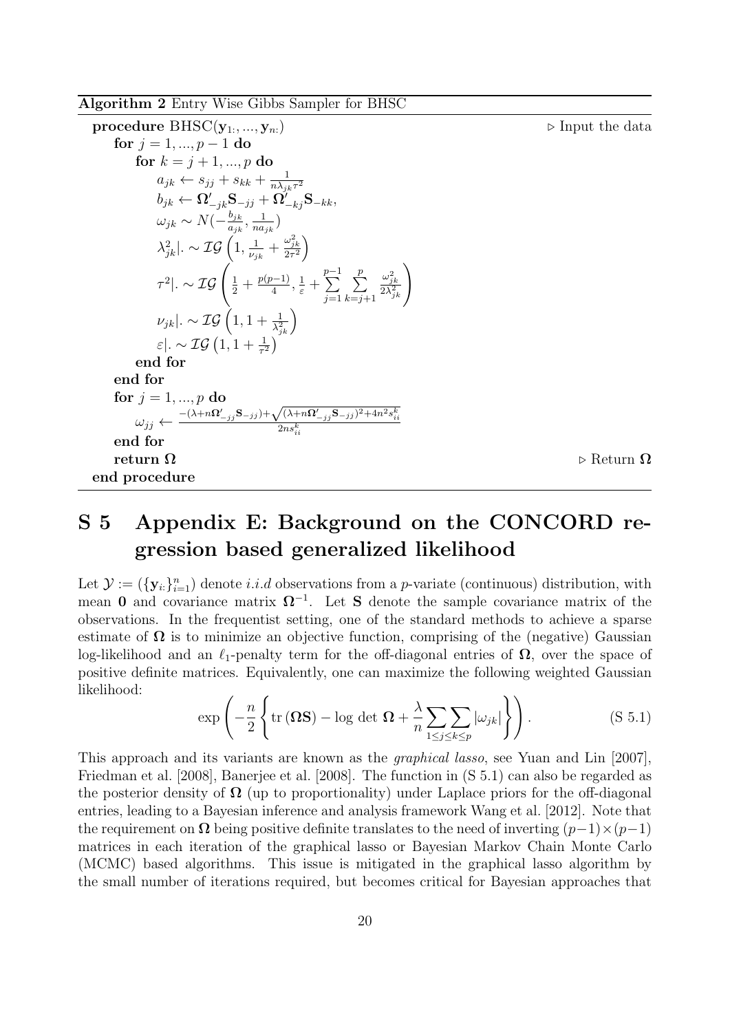**Algorithm 2** Entry Wise Gibbs Sampler for BHSC

```
procedure BHSC(y_{1:}, ..., y_{n:})                                   ▷ Input the data
    for j = 1, ..., p − 1 do
        for k = j + 1, ..., p do
            a_{jk} ← s_{jj} + s_{kk} + 1/(n λ_{jk} τ^2)
            b_{jk} ← Ω'_{−jk} S_{−jj} + Ω'_{−kj} S_{−kk},
            ω_{jk} ~ N(−b_{jk}/a_{jk}, 1/(n a_{jk}))
            λ^2_{jk}|. ~ IG(1, 1/ν_{jk} + ω^2_{jk}/(2τ^2))
            τ^2|. ~ IG(1/2 + p(p−1)/4, 1/ε + Σ_{j=1}^{p−1} Σ_{k=j+1}^{p} ω^2_{jk}/(2λ^2_{jk}))
            ν_{jk}|. ~ IG(1, 1 + 1/λ^2_{jk})
            ε|. ~ IG(1, 1 + 1/τ^2)
        end for
    end for
    for j = 1, ..., p do
        ω_{jj} ← (−(λ + nΩ'_{−jj} S_{−jj}) + sqrt((λ + nΩ'_{−jj} S_{−jj})^2 + 4n^2 s^k_{ii})) / (2n s^k_{ii})
    end for
    return Ω                                                            ▷ Return Ω
end procedure
```

The updates in Algorithm 2 are:

$$a_{jk} \leftarrow s_{jj} + s_{kk} + \frac{1}{n\lambda_{jk}\tau^2}$$

$$b_{jk} \leftarrow \mathbf{\Omega}'_{-jk}\mathbf{S}_{-jj} + \mathbf{\Omega}'_{-kj}\mathbf{S}_{-kk},$$

$$\omega_{jk} \sim N\left(-\frac{b_{jk}}{a_{jk}}, \frac{1}{na_{jk}}\right)$$

$$\lambda_{jk}^2|. \sim \mathcal{IG}\left(1, \frac{1}{\nu_{jk}} + \frac{\omega_{jk}^2}{2\tau^2}\right)$$

$$\tau^2|. \sim \mathcal{IG}\left(\frac{1}{2} + \frac{p(p-1)}{4}, \frac{1}{\varepsilon} + \sum_{j=1}^{p-1}\sum_{k=j+1}^{p}\frac{\omega_{jk}^2}{2\lambda_{jk}^2}\right)$$

$$\nu_{jk}|. \sim \mathcal{IG}\left(1, 1 + \frac{1}{\lambda_{jk}^2}\right)$$

$$\varepsilon|. \sim \mathcal{IG}\left(1, 1 + \frac{1}{\tau^2}\right)$$

$$\omega_{jj} \leftarrow \frac{-(\lambda + n\mathbf{\Omega}'_{-jj}\mathbf{S}_{-jj}) + \sqrt{(\lambda + n\mathbf{\Omega}'_{-jj}\mathbf{S}_{-jj})^2 + 4n^2 s_{ii}^k}}{2ns_{ii}^k}$$

# S 5 Appendix E: Background on the CONCORD regression based generalized likelihood

Let $\mathcal{Y} := (\{\mathbf{y}_{i:}\}_{i=1}^n)$ denote *i.i.d* observations from a $p$-variate (continuous) distribution, with mean $\mathbf{0}$ and covariance matrix $\mathbf{\Omega}^{-1}$. Let $\mathbf{S}$ denote the sample covariance matrix of the observations. In the frequentist setting, one of the standard methods to achieve a sparse estimate of $\mathbf{\Omega}$ is to minimize an objective function, comprising of the (negative) Gaussian log-likelihood and an $\ell_1$-penalty term for the off-diagonal entries of $\mathbf{\Omega}$, over the space of positive definite matrices. Equivalently, one can maximize the following weighted Gaussian likelihood:

$$\exp\left(-\frac{n}{2}\left\{\text{tr}\,(\mathbf{\Omega}\mathbf{S}) - \log\,\det\,\mathbf{\Omega} + \frac{\lambda}{n}\sum_{1\le j\le k\le p}|\omega_{jk}|\right\}\right). \tag{S 5.1}$$

This approach and its variants are known as the *graphical lasso*, see Yuan and Lin [2007], Friedman et al. [2008], Banerjee et al. [2008]. The function in (S 5.1) can also be regarded as the posterior density of $\mathbf{\Omega}$ (up to proportionality) under Laplace priors for the off-diagonal entries, leading to a Bayesian inference and analysis framework Wang et al. [2012]. Note that the requirement on $\mathbf{\Omega}$ being positive definite translates to the need of inverting $(p-1)\times(p-1)$ matrices in each iteration of the graphical lasso or Bayesian Markov Chain Monte Carlo (MCMC) based algorithms. This issue is mitigated in the graphical lasso algorithm by the small number of iterations required, but becomes critical for Bayesian approaches that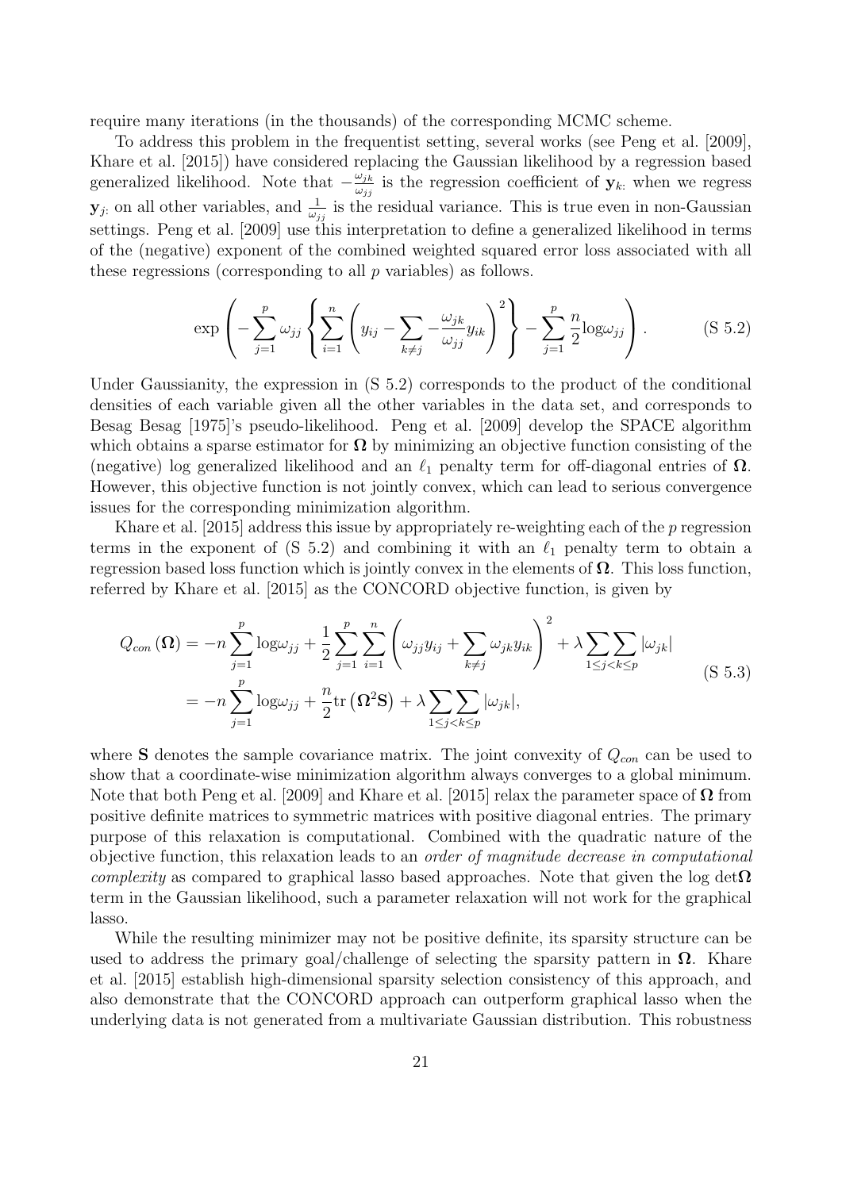require many iterations (in the thousands) of the corresponding MCMC scheme.

To address this problem in the frequentist setting, several works (see Peng et al. [2009], Khare et al. [2015]) have considered replacing the Gaussian likelihood by a regression based generalized likelihood. Note that $-\frac{\omega_{jk}}{\omega_{jj}}$ is the regression coefficient of $\mathbf{y}_{k\cdot}$ when we regress $\mathbf{y}_{j\cdot}$ on all other variables, and $\frac{1}{\omega_{jj}}$ is the residual variance. This is true even in non-Gaussian settings. Peng et al. [2009] use this interpretation to define a generalized likelihood in terms of the (negative) exponent of the combined weighted squared error loss associated with all these regressions (corresponding to all $p$ variables) as follows.

$$\exp\left(-\sum_{j=1}^{p}\omega_{jj}\left\{\sum_{i=1}^{n}\left(y_{ij}-\sum_{k\neq j}-\frac{\omega_{jk}}{\omega_{jj}}y_{ik}\right)^{2}\right\}-\sum_{j=1}^{p}\frac{n}{2}\log\omega_{jj}\right). \tag{S 5.2}$$

Under Gaussianity, the expression in (S 5.2) corresponds to the product of the conditional densities of each variable given all the other variables in the data set, and corresponds to Besag Besag [1975]'s pseudo-likelihood. Peng et al. [2009] develop the SPACE algorithm which obtains a sparse estimator for $\mathbf{\Omega}$ by minimizing an objective function consisting of the (negative) log generalized likelihood and an $\ell_1$ penalty term for off-diagonal entries of $\mathbf{\Omega}$. However, this objective function is not jointly convex, which can lead to serious convergence issues for the corresponding minimization algorithm.

Khare et al. [2015] address this issue by appropriately re-weighting each of the $p$ regression terms in the exponent of (S 5.2) and combining it with an $\ell_1$ penalty term to obtain a regression based loss function which is jointly convex in the elements of $\mathbf{\Omega}$. This loss function, referred by Khare et al. [2015] as the CONCORD objective function, is given by

$$\begin{aligned} Q_{con}(\mathbf{\Omega}) &= -n\sum_{j=1}^{p}\log\omega_{jj}+\frac{1}{2}\sum_{j=1}^{p}\sum_{i=1}^{n}\left(\omega_{jj}y_{ij}+\sum_{k\neq j}\omega_{jk}y_{ik}\right)^{2}+\lambda\sum\sum_{1\leq j<k\leq p}|\omega_{jk}| \\ &= -n\sum_{j=1}^{p}\log\omega_{jj}+\frac{n}{2}\mathrm{tr}\left(\mathbf{\Omega}^{2}\mathbf{S}\right)+\lambda\sum\sum_{1\leq j<k\leq p}|\omega_{jk}|, \end{aligned} \tag{S 5.3}$$

where $\mathbf{S}$ denotes the sample covariance matrix. The joint convexity of $Q_{con}$ can be used to show that a coordinate-wise minimization algorithm always converges to a global minimum. Note that both Peng et al. [2009] and Khare et al. [2015] relax the parameter space of $\mathbf{\Omega}$ from positive definite matrices to symmetric matrices with positive diagonal entries. The primary purpose of this relaxation is computational. Combined with the quadratic nature of the objective function, this relaxation leads to an *order of magnitude decrease in computational complexity* as compared to graphical lasso based approaches. Note that given the log det$\mathbf{\Omega}$ term in the Gaussian likelihood, such a parameter relaxation will not work for the graphical lasso.

While the resulting minimizer may not be positive definite, its sparsity structure can be used to address the primary goal/challenge of selecting the sparsity pattern in $\mathbf{\Omega}$. Khare et al. [2015] establish high-dimensional sparsity selection consistency of this approach, and also demonstrate that the CONCORD approach can outperform graphical lasso when the underlying data is not generated from a multivariate Gaussian distribution. This robustness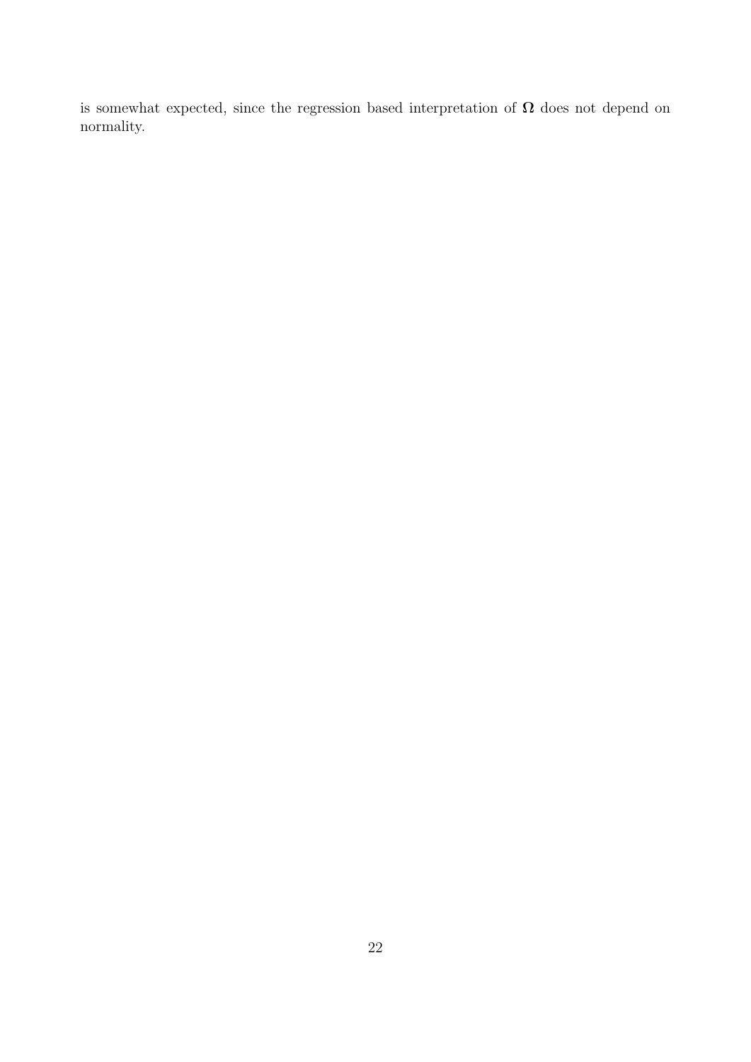is somewhat expected, since the regression based interpretation of $\mathbf{\Omega}$ does not depend on normality.